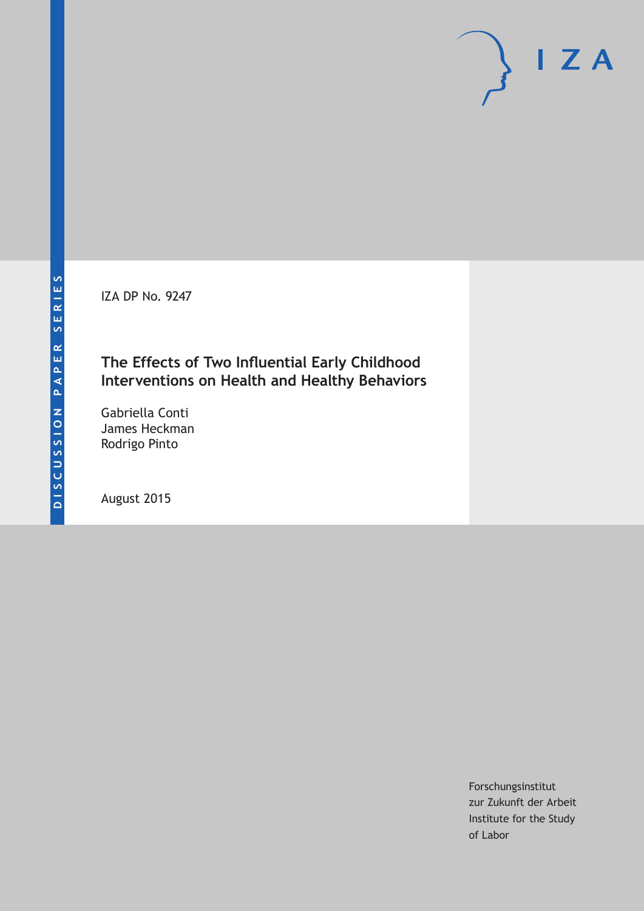IZA DP No. 9247

# The Effects of Two Influential Early Childhood Interventions on Health and Healthy Behaviors

Gabriella Conti
James Heckman
Rodrigo Pinto

August 2015

Forschungsinstitut
zur Zukunft der Arbeit
Institute for the Study
of Labor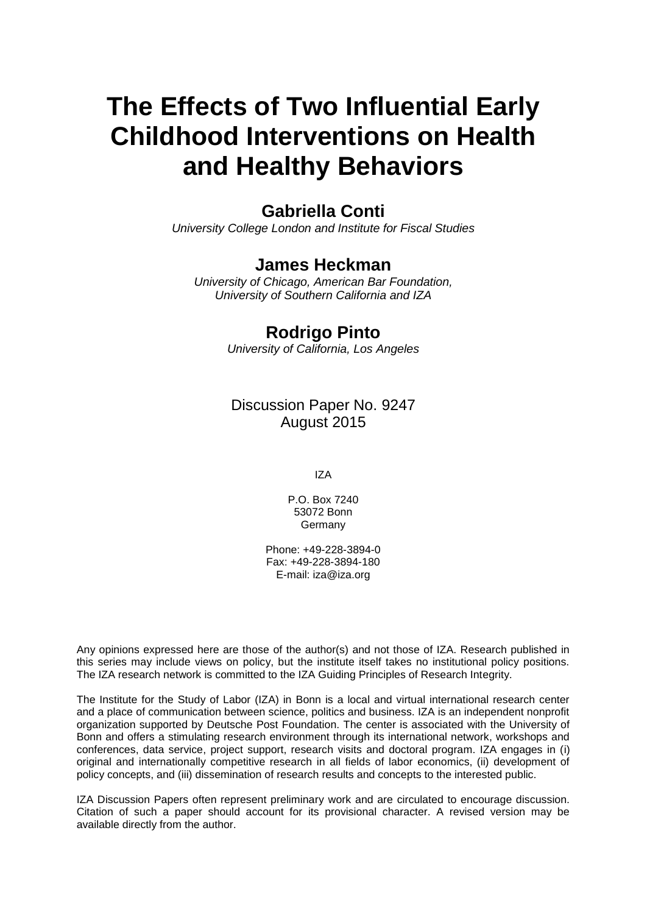# The Effects of Two Influential Early Childhood Interventions on Health and Healthy Behaviors

## Gabriella Conti

*University College London and Institute for Fiscal Studies*

## James Heckman

*University of Chicago, American Bar Foundation, University of Southern California and IZA*

## Rodrigo Pinto

*University of California, Los Angeles*

Discussion Paper No. 9247
August 2015

IZA

P.O. Box 7240
53072 Bonn
Germany

Phone: +49-228-3894-0
Fax: +49-228-3894-180
E-mail: iza@iza.org

Any opinions expressed here are those of the author(s) and not those of IZA. Research published in this series may include views on policy, but the institute itself takes no institutional policy positions. The IZA research network is committed to the IZA Guiding Principles of Research Integrity.

The Institute for the Study of Labor (IZA) in Bonn is a local and virtual international research center and a place of communication between science, politics and business. IZA is an independent nonprofit organization supported by Deutsche Post Foundation. The center is associated with the University of Bonn and offers a stimulating research environment through its international network, workshops and conferences, data service, project support, research visits and doctoral program. IZA engages in (i) original and internationally competitive research in all fields of labor economics, (ii) development of policy concepts, and (iii) dissemination of research results and concepts to the interested public.

IZA Discussion Papers often represent preliminary work and are circulated to encourage discussion. Citation of such a paper should account for its provisional character. A revised version may be available directly from the author.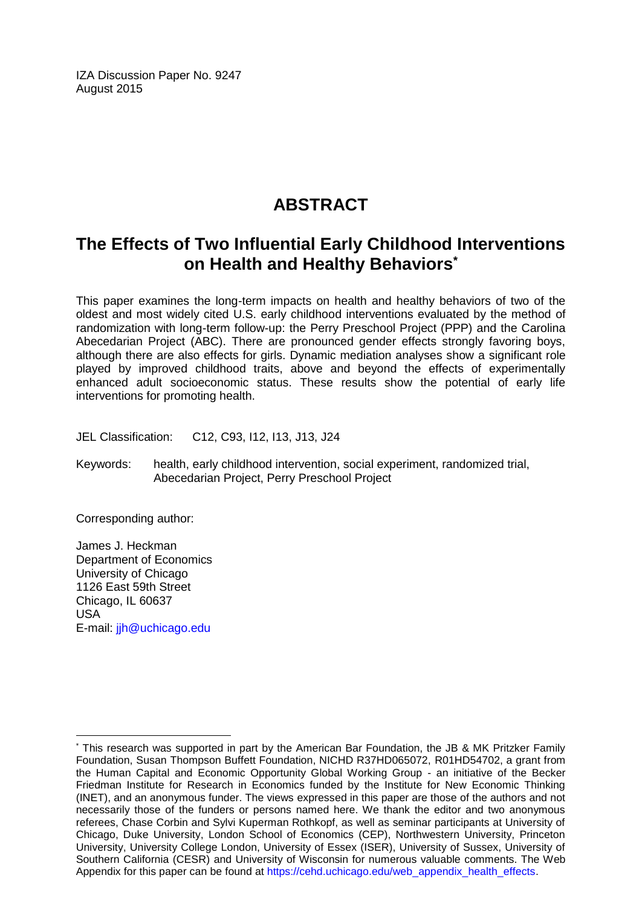IZA Discussion Paper No. 9247
August 2015

# ABSTRACT

## The Effects of Two Influential Early Childhood Interventions on Health and Healthy Behaviors*

This paper examines the long-term impacts on health and healthy behaviors of two of the oldest and most widely cited U.S. early childhood interventions evaluated by the method of randomization with long-term follow-up: the Perry Preschool Project (PPP) and the Carolina Abecedarian Project (ABC). There are pronounced gender effects strongly favoring boys, although there are also effects for girls. Dynamic mediation analyses show a significant role played by improved childhood traits, above and beyond the effects of experimentally enhanced adult socioeconomic status. These results show the potential of early life interventions for promoting health.

JEL Classification: C12, C93, I12, I13, J13, J24

Keywords: health, early childhood intervention, social experiment, randomized trial, Abecedarian Project, Perry Preschool Project

Corresponding author:

James J. Heckman
Department of Economics
University of Chicago
1126 East 59th Street
Chicago, IL 60637
USA
E-mail: jjh@uchicago.edu

---

* This research was supported in part by the American Bar Foundation, the JB & MK Pritzker Family Foundation, Susan Thompson Buffett Foundation, NICHD R37HD065072, R01HD54702, a grant from the Human Capital and Economic Opportunity Global Working Group - an initiative of the Becker Friedman Institute for Research in Economics funded by the Institute for New Economic Thinking (INET), and an anonymous funder. The views expressed in this paper are those of the authors and not necessarily those of the funders or persons named here. We thank the editor and two anonymous referees, Chase Corbin and Sylvi Kuperman Rothkopf, as well as seminar participants at University of Chicago, Duke University, London School of Economics (CEP), Northwestern University, Princeton University, University College London, University of Essex (ISER), University of Sussex, University of Southern California (CESR) and University of Wisconsin for numerous valuable comments. The Web Appendix for this paper can be found at https://cehd.uchicago.edu/web_appendix_health_effects.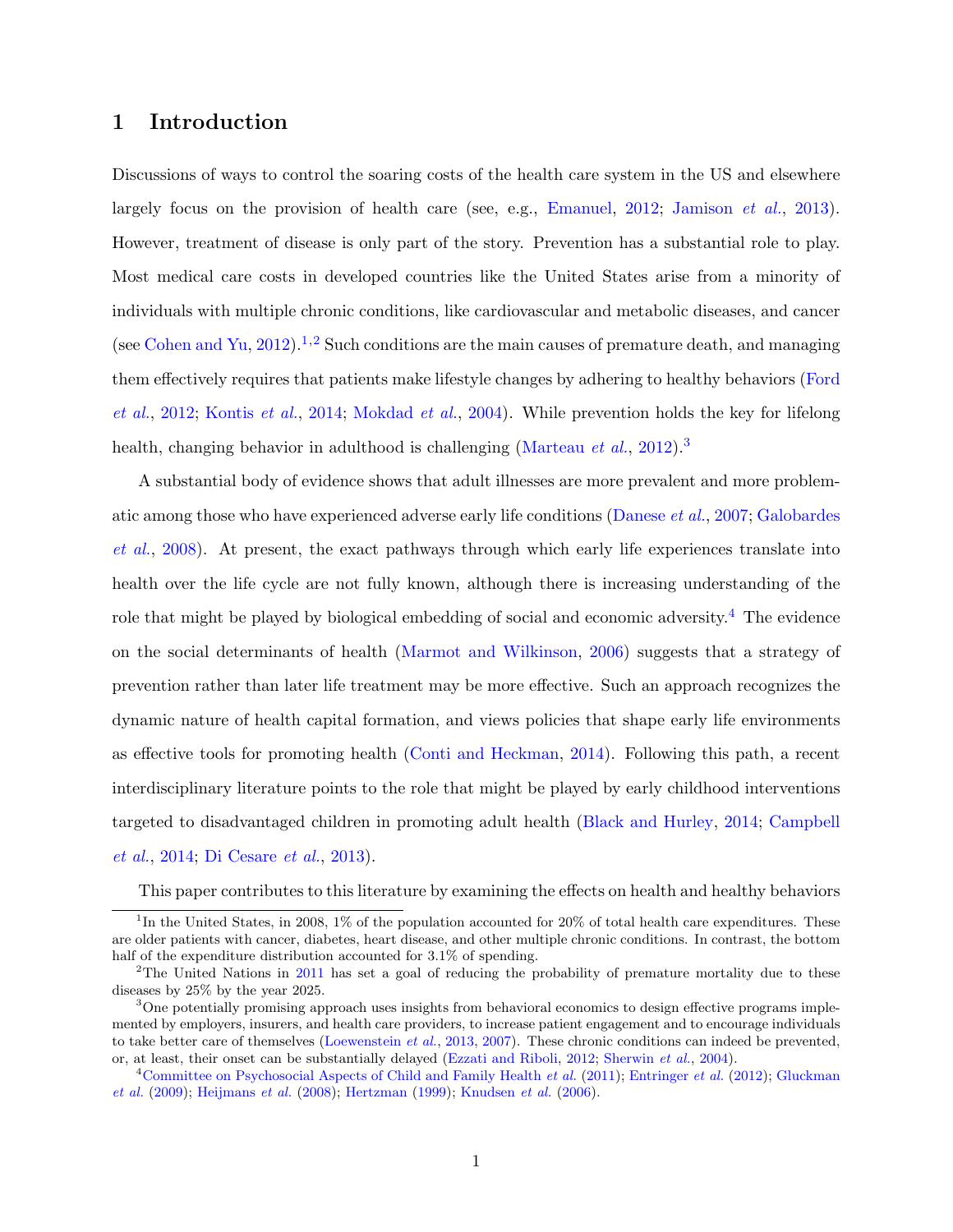# 1 Introduction

Discussions of ways to control the soaring costs of the health care system in the US and elsewhere largely focus on the provision of health care (see, e.g., Emanuel, 2012; Jamison *et al.*, 2013). However, treatment of disease is only part of the story. Prevention has a substantial role to play. Most medical care costs in developed countries like the United States arise from a minority of individuals with multiple chronic conditions, like cardiovascular and metabolic diseases, and cancer (see Cohen and Yu, 2012).[1,2] Such conditions are the main causes of premature death, and managing them effectively requires that patients make lifestyle changes by adhering to healthy behaviors (Ford *et al.*, 2012; Kontis *et al.*, 2014; Mokdad *et al.*, 2004). While prevention holds the key for lifelong health, changing behavior in adulthood is challenging (Marteau *et al.*, 2012).[3]

A substantial body of evidence shows that adult illnesses are more prevalent and more problematic among those who have experienced adverse early life conditions (Danese *et al.*, 2007; Galobardes *et al.*, 2008). At present, the exact pathways through which early life experiences translate into health over the life cycle are not fully known, although there is increasing understanding of the role that might be played by biological embedding of social and economic adversity.[4] The evidence on the social determinants of health (Marmot and Wilkinson, 2006) suggests that a strategy of prevention rather than later life treatment may be more effective. Such an approach recognizes the dynamic nature of health capital formation, and views policies that shape early life environments as effective tools for promoting health (Conti and Heckman, 2014). Following this path, a recent interdisciplinary literature points to the role that might be played by early childhood interventions targeted to disadvantaged children in promoting adult health (Black and Hurley, 2014; Campbell *et al.*, 2014; Di Cesare *et al.*, 2013).

This paper contributes to this literature by examining the effects on health and healthy behaviors

[1] In the United States, in 2008, 1% of the population accounted for 20% of total health care expenditures. These are older patients with cancer, diabetes, heart disease, and other multiple chronic conditions. In contrast, the bottom half of the expenditure distribution accounted for 3.1% of spending.

[2] The United Nations in 2011 has set a goal of reducing the probability of premature mortality due to these diseases by 25% by the year 2025.

[3] One potentially promising approach uses insights from behavioral economics to design effective programs implemented by employers, insurers, and health care providers, to increase patient engagement and to encourage individuals to take better care of themselves (Loewenstein *et al.*, 2013, 2007). These chronic conditions can indeed be prevented, or, at least, their onset can be substantially delayed (Ezzati and Riboli, 2012; Sherwin *et al.*, 2004).

[4] Committee on Psychosocial Aspects of Child and Family Health *et al.* (2011); Entringer *et al.* (2012); Gluckman *et al.* (2009); Heijmans *et al.* (2008); Hertzman (1999); Knudsen *et al.* (2006).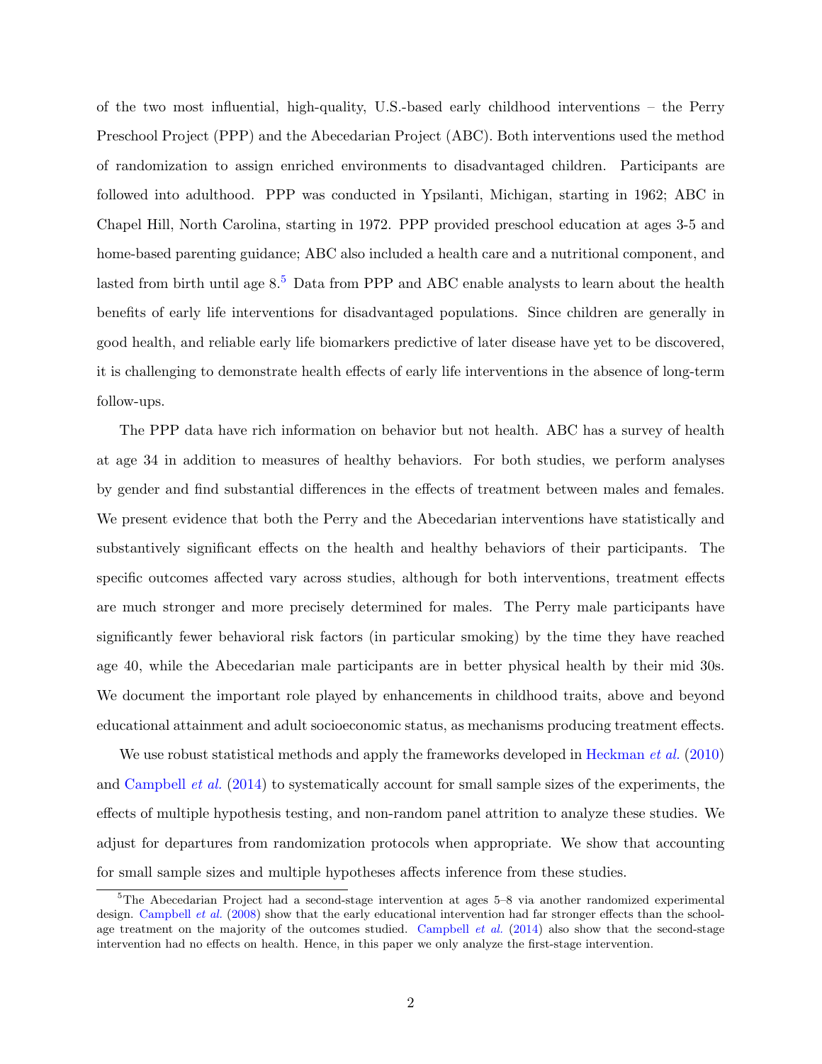of the two most influential, high-quality, U.S.-based early childhood interventions – the Perry Preschool Project (PPP) and the Abecedarian Project (ABC). Both interventions used the method of randomization to assign enriched environments to disadvantaged children. Participants are followed into adulthood. PPP was conducted in Ypsilanti, Michigan, starting in 1962; ABC in Chapel Hill, North Carolina, starting in 1972. PPP provided preschool education at ages 3-5 and home-based parenting guidance; ABC also included a health care and a nutritional component, and lasted from birth until age 8.[5] Data from PPP and ABC enable analysts to learn about the health benefits of early life interventions for disadvantaged populations. Since children are generally in good health, and reliable early life biomarkers predictive of later disease have yet to be discovered, it is challenging to demonstrate health effects of early life interventions in the absence of long-term follow-ups.

The PPP data have rich information on behavior but not health. ABC has a survey of health at age 34 in addition to measures of healthy behaviors. For both studies, we perform analyses by gender and find substantial differences in the effects of treatment between males and females. We present evidence that both the Perry and the Abecedarian interventions have statistically and substantively significant effects on the health and healthy behaviors of their participants. The specific outcomes affected vary across studies, although for both interventions, treatment effects are much stronger and more precisely determined for males. The Perry male participants have significantly fewer behavioral risk factors (in particular smoking) by the time they have reached age 40, while the Abecedarian male participants are in better physical health by their mid 30s. We document the important role played by enhancements in childhood traits, above and beyond educational attainment and adult socioeconomic status, as mechanisms producing treatment effects.

We use robust statistical methods and apply the frameworks developed in Heckman *et al.* (2010) and Campbell *et al.* (2014) to systematically account for small sample sizes of the experiments, the effects of multiple hypothesis testing, and non-random panel attrition to analyze these studies. We adjust for departures from randomization protocols when appropriate. We show that accounting for small sample sizes and multiple hypotheses affects inference from these studies.

[5] The Abecedarian Project had a second-stage intervention at ages 5–8 via another randomized experimental design. Campbell *et al.* (2008) show that the early educational intervention had far stronger effects than the school-age treatment on the majority of the outcomes studied. Campbell *et al.* (2014) also show that the second-stage intervention had no effects on health. Hence, in this paper we only analyze the first-stage intervention.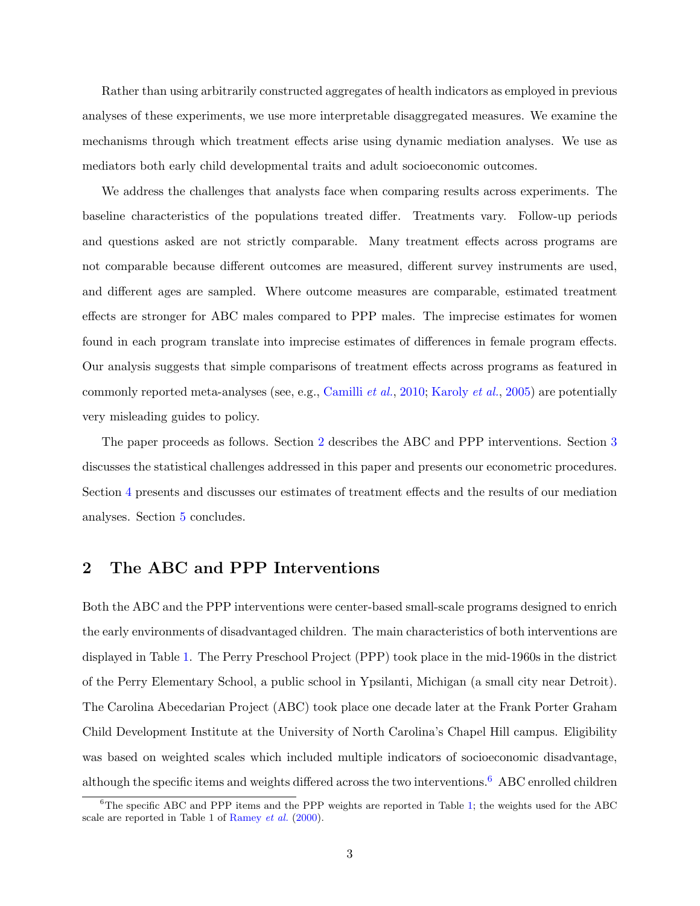Rather than using arbitrarily constructed aggregates of health indicators as employed in previous analyses of these experiments, we use more interpretable disaggregated measures. We examine the mechanisms through which treatment effects arise using dynamic mediation analyses. We use as mediators both early child developmental traits and adult socioeconomic outcomes.

We address the challenges that analysts face when comparing results across experiments. The baseline characteristics of the populations treated differ. Treatments vary. Follow-up periods and questions asked are not strictly comparable. Many treatment effects across programs are not comparable because different outcomes are measured, different survey instruments are used, and different ages are sampled. Where outcome measures are comparable, estimated treatment effects are stronger for ABC males compared to PPP males. The imprecise estimates for women found in each program translate into imprecise estimates of differences in female program effects. Our analysis suggests that simple comparisons of treatment effects across programs as featured in commonly reported meta-analyses (see, e.g., Camilli *et al.*, 2010; Karoly *et al.*, 2005) are potentially very misleading guides to policy.

The paper proceeds as follows. Section 2 describes the ABC and PPP interventions. Section 3 discusses the statistical challenges addressed in this paper and presents our econometric procedures. Section 4 presents and discusses our estimates of treatment effects and the results of our mediation analyses. Section 5 concludes.

## 2 The ABC and PPP Interventions

Both the ABC and the PPP interventions were center-based small-scale programs designed to enrich the early environments of disadvantaged children. The main characteristics of both interventions are displayed in Table 1. The Perry Preschool Project (PPP) took place in the mid-1960s in the district of the Perry Elementary School, a public school in Ypsilanti, Michigan (a small city near Detroit). The Carolina Abecedarian Project (ABC) took place one decade later at the Frank Porter Graham Child Development Institute at the University of North Carolina's Chapel Hill campus. Eligibility was based on weighted scales which included multiple indicators of socioeconomic disadvantage, although the specific items and weights differed across the two interventions.[6] ABC enrolled children

[6] The specific ABC and PPP items and the PPP weights are reported in Table 1; the weights used for the ABC scale are reported in Table 1 of Ramey *et al.* (2000).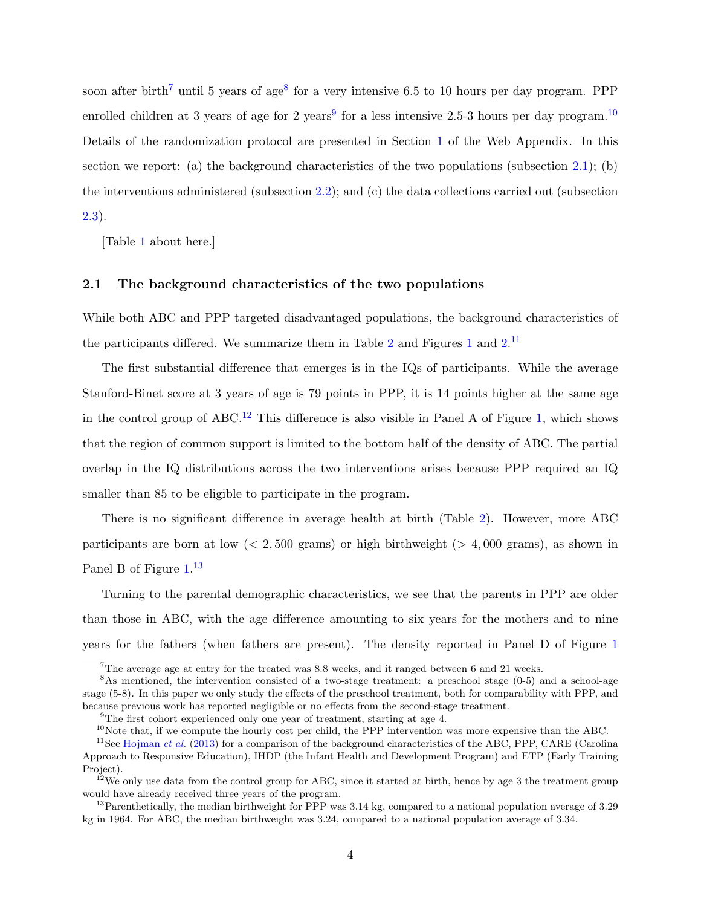soon after birth[7] until 5 years of age[8] for a very intensive 6.5 to 10 hours per day program. PPP enrolled children at 3 years of age for 2 years[9] for a less intensive 2.5-3 hours per day program.[10] Details of the randomization protocol are presented in Section 1 of the Web Appendix. In this section we report: (a) the background characteristics of the two populations (subsection 2.1); (b) the interventions administered (subsection 2.2); and (c) the data collections carried out (subsection 2.3).

[Table 1 about here.]

## 2.1 The background characteristics of the two populations

While both ABC and PPP targeted disadvantaged populations, the background characteristics of the participants differed. We summarize them in Table 2 and Figures 1 and 2.[11]

The first substantial difference that emerges is in the IQs of participants. While the average Stanford-Binet score at 3 years of age is 79 points in PPP, it is 14 points higher at the same age in the control group of ABC.[12] This difference is also visible in Panel A of Figure 1, which shows that the region of common support is limited to the bottom half of the density of ABC. The partial overlap in the IQ distributions across the two interventions arises because PPP required an IQ smaller than 85 to be eligible to participate in the program.

There is no significant difference in average health at birth (Table 2). However, more ABC participants are born at low ($< 2,500$ grams) or high birthweight ($> 4,000$ grams), as shown in Panel B of Figure 1.[13]

Turning to the parental demographic characteristics, we see that the parents in PPP are older than those in ABC, with the age difference amounting to six years for the mothers and to nine years for the fathers (when fathers are present). The density reported in Panel D of Figure 1

---

[7] The average age at entry for the treated was 8.8 weeks, and it ranged between 6 and 21 weeks.

[8] As mentioned, the intervention consisted of a two-stage treatment: a preschool stage (0-5) and a school-age stage (5-8). In this paper we only study the effects of the preschool treatment, both for comparability with PPP, and because previous work has reported negligible or no effects from the second-stage treatment.

[9] The first cohort experienced only one year of treatment, starting at age 4.

[10] Note that, if we compute the hourly cost per child, the PPP intervention was more expensive than the ABC.

[11] See Hojman *et al.* (2013) for a comparison of the background characteristics of the ABC, PPP, CARE (Carolina Approach to Responsive Education), IHDP (the Infant Health and Development Program) and ETP (Early Training Project).

[12] We only use data from the control group for ABC, since it started at birth, hence by age 3 the treatment group would have already received three years of the program.

[13] Parenthetically, the median birthweight for PPP was 3.14 kg, compared to a national population average of 3.29 kg in 1964. For ABC, the median birthweight was 3.24, compared to a national population average of 3.34.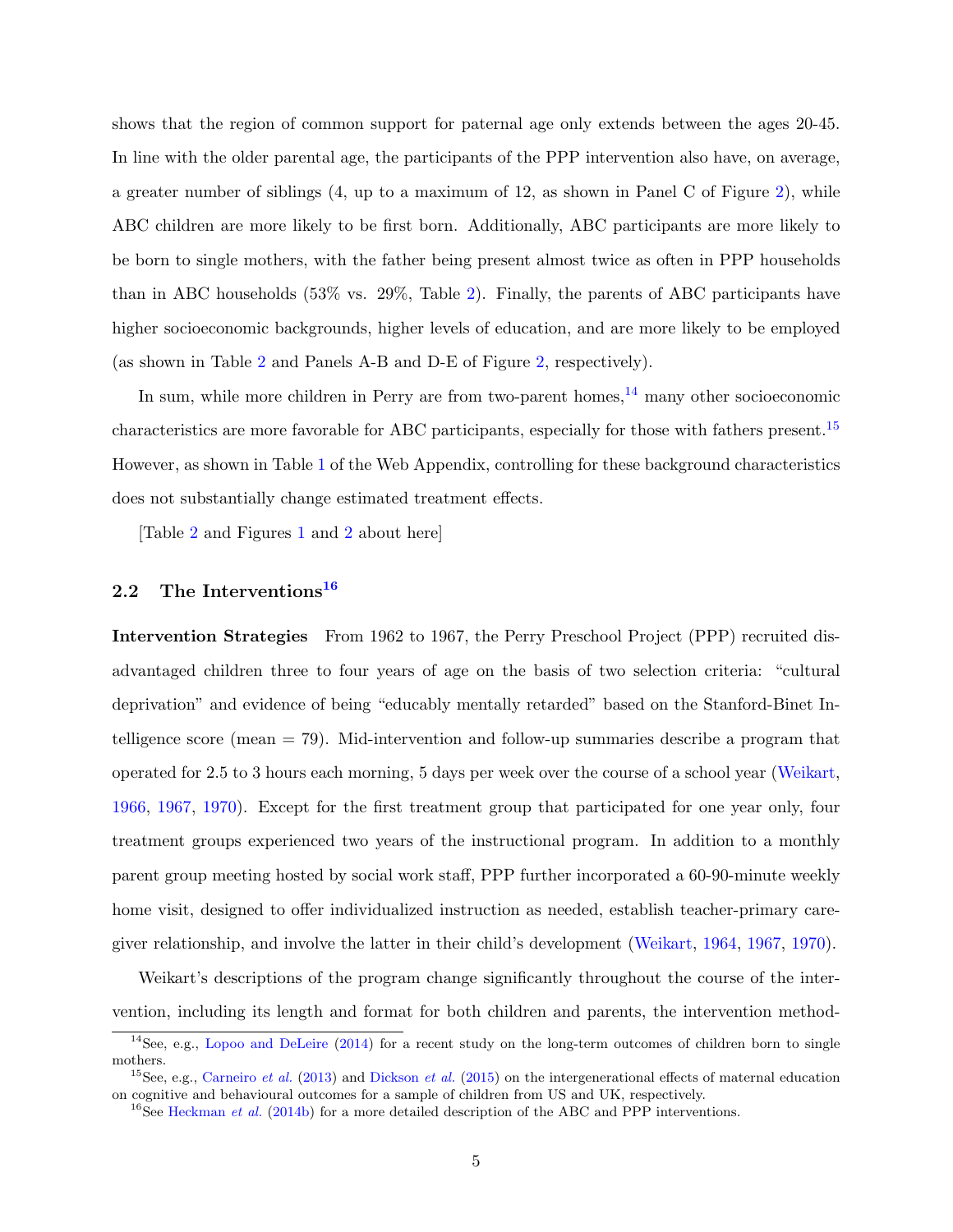shows that the region of common support for paternal age only extends between the ages 20-45. In line with the older parental age, the participants of the PPP intervention also have, on average, a greater number of siblings (4, up to a maximum of 12, as shown in Panel C of Figure 2), while ABC children are more likely to be first born. Additionally, ABC participants are more likely to be born to single mothers, with the father being present almost twice as often in PPP households than in ABC households (53% vs. 29%, Table 2). Finally, the parents of ABC participants have higher socioeconomic backgrounds, higher levels of education, and are more likely to be employed (as shown in Table 2 and Panels A-B and D-E of Figure 2, respectively).

In sum, while more children in Perry are from two-parent homes,[14] many other socioeconomic characteristics are more favorable for ABC participants, especially for those with fathers present.[15] However, as shown in Table 1 of the Web Appendix, controlling for these background characteristics does not substantially change estimated treatment effects.

[Table 2 and Figures 1 and 2 about here]

## 2.2 The Interventions[16]

**Intervention Strategies** From 1962 to 1967, the Perry Preschool Project (PPP) recruited disadvantaged children three to four years of age on the basis of two selection criteria: "cultural deprivation" and evidence of being "educably mentally retarded" based on the Stanford-Binet Intelligence score (mean = 79). Mid-intervention and follow-up summaries describe a program that operated for 2.5 to 3 hours each morning, 5 days per week over the course of a school year (Weikart, 1966, 1967, 1970). Except for the first treatment group that participated for one year only, four treatment groups experienced two years of the instructional program. In addition to a monthly parent group meeting hosted by social work staff, PPP further incorporated a 60-90-minute weekly home visit, designed to offer individualized instruction as needed, establish teacher-primary caregiver relationship, and involve the latter in their child's development (Weikart, 1964, 1967, 1970).

Weikart's descriptions of the program change significantly throughout the course of the intervention, including its length and format for both children and parents, the intervention method-

---

[14] See, e.g., Lopoo and DeLeire (2014) for a recent study on the long-term outcomes of children born to single mothers.

[15] See, e.g., Carneiro *et al.* (2013) and Dickson *et al.* (2015) on the intergenerational effects of maternal education on cognitive and behavioural outcomes for a sample of children from US and UK, respectively.

[16] See Heckman *et al.* (2014b) for a more detailed description of the ABC and PPP interventions.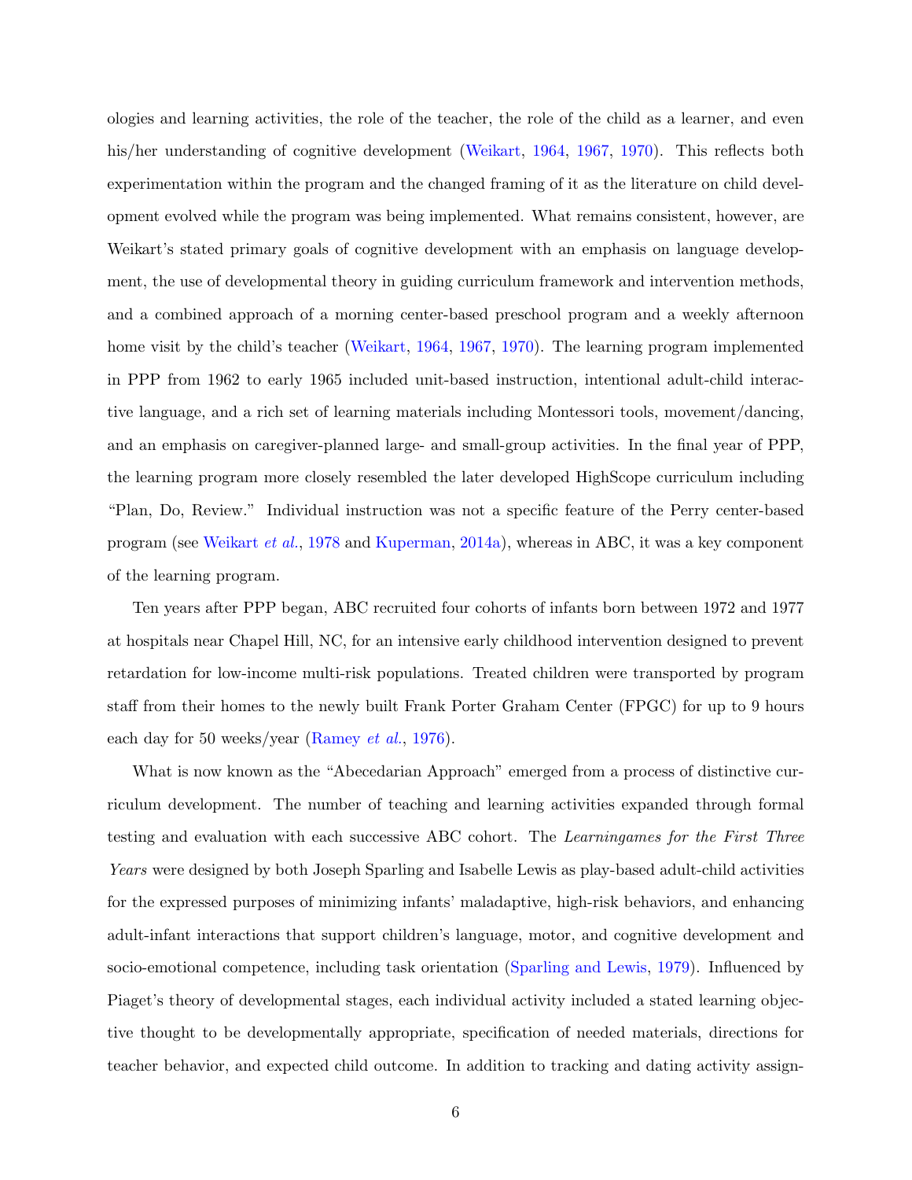ologies and learning activities, the role of the teacher, the role of the child as a learner, and even his/her understanding of cognitive development (Weikart, 1964, 1967, 1970). This reflects both experimentation within the program and the changed framing of it as the literature on child development evolved while the program was being implemented. What remains consistent, however, are Weikart's stated primary goals of cognitive development with an emphasis on language development, the use of developmental theory in guiding curriculum framework and intervention methods, and a combined approach of a morning center-based preschool program and a weekly afternoon home visit by the child's teacher (Weikart, 1964, 1967, 1970). The learning program implemented in PPP from 1962 to early 1965 included unit-based instruction, intentional adult-child interactive language, and a rich set of learning materials including Montessori tools, movement/dancing, and an emphasis on caregiver-planned large- and small-group activities. In the final year of PPP, the learning program more closely resembled the later developed HighScope curriculum including "Plan, Do, Review." Individual instruction was not a specific feature of the Perry center-based program (see Weikart *et al.*, 1978 and Kuperman, 2014a), whereas in ABC, it was a key component of the learning program.

Ten years after PPP began, ABC recruited four cohorts of infants born between 1972 and 1977 at hospitals near Chapel Hill, NC, for an intensive early childhood intervention designed to prevent retardation for low-income multi-risk populations. Treated children were transported by program staff from their homes to the newly built Frank Porter Graham Center (FPGC) for up to 9 hours each day for 50 weeks/year (Ramey *et al.*, 1976).

What is now known as the "Abecedarian Approach" emerged from a process of distinctive curriculum development. The number of teaching and learning activities expanded through formal testing and evaluation with each successive ABC cohort. The *Learningames for the First Three Years* were designed by both Joseph Sparling and Isabelle Lewis as play-based adult-child activities for the expressed purposes of minimizing infants' maladaptive, high-risk behaviors, and enhancing adult-infant interactions that support children's language, motor, and cognitive development and socio-emotional competence, including task orientation (Sparling and Lewis, 1979). Influenced by Piaget's theory of developmental stages, each individual activity included a stated learning objective thought to be developmentally appropriate, specification of needed materials, directions for teacher behavior, and expected child outcome. In addition to tracking and dating activity assign-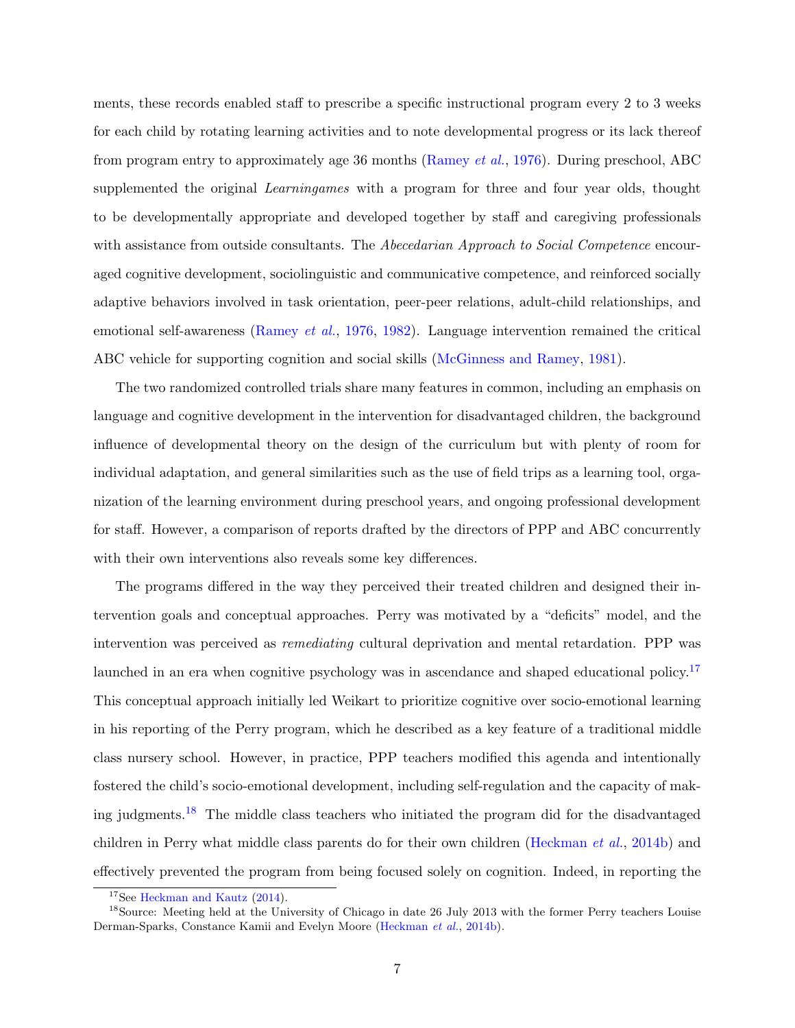ments, these records enabled staff to prescribe a specific instructional program every 2 to 3 weeks for each child by rotating learning activities and to note developmental progress or its lack thereof from program entry to approximately age 36 months (Ramey *et al.*, 1976). During preschool, ABC supplemented the original *Learningames* with a program for three and four year olds, thought to be developmentally appropriate and developed together by staff and caregiving professionals with assistance from outside consultants. The *Abecedarian Approach to Social Competence* encouraged cognitive development, sociolinguistic and communicative competence, and reinforced socially adaptive behaviors involved in task orientation, peer-peer relations, adult-child relationships, and emotional self-awareness (Ramey *et al.*, 1976, 1982). Language intervention remained the critical ABC vehicle for supporting cognition and social skills (McGinness and Ramey, 1981).

The two randomized controlled trials share many features in common, including an emphasis on language and cognitive development in the intervention for disadvantaged children, the background influence of developmental theory on the design of the curriculum but with plenty of room for individual adaptation, and general similarities such as the use of field trips as a learning tool, organization of the learning environment during preschool years, and ongoing professional development for staff. However, a comparison of reports drafted by the directors of PPP and ABC concurrently with their own interventions also reveals some key differences.

The programs differed in the way they perceived their treated children and designed their intervention goals and conceptual approaches. Perry was motivated by a "deficits" model, and the intervention was perceived as *remediating* cultural deprivation and mental retardation. PPP was launched in an era when cognitive psychology was in ascendance and shaped educational policy.[17] This conceptual approach initially led Weikart to prioritize cognitive over socio-emotional learning in his reporting of the Perry program, which he described as a key feature of a traditional middle class nursery school. However, in practice, PPP teachers modified this agenda and intentionally fostered the child's socio-emotional development, including self-regulation and the capacity of making judgments.[18] The middle class teachers who initiated the program did for the disadvantaged children in Perry what middle class parents do for their own children (Heckman *et al.*, 2014b) and effectively prevented the program from being focused solely on cognition. Indeed, in reporting the

[17] See Heckman and Kautz (2014).

[18] Source: Meeting held at the University of Chicago in date 26 July 2013 with the former Perry teachers Louise Derman-Sparks, Constance Kamii and Evelyn Moore (Heckman *et al.*, 2014b).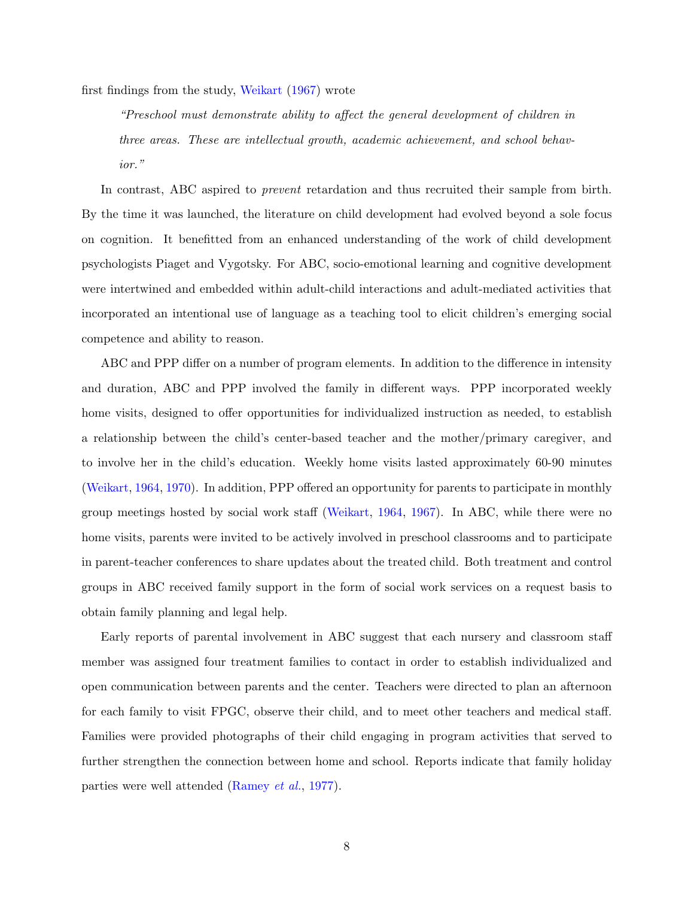first findings from the study, Weikart (1967) wrote

> *"Preschool must demonstrate ability to affect the general development of children in three areas. These are intellectual growth, academic achievement, and school behavior."*

In contrast, ABC aspired to *prevent* retardation and thus recruited their sample from birth. By the time it was launched, the literature on child development had evolved beyond a sole focus on cognition. It benefitted from an enhanced understanding of the work of child development psychologists Piaget and Vygotsky. For ABC, socio-emotional learning and cognitive development were intertwined and embedded within adult-child interactions and adult-mediated activities that incorporated an intentional use of language as a teaching tool to elicit children's emerging social competence and ability to reason.

ABC and PPP differ on a number of program elements. In addition to the difference in intensity and duration, ABC and PPP involved the family in different ways. PPP incorporated weekly home visits, designed to offer opportunities for individualized instruction as needed, to establish a relationship between the child's center-based teacher and the mother/primary caregiver, and to involve her in the child's education. Weekly home visits lasted approximately 60-90 minutes (Weikart, 1964, 1970). In addition, PPP offered an opportunity for parents to participate in monthly group meetings hosted by social work staff (Weikart, 1964, 1967). In ABC, while there were no home visits, parents were invited to be actively involved in preschool classrooms and to participate in parent-teacher conferences to share updates about the treated child. Both treatment and control groups in ABC received family support in the form of social work services on a request basis to obtain family planning and legal help.

Early reports of parental involvement in ABC suggest that each nursery and classroom staff member was assigned four treatment families to contact in order to establish individualized and open communication between parents and the center. Teachers were directed to plan an afternoon for each family to visit FPGC, observe their child, and to meet other teachers and medical staff. Families were provided photographs of their child engaging in program activities that served to further strengthen the connection between home and school. Reports indicate that family holiday parties were well attended (Ramey *et al.*, 1977).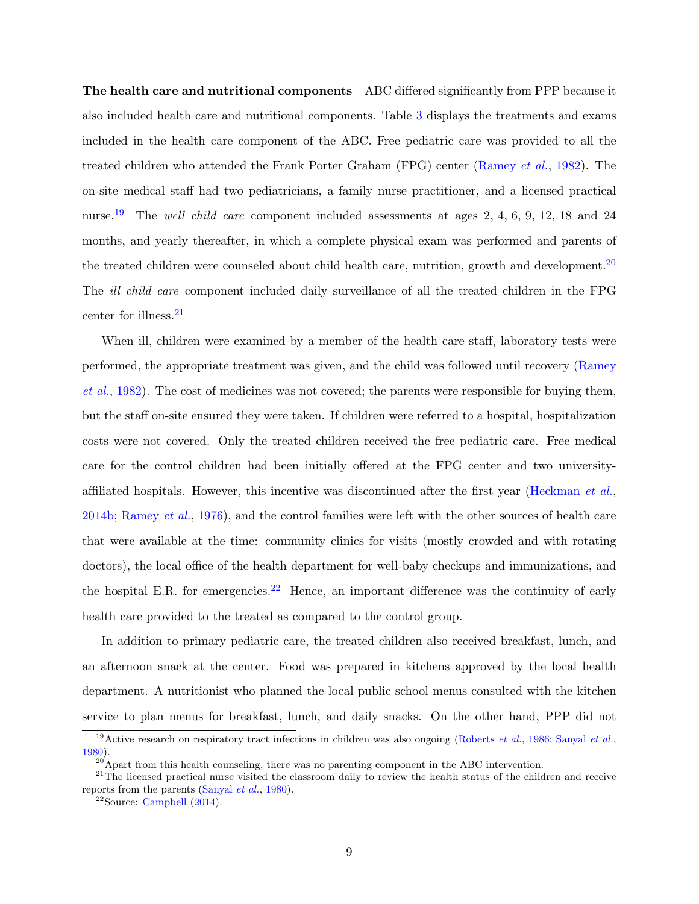**The health care and nutritional components** ABC differed significantly from PPP because it also included health care and nutritional components. Table 3 displays the treatments and exams included in the health care component of the ABC. Free pediatric care was provided to all the treated children who attended the Frank Porter Graham (FPG) center (Ramey *et al.*, 1982). The on-site medical staff had two pediatricians, a family nurse practitioner, and a licensed practical nurse.[19] The *well child care* component included assessments at ages 2, 4, 6, 9, 12, 18 and 24 months, and yearly thereafter, in which a complete physical exam was performed and parents of the treated children were counseled about child health care, nutrition, growth and development.[20] The *ill child care* component included daily surveillance of all the treated children in the FPG center for illness.[21]

When ill, children were examined by a member of the health care staff, laboratory tests were performed, the appropriate treatment was given, and the child was followed until recovery (Ramey *et al.*, 1982). The cost of medicines was not covered; the parents were responsible for buying them, but the staff on-site ensured they were taken. If children were referred to a hospital, hospitalization costs were not covered. Only the treated children received the free pediatric care. Free medical care for the control children had been initially offered at the FPG center and two university-affiliated hospitals. However, this incentive was discontinued after the first year (Heckman *et al.*, 2014b; Ramey *et al.*, 1976), and the control families were left with the other sources of health care that were available at the time: community clinics for visits (mostly crowded and with rotating doctors), the local office of the health department for well-baby checkups and immunizations, and the hospital E.R. for emergencies.[22] Hence, an important difference was the continuity of early health care provided to the treated as compared to the control group.

In addition to primary pediatric care, the treated children also received breakfast, lunch, and an afternoon snack at the center. Food was prepared in kitchens approved by the local health department. A nutritionist who planned the local public school menus consulted with the kitchen service to plan menus for breakfast, lunch, and daily snacks. On the other hand, PPP did not

[19] Active research on respiratory tract infections in children was also ongoing (Roberts *et al.*, 1986; Sanyal *et al.*, 1980).

[20] Apart from this health counseling, there was no parenting component in the ABC intervention.

[21] The licensed practical nurse visited the classroom daily to review the health status of the children and receive reports from the parents (Sanyal *et al.*, 1980).

[22] Source: Campbell (2014).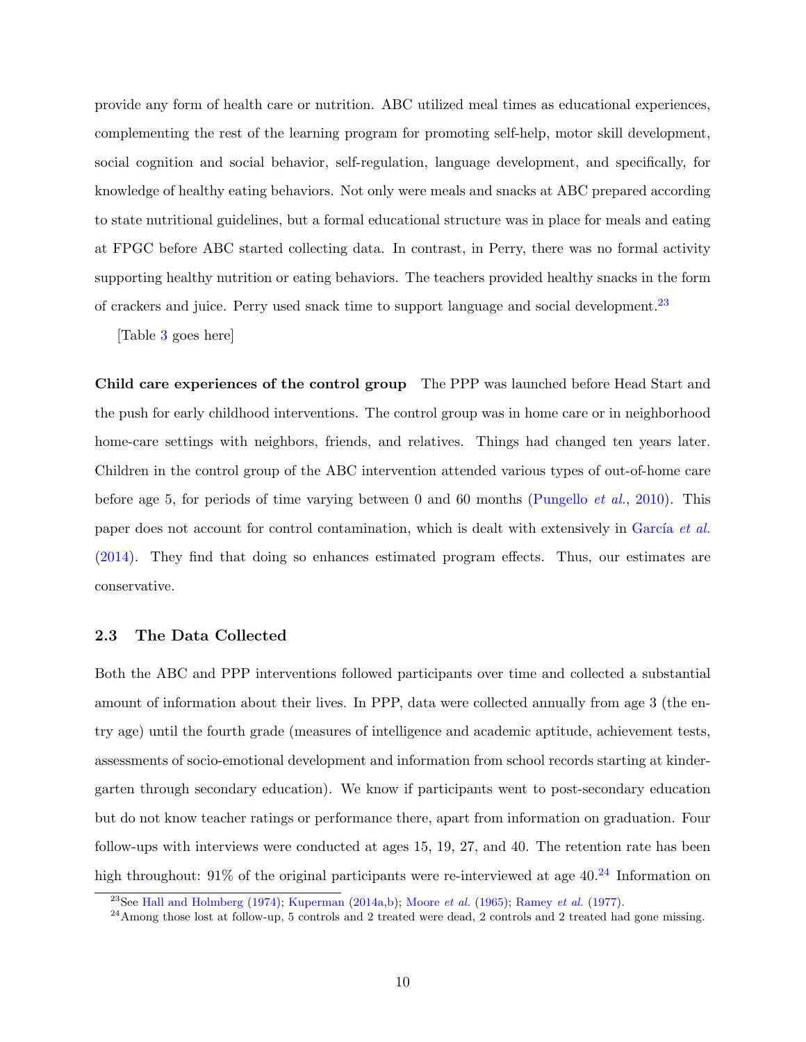provide any form of health care or nutrition. ABC utilized meal times as educational experiences, complementing the rest of the learning program for promoting self-help, motor skill development, social cognition and social behavior, self-regulation, language development, and specifically, for knowledge of healthy eating behaviors. Not only were meals and snacks at ABC prepared according to state nutritional guidelines, but a formal educational structure was in place for meals and eating at FPGC before ABC started collecting data. In contrast, in Perry, there was no formal activity supporting healthy nutrition or eating behaviors. The teachers provided healthy snacks in the form of crackers and juice. Perry used snack time to support language and social development.[23]

[Table 3 goes here]

**Child care experiences of the control group** The PPP was launched before Head Start and the push for early childhood interventions. The control group was in home care or in neighborhood home-care settings with neighbors, friends, and relatives. Things had changed ten years later. Children in the control group of the ABC intervention attended various types of out-of-home care before age 5, for periods of time varying between 0 and 60 months (Pungello *et al.*, 2010). This paper does not account for control contamination, which is dealt with extensively in García *et al.* (2014). They find that doing so enhances estimated program effects. Thus, our estimates are conservative.

### 2.3 The Data Collected

Both the ABC and PPP interventions followed participants over time and collected a substantial amount of information about their lives. In PPP, data were collected annually from age 3 (the entry age) until the fourth grade (measures of intelligence and academic aptitude, achievement tests, assessments of socio-emotional development and information from school records starting at kindergarten through secondary education). We know if participants went to post-secondary education but do not know teacher ratings or performance there, apart from information on graduation. Four follow-ups with interviews were conducted at ages 15, 19, 27, and 40. The retention rate has been high throughout: 91% of the original participants were re-interviewed at age 40.[24] Information on

[23] See Hall and Holmberg (1974); Kuperman (2014a,b); Moore *et al.* (1965); Ramey *et al.* (1977).

[24] Among those lost at follow-up, 5 controls and 2 treated were dead, 2 controls and 2 treated had gone missing.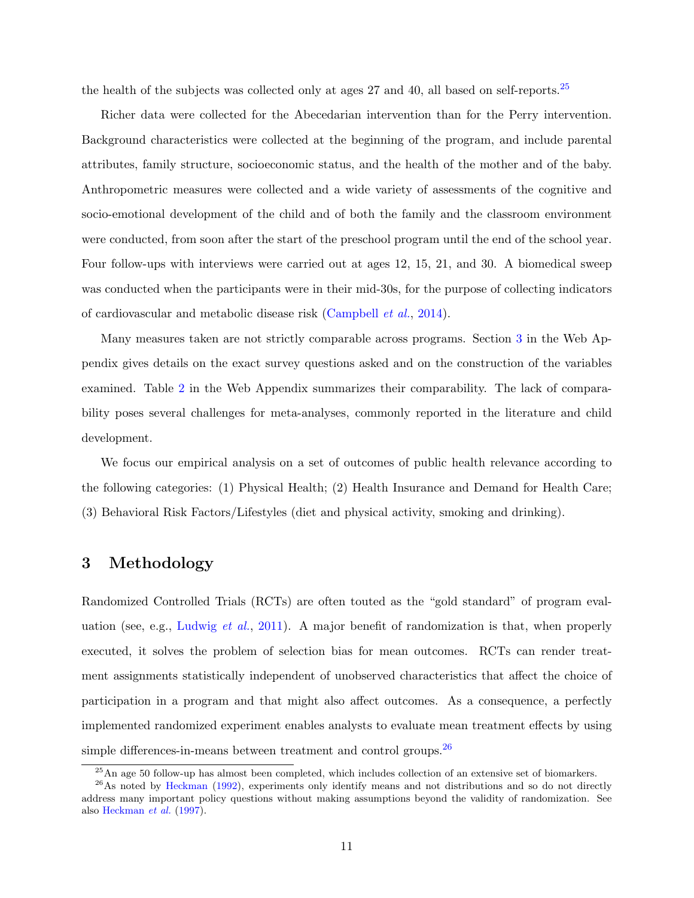the health of the subjects was collected only at ages 27 and 40, all based on self-reports.[25]

Richer data were collected for the Abecedarian intervention than for the Perry intervention. Background characteristics were collected at the beginning of the program, and include parental attributes, family structure, socioeconomic status, and the health of the mother and of the baby. Anthropometric measures were collected and a wide variety of assessments of the cognitive and socio-emotional development of the child and of both the family and the classroom environment were conducted, from soon after the start of the preschool program until the end of the school year. Four follow-ups with interviews were carried out at ages 12, 15, 21, and 30. A biomedical sweep was conducted when the participants were in their mid-30s, for the purpose of collecting indicators of cardiovascular and metabolic disease risk (Campbell *et al.*, 2014).

Many measures taken are not strictly comparable across programs. Section 3 in the Web Appendix gives details on the exact survey questions asked and on the construction of the variables examined. Table 2 in the Web Appendix summarizes their comparability. The lack of comparability poses several challenges for meta-analyses, commonly reported in the literature and child development.

We focus our empirical analysis on a set of outcomes of public health relevance according to the following categories: (1) Physical Health; (2) Health Insurance and Demand for Health Care; (3) Behavioral Risk Factors/Lifestyles (diet and physical activity, smoking and drinking).

## 3 Methodology

Randomized Controlled Trials (RCTs) are often touted as the "gold standard" of program evaluation (see, e.g., Ludwig *et al.*, 2011). A major benefit of randomization is that, when properly executed, it solves the problem of selection bias for mean outcomes. RCTs can render treatment assignments statistically independent of unobserved characteristics that affect the choice of participation in a program and that might also affect outcomes. As a consequence, a perfectly implemented randomized experiment enables analysts to evaluate mean treatment effects by using simple differences-in-means between treatment and control groups.[26]

[25] An age 50 follow-up has almost been completed, which includes collection of an extensive set of biomarkers.

[26] As noted by Heckman (1992), experiments only identify means and not distributions and so do not directly address many important policy questions without making assumptions beyond the validity of randomization. See also Heckman *et al.* (1997).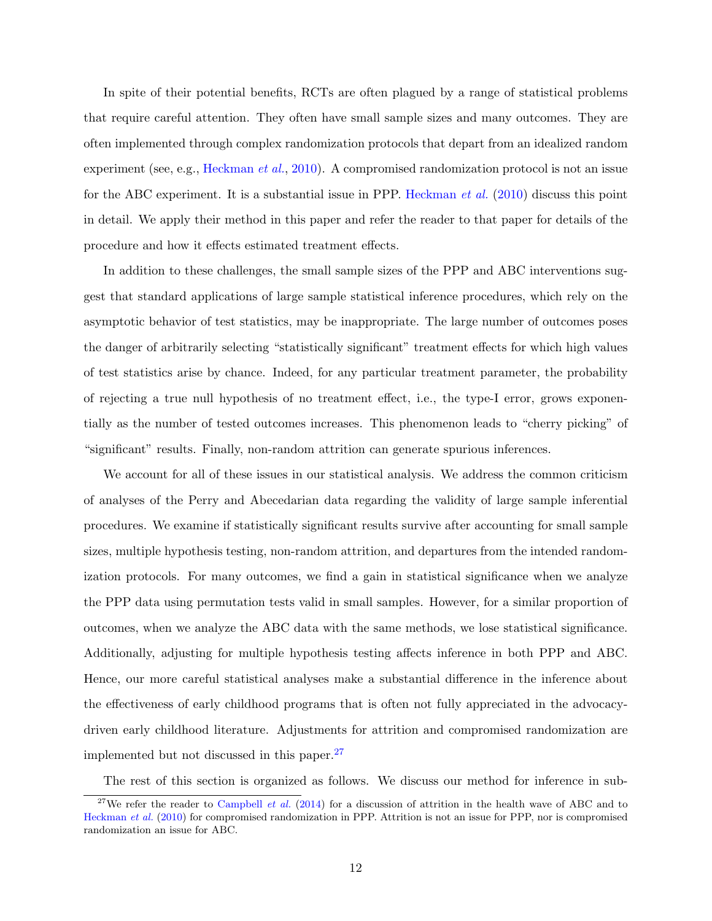In spite of their potential benefits, RCTs are often plagued by a range of statistical problems that require careful attention. They often have small sample sizes and many outcomes. They are often implemented through complex randomization protocols that depart from an idealized random experiment (see, e.g., Heckman *et al.*, 2010). A compromised randomization protocol is not an issue for the ABC experiment. It is a substantial issue in PPP. Heckman *et al.* (2010) discuss this point in detail. We apply their method in this paper and refer the reader to that paper for details of the procedure and how it effects estimated treatment effects.

In addition to these challenges, the small sample sizes of the PPP and ABC interventions suggest that standard applications of large sample statistical inference procedures, which rely on the asymptotic behavior of test statistics, may be inappropriate. The large number of outcomes poses the danger of arbitrarily selecting "statistically significant" treatment effects for which high values of test statistics arise by chance. Indeed, for any particular treatment parameter, the probability of rejecting a true null hypothesis of no treatment effect, i.e., the type-I error, grows exponentially as the number of tested outcomes increases. This phenomenon leads to "cherry picking" of "significant" results. Finally, non-random attrition can generate spurious inferences.

We account for all of these issues in our statistical analysis. We address the common criticism of analyses of the Perry and Abecedarian data regarding the validity of large sample inferential procedures. We examine if statistically significant results survive after accounting for small sample sizes, multiple hypothesis testing, non-random attrition, and departures from the intended randomization protocols. For many outcomes, we find a gain in statistical significance when we analyze the PPP data using permutation tests valid in small samples. However, for a similar proportion of outcomes, when we analyze the ABC data with the same methods, we lose statistical significance. Additionally, adjusting for multiple hypothesis testing affects inference in both PPP and ABC. Hence, our more careful statistical analyses make a substantial difference in the inference about the effectiveness of early childhood programs that is often not fully appreciated in the advocacy-driven early childhood literature. Adjustments for attrition and compromised randomization are implemented but not discussed in this paper.[27]

The rest of this section is organized as follows. We discuss our method for inference in sub-

[27] We refer the reader to Campbell *et al.* (2014) for a discussion of attrition in the health wave of ABC and to Heckman *et al.* (2010) for compromised randomization in PPP. Attrition is not an issue for PPP, nor is compromised randomization an issue for ABC.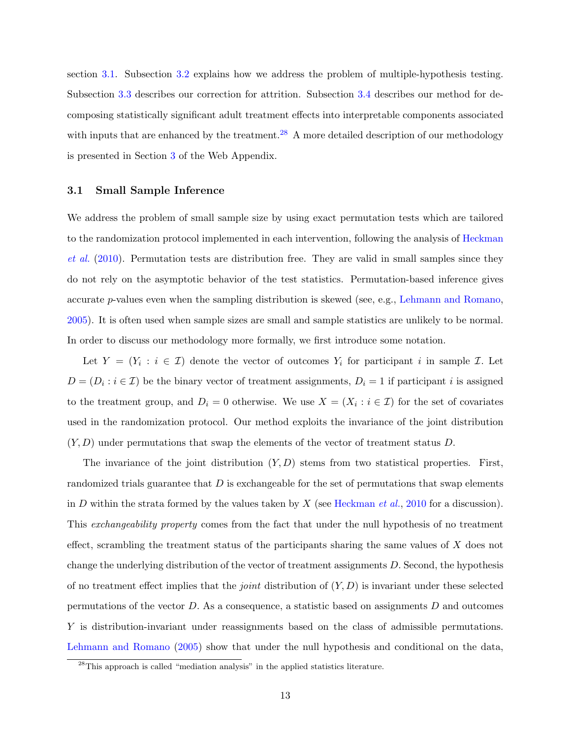section 3.1. Subsection 3.2 explains how we address the problem of multiple-hypothesis testing. Subsection 3.3 describes our correction for attrition. Subsection 3.4 describes our method for decomposing statistically significant adult treatment effects into interpretable components associated with inputs that are enhanced by the treatment.[28] A more detailed description of our methodology is presented in Section 3 of the Web Appendix.

### 3.1 Small Sample Inference

We address the problem of small sample size by using exact permutation tests which are tailored to the randomization protocol implemented in each intervention, following the analysis of Heckman *et al.* (2010). Permutation tests are distribution free. They are valid in small samples since they do not rely on the asymptotic behavior of the test statistics. Permutation-based inference gives accurate $p$-values even when the sampling distribution is skewed (see, e.g., Lehmann and Romano, 2005). It is often used when sample sizes are small and sample statistics are unlikely to be normal. In order to discuss our methodology more formally, we first introduce some notation.

Let $Y = (Y_i : i \in \mathcal{I})$ denote the vector of outcomes $Y_i$ for participant $i$ in sample $\mathcal{I}$. Let $D = (D_i : i \in \mathcal{I})$ be the binary vector of treatment assignments, $D_i = 1$ if participant $i$ is assigned to the treatment group, and $D_i = 0$ otherwise. We use $X = (X_i : i \in \mathcal{I})$ for the set of covariates used in the randomization protocol. Our method exploits the invariance of the joint distribution $(Y, D)$ under permutations that swap the elements of the vector of treatment status $D$.

The invariance of the joint distribution $(Y, D)$ stems from two statistical properties. First, randomized trials guarantee that $D$ is exchangeable for the set of permutations that swap elements in $D$ within the strata formed by the values taken by $X$ (see Heckman *et al.*, 2010 for a discussion). This *exchangeability property* comes from the fact that under the null hypothesis of no treatment effect, scrambling the treatment status of the participants sharing the same values of $X$ does not change the underlying distribution of the vector of treatment assignments $D$. Second, the hypothesis of no treatment effect implies that the *joint* distribution of $(Y, D)$ is invariant under these selected permutations of the vector $D$. As a consequence, a statistic based on assignments $D$ and outcomes $Y$ is distribution-invariant under reassignments based on the class of admissible permutations. Lehmann and Romano (2005) show that under the null hypothesis and conditional on the data,

[28] This approach is called "mediation analysis" in the applied statistics literature.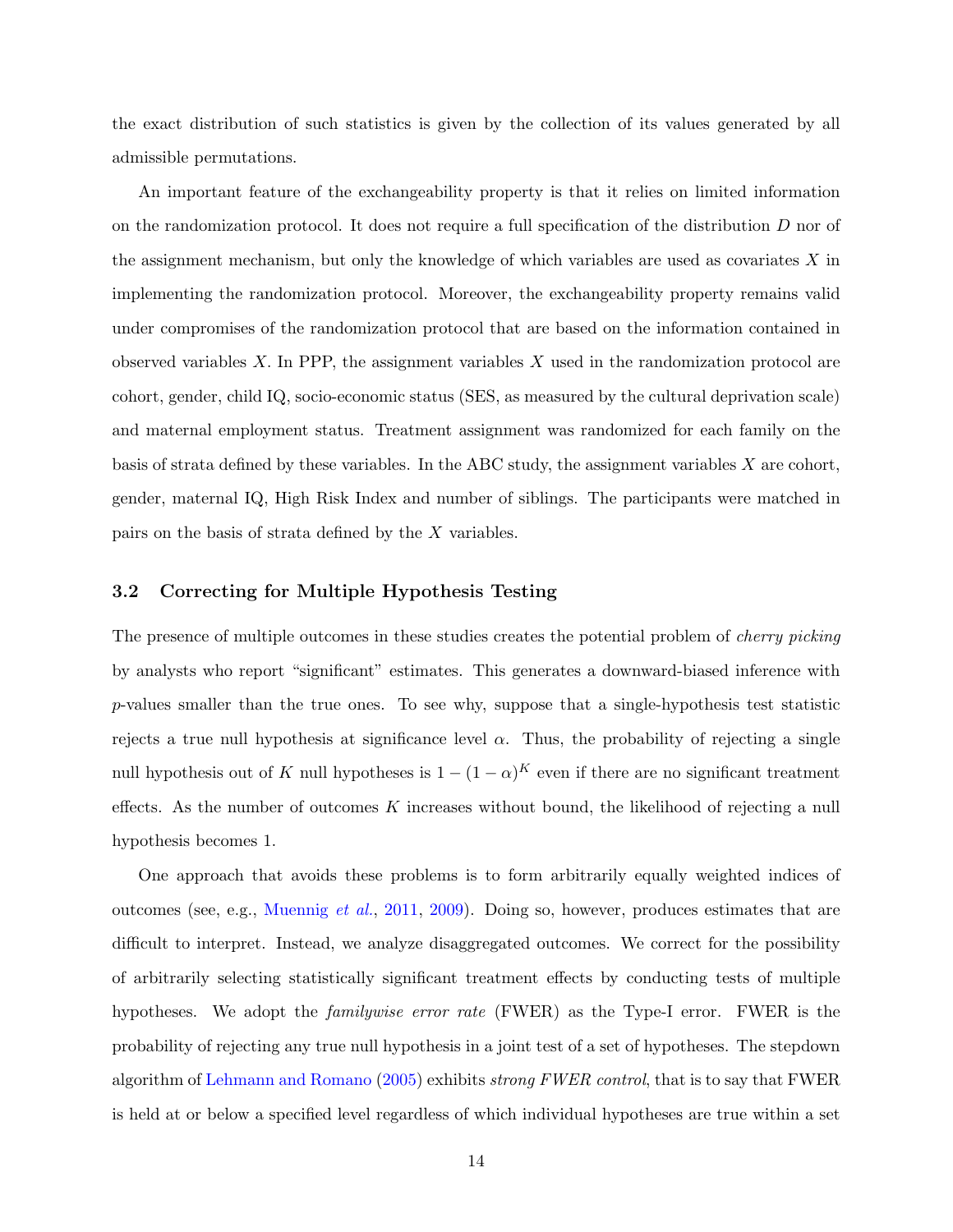the exact distribution of such statistics is given by the collection of its values generated by all admissible permutations.

An important feature of the exchangeability property is that it relies on limited information on the randomization protocol. It does not require a full specification of the distribution $D$ nor of the assignment mechanism, but only the knowledge of which variables are used as covariates $X$ in implementing the randomization protocol. Moreover, the exchangeability property remains valid under compromises of the randomization protocol that are based on the information contained in observed variables $X$. In PPP, the assignment variables $X$ used in the randomization protocol are cohort, gender, child IQ, socio-economic status (SES, as measured by the cultural deprivation scale) and maternal employment status. Treatment assignment was randomized for each family on the basis of strata defined by these variables. In the ABC study, the assignment variables $X$ are cohort, gender, maternal IQ, High Risk Index and number of siblings. The participants were matched in pairs on the basis of strata defined by the $X$ variables.

### 3.2 Correcting for Multiple Hypothesis Testing

The presence of multiple outcomes in these studies creates the potential problem of *cherry picking* by analysts who report "significant" estimates. This generates a downward-biased inference with $p$-values smaller than the true ones. To see why, suppose that a single-hypothesis test statistic rejects a true null hypothesis at significance level $\alpha$. Thus, the probability of rejecting a single null hypothesis out of $K$ null hypotheses is $1-(1-\alpha)^K$ even if there are no significant treatment effects. As the number of outcomes $K$ increases without bound, the likelihood of rejecting a null hypothesis becomes 1.

One approach that avoids these problems is to form arbitrarily equally weighted indices of outcomes (see, e.g., Muennig *et al.*, 2011, 2009). Doing so, however, produces estimates that are difficult to interpret. Instead, we analyze disaggregated outcomes. We correct for the possibility of arbitrarily selecting statistically significant treatment effects by conducting tests of multiple hypotheses. We adopt the *familywise error rate* (FWER) as the Type-I error. FWER is the probability of rejecting any true null hypothesis in a joint test of a set of hypotheses. The stepdown algorithm of Lehmann and Romano (2005) exhibits *strong FWER control*, that is to say that FWER is held at or below a specified level regardless of which individual hypotheses are true within a set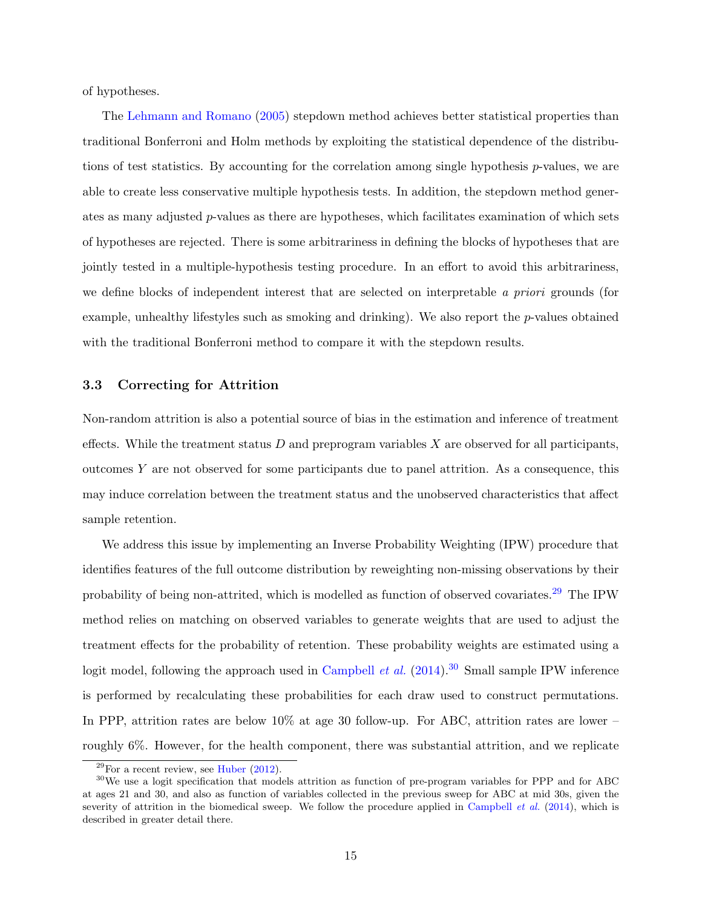of hypotheses.

The Lehmann and Romano (2005) stepdown method achieves better statistical properties than traditional Bonferroni and Holm methods by exploiting the statistical dependence of the distributions of test statistics. By accounting for the correlation among single hypothesis $p$-values, we are able to create less conservative multiple hypothesis tests. In addition, the stepdown method generates as many adjusted $p$-values as there are hypotheses, which facilitates examination of which sets of hypotheses are rejected. There is some arbitrariness in defining the blocks of hypotheses that are jointly tested in a multiple-hypothesis testing procedure. In an effort to avoid this arbitrariness, we define blocks of independent interest that are selected on interpretable *a priori* grounds (for example, unhealthy lifestyles such as smoking and drinking). We also report the $p$-values obtained with the traditional Bonferroni method to compare it with the stepdown results.

### 3.3 Correcting for Attrition

Non-random attrition is also a potential source of bias in the estimation and inference of treatment effects. While the treatment status $D$ and preprogram variables $X$ are observed for all participants, outcomes $Y$ are not observed for some participants due to panel attrition. As a consequence, this may induce correlation between the treatment status and the unobserved characteristics that affect sample retention.

We address this issue by implementing an Inverse Probability Weighting (IPW) procedure that identifies features of the full outcome distribution by reweighting non-missing observations by their probability of being non-attrited, which is modelled as function of observed covariates.[29] The IPW method relies on matching on observed variables to generate weights that are used to adjust the treatment effects for the probability of retention. These probability weights are estimated using a logit model, following the approach used in Campbell *et al.* (2014).[30] Small sample IPW inference is performed by recalculating these probabilities for each draw used to construct permutations. In PPP, attrition rates are below 10% at age 30 follow-up. For ABC, attrition rates are lower – roughly 6%. However, for the health component, there was substantial attrition, and we replicate

[29] For a recent review, see Huber (2012).

[30] We use a logit specification that models attrition as function of pre-program variables for PPP and for ABC at ages 21 and 30, and also as function of variables collected in the previous sweep for ABC at mid 30s, given the severity of attrition in the biomedical sweep. We follow the procedure applied in Campbell *et al.* (2014), which is described in greater detail there.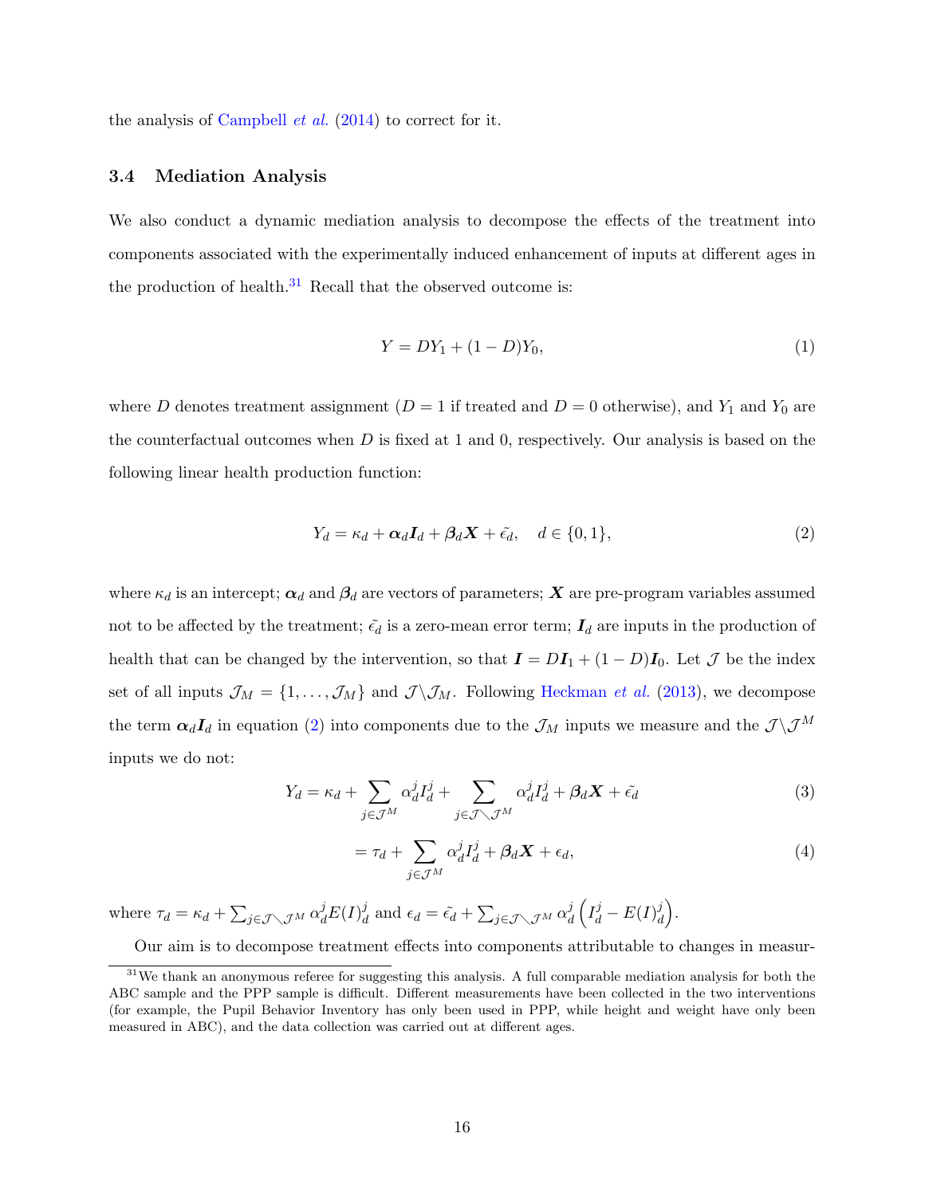the analysis of Campbell *et al.* (2014) to correct for it.

### 3.4 Mediation Analysis

We also conduct a dynamic mediation analysis to decompose the effects of the treatment into components associated with the experimentally induced enhancement of inputs at different ages in the production of health.[31] Recall that the observed outcome is:

$$Y = DY_1 + (1 - D)Y_0, \tag{1}$$

where $D$ denotes treatment assignment ($D = 1$ if treated and $D = 0$ otherwise), and $Y_1$ and $Y_0$ are the counterfactual outcomes when $D$ is fixed at 1 and 0, respectively. Our analysis is based on the following linear health production function:

$$Y_d = \kappa_d + \boldsymbol{\alpha}_d \boldsymbol{I}_d + \boldsymbol{\beta}_d \boldsymbol{X} + \tilde{\epsilon}_d, \quad d \in \{0, 1\}, \tag{2}$$

where $\kappa_d$ is an intercept; $\boldsymbol{\alpha}_d$ and $\boldsymbol{\beta}_d$ are vectors of parameters; $\boldsymbol{X}$ are pre-program variables assumed not to be affected by the treatment; $\tilde{\epsilon}_d$ is a zero-mean error term; $\boldsymbol{I}_d$ are inputs in the production of health that can be changed by the intervention, so that $\boldsymbol{I} = D\boldsymbol{I}_1 + (1 - D)\boldsymbol{I}_0$. Let $\mathcal{J}$ be the index set of all inputs $\mathcal{J}_M = \{1, \ldots, \mathcal{J}_M\}$ and $\mathcal{J} \backslash \mathcal{J}_M$. Following Heckman *et al.* (2013), we decompose the term $\boldsymbol{\alpha}_d \boldsymbol{I}_d$ in equation (2) into components due to the $\mathcal{J}_M$ inputs we measure and the $\mathcal{J} \backslash \mathcal{J}^M$ inputs we do not:

$$Y_d = \kappa_d + \sum_{j \in \mathcal{J}^M} \alpha_d^j I_d^j + \sum_{j \in \mathcal{J} \setminus \mathcal{J}^M} \alpha_d^j I_d^j + \boldsymbol{\beta}_d \boldsymbol{X} + \tilde{\epsilon}_d \tag{3}$$

$$= \tau_d + \sum_{j \in \mathcal{J}^M} \alpha_d^j I_d^j + \boldsymbol{\beta}_d \boldsymbol{X} + \epsilon_d, \tag{4}$$

where $\tau_d = \kappa_d + \sum_{j \in \mathcal{J} \setminus \mathcal{J}^M} \alpha_d^j E(I)_d^j$ and $\epsilon_d = \tilde{\epsilon}_d + \sum_{j \in \mathcal{J} \setminus \mathcal{J}^M} \alpha_d^j \left( I_d^j - E(I)_d^j \right)$.

Our aim is to decompose treatment effects into components attributable to changes in measur-

[31] We thank an anonymous referee for suggesting this analysis. A full comparable mediation analysis for both the ABC sample and the PPP sample is difficult. Different measurements have been collected in the two interventions (for example, the Pupil Behavior Inventory has only been used in PPP, while height and weight have only been measured in ABC), and the data collection was carried out at different ages.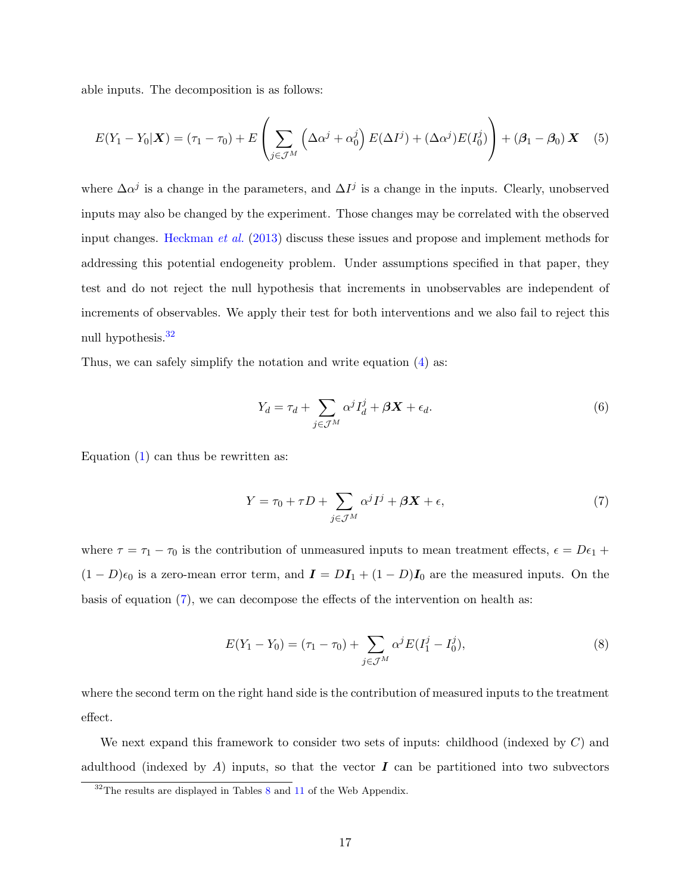able inputs. The decomposition is as follows:

$$E(Y_1 - Y_0|\boldsymbol{X}) = (\tau_1 - \tau_0) + E\left(\sum_{j \in \mathcal{J}^M} \left(\Delta\alpha^j + \alpha_0^j\right) E(\Delta I^j) + (\Delta\alpha^j)E(I_0^j)\right) + (\boldsymbol{\beta}_1 - \boldsymbol{\beta}_0)\,\boldsymbol{X} \quad (5)$$

where $\Delta\alpha^j$ is a change in the parameters, and $\Delta I^j$ is a change in the inputs. Clearly, unobserved inputs may also be changed by the experiment. Those changes may be correlated with the observed input changes. Heckman *et al.* (2013) discuss these issues and propose and implement methods for addressing this potential endogeneity problem. Under assumptions specified in that paper, they test and do not reject the null hypothesis that increments in unobservables are independent of increments of observables. We apply their test for both interventions and we also fail to reject this null hypothesis.[32]

Thus, we can safely simplify the notation and write equation (4) as:

$$Y_d = \tau_d + \sum_{j \in \mathcal{J}^M} \alpha^j I_d^j + \boldsymbol{\beta}\boldsymbol{X} + \epsilon_d. \quad (6)$$

Equation (1) can thus be rewritten as:

$$Y = \tau_0 + \tau D + \sum_{j \in \mathcal{J}^M} \alpha^j I^j + \boldsymbol{\beta}\boldsymbol{X} + \epsilon, \quad (7)$$

where $\tau = \tau_1 - \tau_0$ is the contribution of unmeasured inputs to mean treatment effects, $\epsilon = D\epsilon_1 + (1-D)\epsilon_0$ is a zero-mean error term, and $\boldsymbol{I} = D\boldsymbol{I}_1 + (1-D)\boldsymbol{I}_0$ are the measured inputs. On the basis of equation (7), we can decompose the effects of the intervention on health as:

$$E(Y_1 - Y_0) = (\tau_1 - \tau_0) + \sum_{j \in \mathcal{J}^M} \alpha^j E(I_1^j - I_0^j), \quad (8)$$

where the second term on the right hand side is the contribution of measured inputs to the treatment effect.

We next expand this framework to consider two sets of inputs: childhood (indexed by $C$) and adulthood (indexed by $A$) inputs, so that the vector $\boldsymbol{I}$ can be partitioned into two subvectors

[32] The results are displayed in Tables 8 and 11 of the Web Appendix.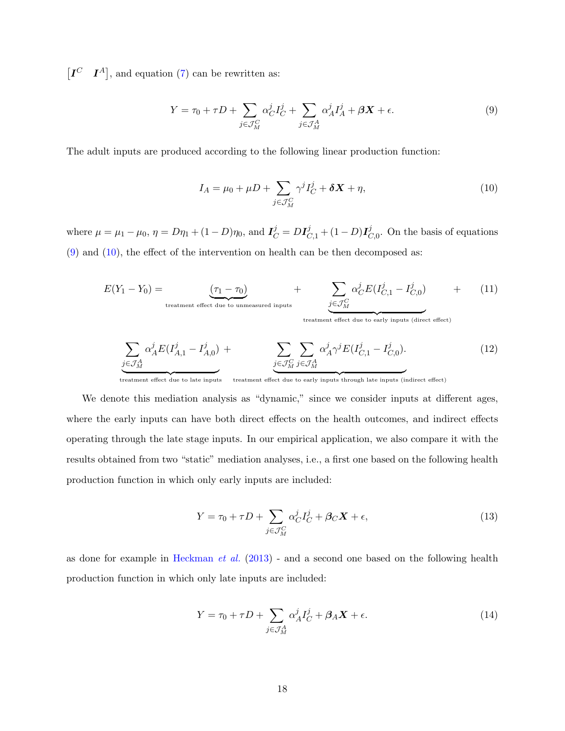$\begin{bmatrix} \boldsymbol{I}^C & \boldsymbol{I}^A \end{bmatrix}$, and equation (7) can be rewritten as:

$$Y = \tau_0 + \tau D + \sum_{j \in \mathcal{J}_M^C} \alpha_C^j I_C^j + \sum_{j \in \mathcal{J}_M^A} \alpha_A^j I_A^j + \boldsymbol{\beta X} + \epsilon. \tag{9}$$

The adult inputs are produced according to the following linear production function:

$$I_A = \mu_0 + \mu D + \sum_{j \in \mathcal{J}_M^C} \gamma^j I_C^j + \boldsymbol{\delta X} + \eta, \tag{10}$$

where $\mu = \mu_1 - \mu_0$, $\eta = D\eta_1 + (1-D)\eta_0$, and $\boldsymbol{I}_C^j = D\boldsymbol{I}_{C,1}^j + (1-D)\boldsymbol{I}_{C,0}^j$. On the basis of equations (9) and (10), the effect of the intervention on health can be then decomposed as:

$$E(Y_1 - Y_0) = \underbrace{(\tau_1 - \tau_0)}_{\text{treatment effect due to unmeasured inputs}} + \underbrace{\sum_{j \in \mathcal{J}_M^C} \alpha_C^j E(I_{C,1}^j - I_{C,0}^j)}_{\text{treatment effect due to early inputs (direct effect)}} + \tag{11}$$

$$\underbrace{\sum_{j \in \mathcal{J}_M^A} \alpha_A^j E(I_{A,1}^j - I_{A,0}^j)}_{\text{treatment effect due to late inputs}} + \underbrace{\sum_{j \in \mathcal{J}_M^C} \sum_{j \in \mathcal{J}_M^A} \alpha_A^j \gamma^j E(I_{C,1}^j - I_{C,0}^j)}_{\text{treatment effect due to early inputs through late inputs (indirect effect)}}. \tag{12}$$

We denote this mediation analysis as "dynamic," since we consider inputs at different ages, where the early inputs can have both direct effects on the health outcomes, and indirect effects operating through the late stage inputs. In our empirical application, we also compare it with the results obtained from two "static" mediation analyses, i.e., a first one based on the following health production function in which only early inputs are included:

$$Y = \tau_0 + \tau D + \sum_{j \in \mathcal{J}_M^C} \alpha_C^j I_C^j + \boldsymbol{\beta}_C \boldsymbol{X} + \epsilon, \tag{13}$$

as done for example in Heckman *et al.* (2013) - and a second one based on the following health production function in which only late inputs are included:

$$Y = \tau_0 + \tau D + \sum_{j \in \mathcal{J}_M^A} \alpha_A^j I_C^j + \boldsymbol{\beta}_A \boldsymbol{X} + \epsilon. \tag{14}$$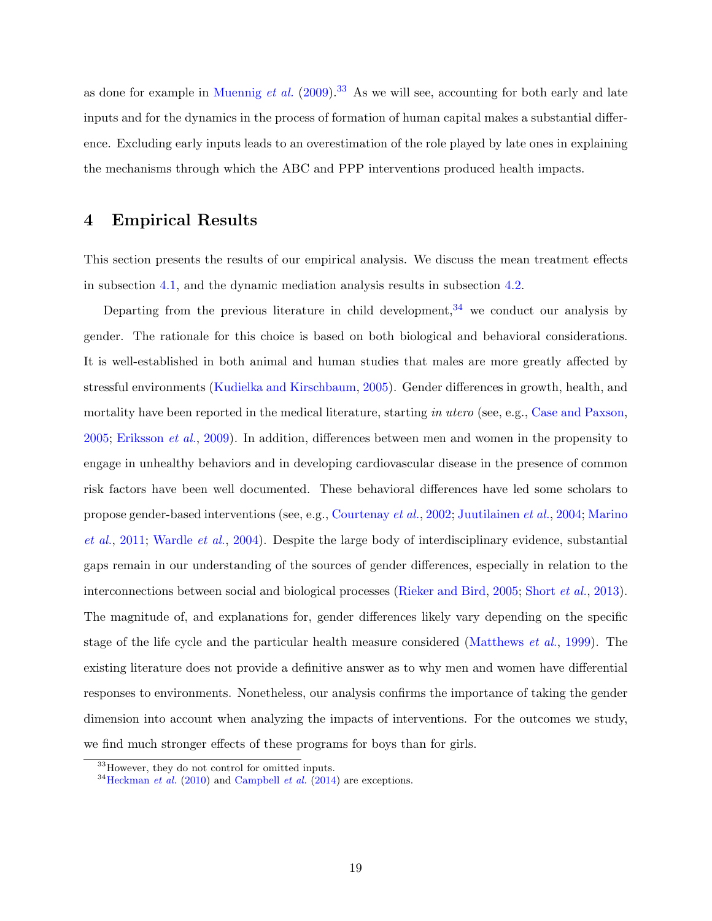as done for example in Muennig *et al.* (2009).[33] As we will see, accounting for both early and late inputs and for the dynamics in the process of formation of human capital makes a substantial difference. Excluding early inputs leads to an overestimation of the role played by late ones in explaining the mechanisms through which the ABC and PPP interventions produced health impacts.

# 4 Empirical Results

This section presents the results of our empirical analysis. We discuss the mean treatment effects in subsection 4.1, and the dynamic mediation analysis results in subsection 4.2.

Departing from the previous literature in child development,[34] we conduct our analysis by gender. The rationale for this choice is based on both biological and behavioral considerations. It is well-established in both animal and human studies that males are more greatly affected by stressful environments (Kudielka and Kirschbaum, 2005). Gender differences in growth, health, and mortality have been reported in the medical literature, starting *in utero* (see, e.g., Case and Paxson, 2005; Eriksson *et al.*, 2009). In addition, differences between men and women in the propensity to engage in unhealthy behaviors and in developing cardiovascular disease in the presence of common risk factors have been well documented. These behavioral differences have led some scholars to propose gender-based interventions (see, e.g., Courtenay *et al.*, 2002; Juutilainen *et al.*, 2004; Marino *et al.*, 2011; Wardle *et al.*, 2004). Despite the large body of interdisciplinary evidence, substantial gaps remain in our understanding of the sources of gender differences, especially in relation to the interconnections between social and biological processes (Rieker and Bird, 2005; Short *et al.*, 2013). The magnitude of, and explanations for, gender differences likely vary depending on the specific stage of the life cycle and the particular health measure considered (Matthews *et al.*, 1999). The existing literature does not provide a definitive answer as to why men and women have differential responses to environments. Nonetheless, our analysis confirms the importance of taking the gender dimension into account when analyzing the impacts of interventions. For the outcomes we study, we find much stronger effects of these programs for boys than for girls.

[33] However, they do not control for omitted inputs.

[34] Heckman *et al.* (2010) and Campbell *et al.* (2014) are exceptions.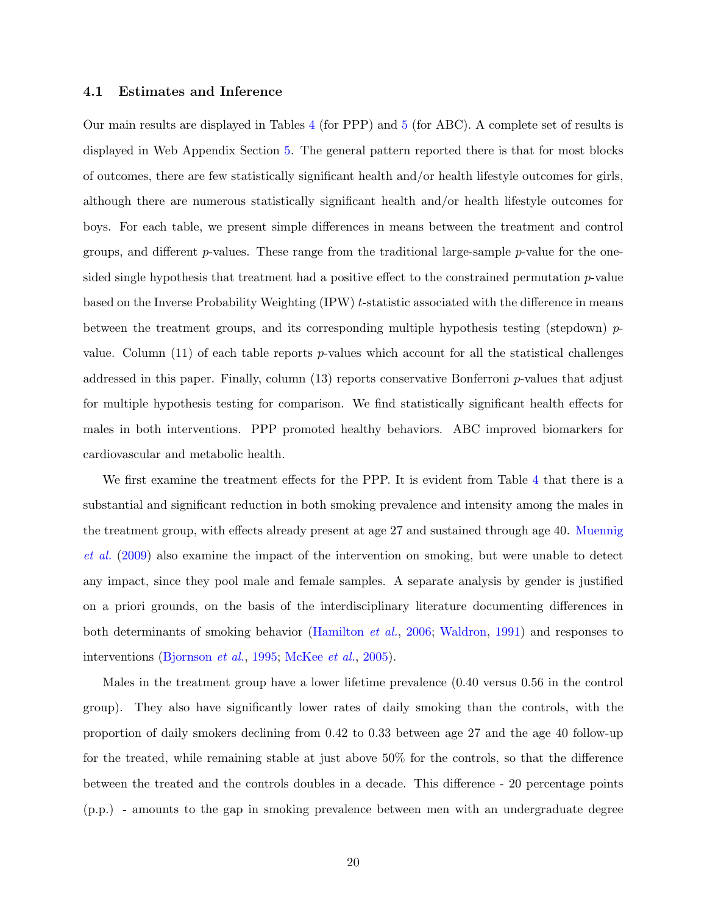### 4.1 Estimates and Inference

Our main results are displayed in Tables 4 (for PPP) and 5 (for ABC). A complete set of results is displayed in Web Appendix Section 5. The general pattern reported there is that for most blocks of outcomes, there are few statistically significant health and/or health lifestyle outcomes for girls, although there are numerous statistically significant health and/or health lifestyle outcomes for boys. For each table, we present simple differences in means between the treatment and control groups, and different $p$-values. These range from the traditional large-sample $p$-value for the one-sided single hypothesis that treatment had a positive effect to the constrained permutation $p$-value based on the Inverse Probability Weighting (IPW) $t$-statistic associated with the difference in means between the treatment groups, and its corresponding multiple hypothesis testing (stepdown) $p$-value. Column (11) of each table reports $p$-values which account for all the statistical challenges addressed in this paper. Finally, column (13) reports conservative Bonferroni $p$-values that adjust for multiple hypothesis testing for comparison. We find statistically significant health effects for males in both interventions. PPP promoted healthy behaviors. ABC improved biomarkers for cardiovascular and metabolic health.

We first examine the treatment effects for the PPP. It is evident from Table 4 that there is a substantial and significant reduction in both smoking prevalence and intensity among the males in the treatment group, with effects already present at age 27 and sustained through age 40. Muennig *et al.* (2009) also examine the impact of the intervention on smoking, but were unable to detect any impact, since they pool male and female samples. A separate analysis by gender is justified on a priori grounds, on the basis of the interdisciplinary literature documenting differences in both determinants of smoking behavior (Hamilton *et al.*, 2006; Waldron, 1991) and responses to interventions (Bjornson *et al.*, 1995; McKee *et al.*, 2005).

Males in the treatment group have a lower lifetime prevalence (0.40 versus 0.56 in the control group). They also have significantly lower rates of daily smoking than the controls, with the proportion of daily smokers declining from 0.42 to 0.33 between age 27 and the age 40 follow-up for the treated, while remaining stable at just above 50% for the controls, so that the difference between the treated and the controls doubles in a decade. This difference - 20 percentage points (p.p.) - amounts to the gap in smoking prevalence between men with an undergraduate degree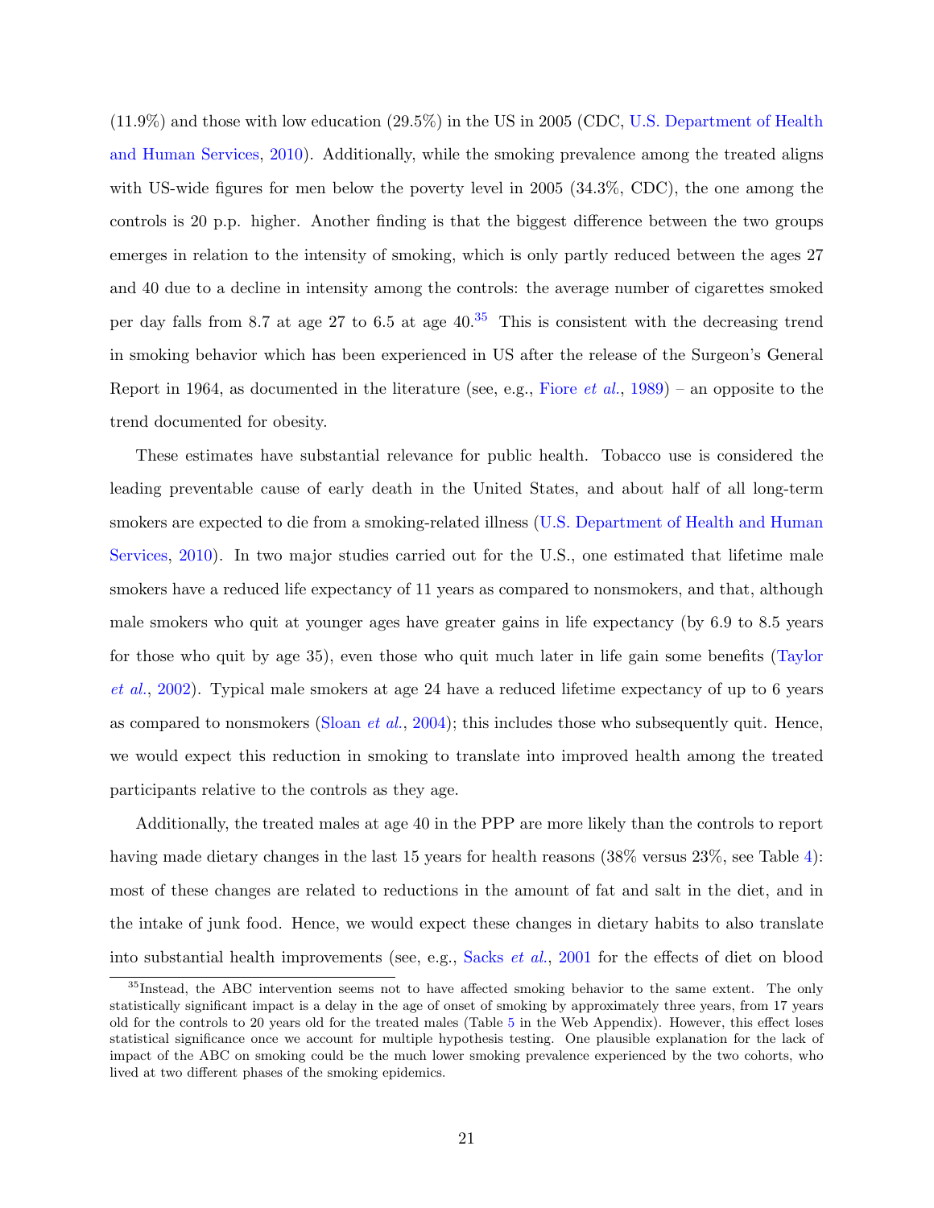(11.9%) and those with low education (29.5%) in the US in 2005 (CDC, U.S. Department of Health and Human Services, 2010). Additionally, while the smoking prevalence among the treated aligns with US-wide figures for men below the poverty level in 2005 (34.3%, CDC), the one among the controls is 20 p.p. higher. Another finding is that the biggest difference between the two groups emerges in relation to the intensity of smoking, which is only partly reduced between the ages 27 and 40 due to a decline in intensity among the controls: the average number of cigarettes smoked per day falls from 8.7 at age 27 to 6.5 at age 40.[35] This is consistent with the decreasing trend in smoking behavior which has been experienced in US after the release of the Surgeon's General Report in 1964, as documented in the literature (see, e.g., Fiore *et al.*, 1989) – an opposite to the trend documented for obesity.

These estimates have substantial relevance for public health. Tobacco use is considered the leading preventable cause of early death in the United States, and about half of all long-term smokers are expected to die from a smoking-related illness (U.S. Department of Health and Human Services, 2010). In two major studies carried out for the U.S., one estimated that lifetime male smokers have a reduced life expectancy of 11 years as compared to nonsmokers, and that, although male smokers who quit at younger ages have greater gains in life expectancy (by 6.9 to 8.5 years for those who quit by age 35), even those who quit much later in life gain some benefits (Taylor *et al.*, 2002). Typical male smokers at age 24 have a reduced lifetime expectancy of up to 6 years as compared to nonsmokers (Sloan *et al.*, 2004); this includes those who subsequently quit. Hence, we would expect this reduction in smoking to translate into improved health among the treated participants relative to the controls as they age.

Additionally, the treated males at age 40 in the PPP are more likely than the controls to report having made dietary changes in the last 15 years for health reasons (38% versus 23%, see Table 4): most of these changes are related to reductions in the amount of fat and salt in the diet, and in the intake of junk food. Hence, we would expect these changes in dietary habits to also translate into substantial health improvements (see, e.g., Sacks *et al.*, 2001 for the effects of diet on blood

---

[35] Instead, the ABC intervention seems not to have affected smoking behavior to the same extent. The only statistically significant impact is a delay in the age of onset of smoking by approximately three years, from 17 years old for the controls to 20 years old for the treated males (Table 5 in the Web Appendix). However, this effect loses statistical significance once we account for multiple hypothesis testing. One plausible explanation for the lack of impact of the ABC on smoking could be the much lower smoking prevalence experienced by the two cohorts, who lived at two different phases of the smoking epidemics.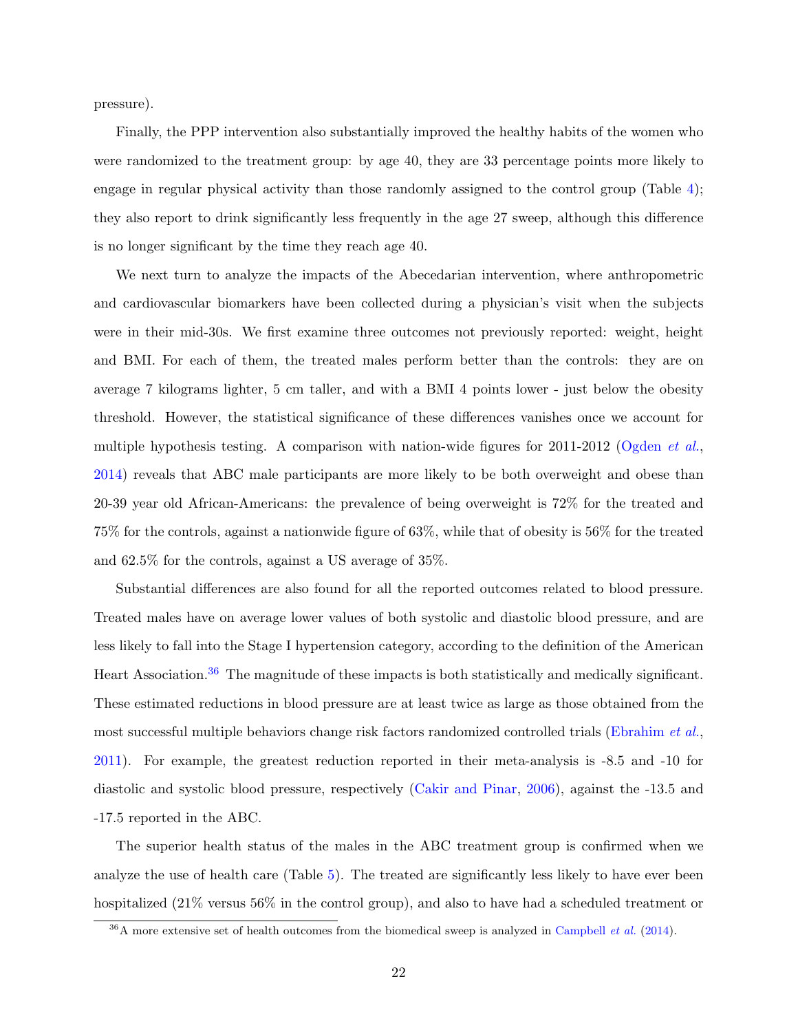pressure).

Finally, the PPP intervention also substantially improved the healthy habits of the women who were randomized to the treatment group: by age 40, they are 33 percentage points more likely to engage in regular physical activity than those randomly assigned to the control group (Table 4); they also report to drink significantly less frequently in the age 27 sweep, although this difference is no longer significant by the time they reach age 40.

We next turn to analyze the impacts of the Abecedarian intervention, where anthropometric and cardiovascular biomarkers have been collected during a physician's visit when the subjects were in their mid-30s. We first examine three outcomes not previously reported: weight, height and BMI. For each of them, the treated males perform better than the controls: they are on average 7 kilograms lighter, 5 cm taller, and with a BMI 4 points lower - just below the obesity threshold. However, the statistical significance of these differences vanishes once we account for multiple hypothesis testing. A comparison with nation-wide figures for 2011-2012 (Ogden *et al.*, 2014) reveals that ABC male participants are more likely to be both overweight and obese than 20-39 year old African-Americans: the prevalence of being overweight is 72% for the treated and 75% for the controls, against a nationwide figure of 63%, while that of obesity is 56% for the treated and 62.5% for the controls, against a US average of 35%.

Substantial differences are also found for all the reported outcomes related to blood pressure. Treated males have on average lower values of both systolic and diastolic blood pressure, and are less likely to fall into the Stage I hypertension category, according to the definition of the American Heart Association.[36] The magnitude of these impacts is both statistically and medically significant. These estimated reductions in blood pressure are at least twice as large as those obtained from the most successful multiple behaviors change risk factors randomized controlled trials (Ebrahim *et al.*, 2011). For example, the greatest reduction reported in their meta-analysis is -8.5 and -10 for diastolic and systolic blood pressure, respectively (Cakir and Pinar, 2006), against the -13.5 and -17.5 reported in the ABC.

The superior health status of the males in the ABC treatment group is confirmed when we analyze the use of health care (Table 5). The treated are significantly less likely to have ever been hospitalized (21% versus 56% in the control group), and also to have had a scheduled treatment or

[36] A more extensive set of health outcomes from the biomedical sweep is analyzed in Campbell *et al.* (2014).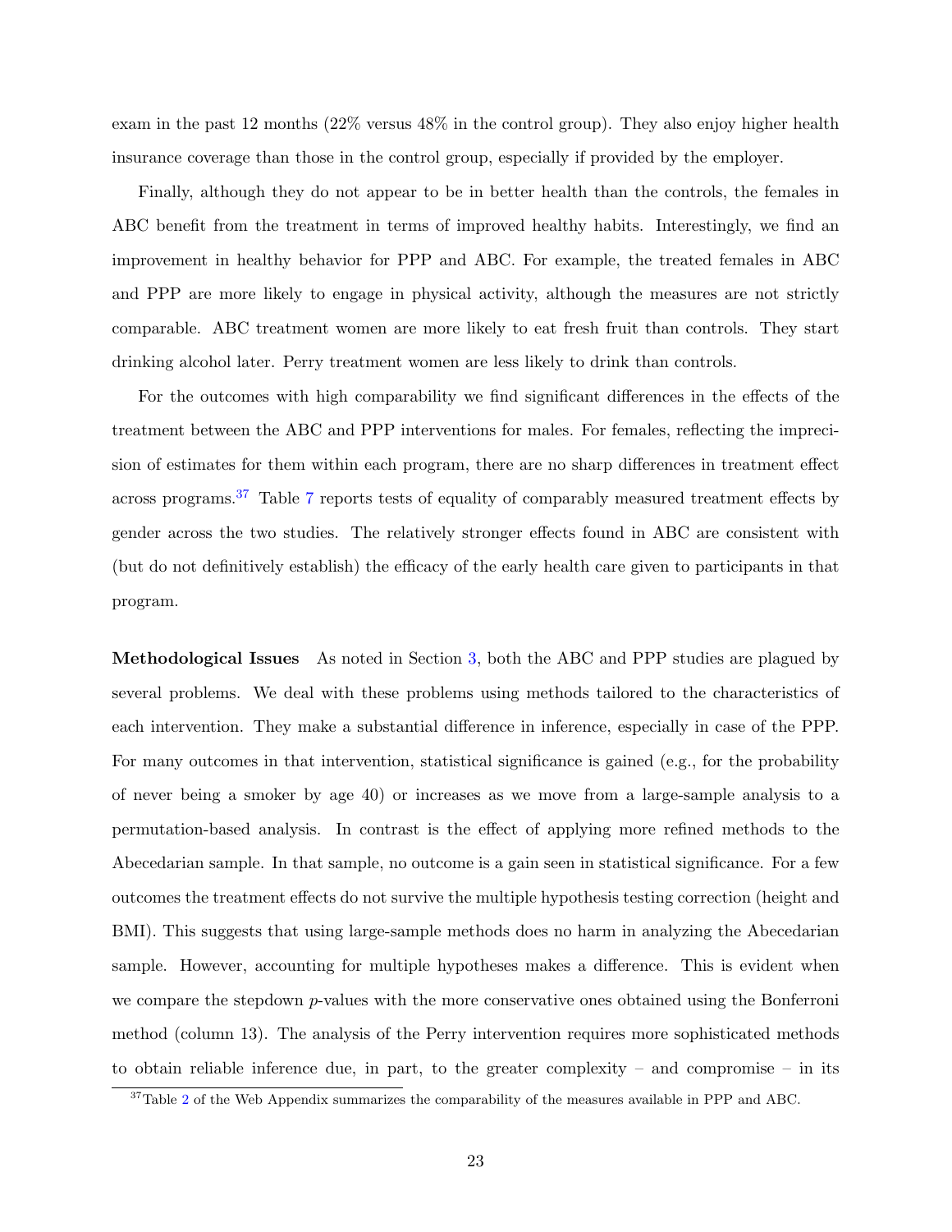exam in the past 12 months (22% versus 48% in the control group). They also enjoy higher health insurance coverage than those in the control group, especially if provided by the employer.

Finally, although they do not appear to be in better health than the controls, the females in ABC benefit from the treatment in terms of improved healthy habits. Interestingly, we find an improvement in healthy behavior for PPP and ABC. For example, the treated females in ABC and PPP are more likely to engage in physical activity, although the measures are not strictly comparable. ABC treatment women are more likely to eat fresh fruit than controls. They start drinking alcohol later. Perry treatment women are less likely to drink than controls.

For the outcomes with high comparability we find significant differences in the effects of the treatment between the ABC and PPP interventions for males. For females, reflecting the imprecision of estimates for them within each program, there are no sharp differences in treatment effect across programs.[37] Table 7 reports tests of equality of comparably measured treatment effects by gender across the two studies. The relatively stronger effects found in ABC are consistent with (but do not definitively establish) the efficacy of the early health care given to participants in that program.

**Methodological Issues** As noted in Section 3, both the ABC and PPP studies are plagued by several problems. We deal with these problems using methods tailored to the characteristics of each intervention. They make a substantial difference in inference, especially in case of the PPP. For many outcomes in that intervention, statistical significance is gained (e.g., for the probability of never being a smoker by age 40) or increases as we move from a large-sample analysis to a permutation-based analysis. In contrast is the effect of applying more refined methods to the Abecedarian sample. In that sample, no outcome is a gain seen in statistical significance. For a few outcomes the treatment effects do not survive the multiple hypothesis testing correction (height and BMI). This suggests that using large-sample methods does no harm in analyzing the Abecedarian sample. However, accounting for multiple hypotheses makes a difference. This is evident when we compare the stepdown $p$-values with the more conservative ones obtained using the Bonferroni method (column 13). The analysis of the Perry intervention requires more sophisticated methods to obtain reliable inference due, in part, to the greater complexity – and compromise – in its

[37]Table 2 of the Web Appendix summarizes the comparability of the measures available in PPP and ABC.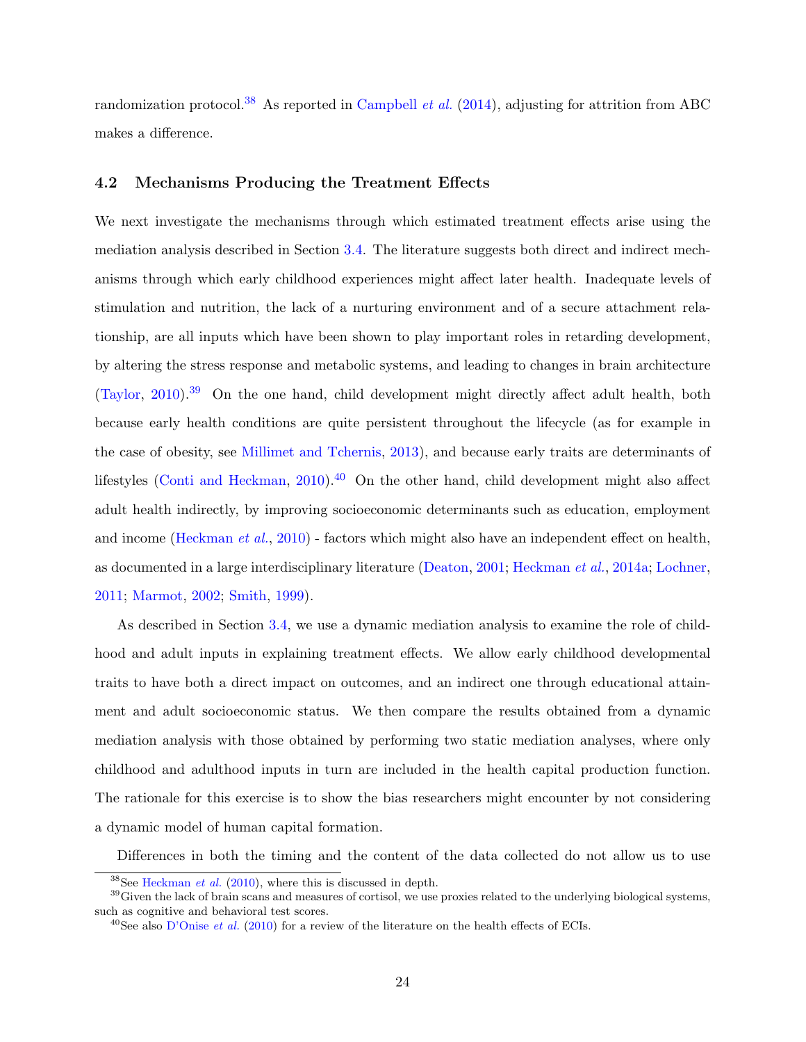randomization protocol.[38] As reported in Campbell *et al.* (2014), adjusting for attrition from ABC makes a difference.

### 4.2 Mechanisms Producing the Treatment Effects

We next investigate the mechanisms through which estimated treatment effects arise using the mediation analysis described in Section 3.4. The literature suggests both direct and indirect mechanisms through which early childhood experiences might affect later health. Inadequate levels of stimulation and nutrition, the lack of a nurturing environment and of a secure attachment relationship, are all inputs which have been shown to play important roles in retarding development, by altering the stress response and metabolic systems, and leading to changes in brain architecture (Taylor, 2010).[39] On the one hand, child development might directly affect adult health, both because early health conditions are quite persistent throughout the lifecycle (as for example in the case of obesity, see Millimet and Tchernis, 2013), and because early traits are determinants of lifestyles (Conti and Heckman, 2010).[40] On the other hand, child development might also affect adult health indirectly, by improving socioeconomic determinants such as education, employment and income (Heckman *et al.*, 2010) - factors which might also have an independent effect on health, as documented in a large interdisciplinary literature (Deaton, 2001; Heckman *et al.*, 2014a; Lochner, 2011; Marmot, 2002; Smith, 1999).

As described in Section 3.4, we use a dynamic mediation analysis to examine the role of childhood and adult inputs in explaining treatment effects. We allow early childhood developmental traits to have both a direct impact on outcomes, and an indirect one through educational attainment and adult socioeconomic status. We then compare the results obtained from a dynamic mediation analysis with those obtained by performing two static mediation analyses, where only childhood and adulthood inputs in turn are included in the health capital production function. The rationale for this exercise is to show the bias researchers might encounter by not considering a dynamic model of human capital formation.

Differences in both the timing and the content of the data collected do not allow us to use

[38] See Heckman *et al.* (2010), where this is discussed in depth.

[39] Given the lack of brain scans and measures of cortisol, we use proxies related to the underlying biological systems, such as cognitive and behavioral test scores.

[40] See also D'Onise *et al.* (2010) for a review of the literature on the health effects of ECIs.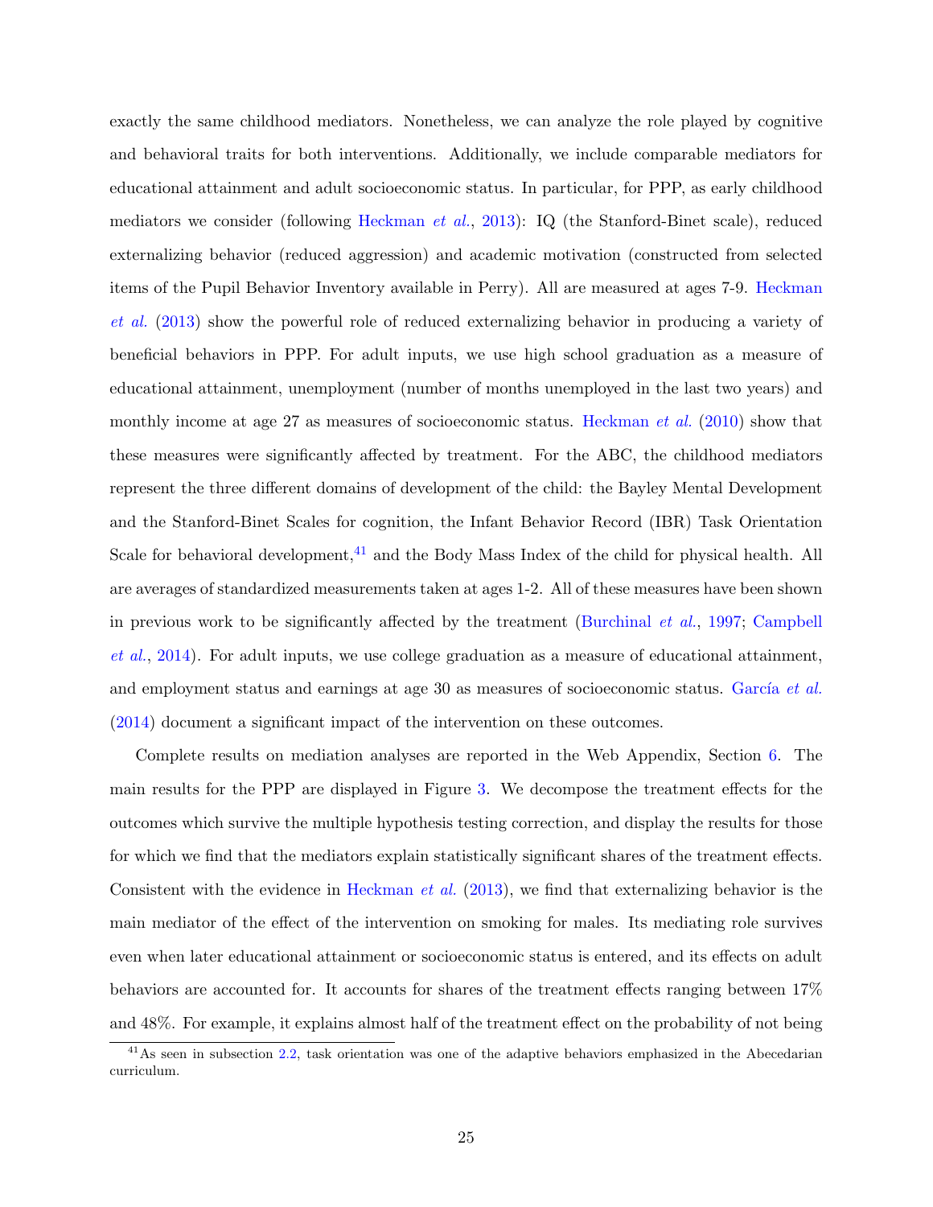exactly the same childhood mediators. Nonetheless, we can analyze the role played by cognitive and behavioral traits for both interventions. Additionally, we include comparable mediators for educational attainment and adult socioeconomic status. In particular, for PPP, as early childhood mediators we consider (following Heckman *et al.*, 2013): IQ (the Stanford-Binet scale), reduced externalizing behavior (reduced aggression) and academic motivation (constructed from selected items of the Pupil Behavior Inventory available in Perry). All are measured at ages 7-9. Heckman *et al.* (2013) show the powerful role of reduced externalizing behavior in producing a variety of beneficial behaviors in PPP. For adult inputs, we use high school graduation as a measure of educational attainment, unemployment (number of months unemployed in the last two years) and monthly income at age 27 as measures of socioeconomic status. Heckman *et al.* (2010) show that these measures were significantly affected by treatment. For the ABC, the childhood mediators represent the three different domains of development of the child: the Bayley Mental Development and the Stanford-Binet Scales for cognition, the Infant Behavior Record (IBR) Task Orientation Scale for behavioral development,[41] and the Body Mass Index of the child for physical health. All are averages of standardized measurements taken at ages 1-2. All of these measures have been shown in previous work to be significantly affected by the treatment (Burchinal *et al.*, 1997; Campbell *et al.*, 2014). For adult inputs, we use college graduation as a measure of educational attainment, and employment status and earnings at age 30 as measures of socioeconomic status. García *et al.* (2014) document a significant impact of the intervention on these outcomes.

Complete results on mediation analyses are reported in the Web Appendix, Section 6. The main results for the PPP are displayed in Figure 3. We decompose the treatment effects for the outcomes which survive the multiple hypothesis testing correction, and display the results for those for which we find that the mediators explain statistically significant shares of the treatment effects. Consistent with the evidence in Heckman *et al.* (2013), we find that externalizing behavior is the main mediator of the effect of the intervention on smoking for males. Its mediating role survives even when later educational attainment or socioeconomic status is entered, and its effects on adult behaviors are accounted for. It accounts for shares of the treatment effects ranging between 17% and 48%. For example, it explains almost half of the treatment effect on the probability of not being

[41] As seen in subsection 2.2, task orientation was one of the adaptive behaviors emphasized in the Abecedarian curriculum.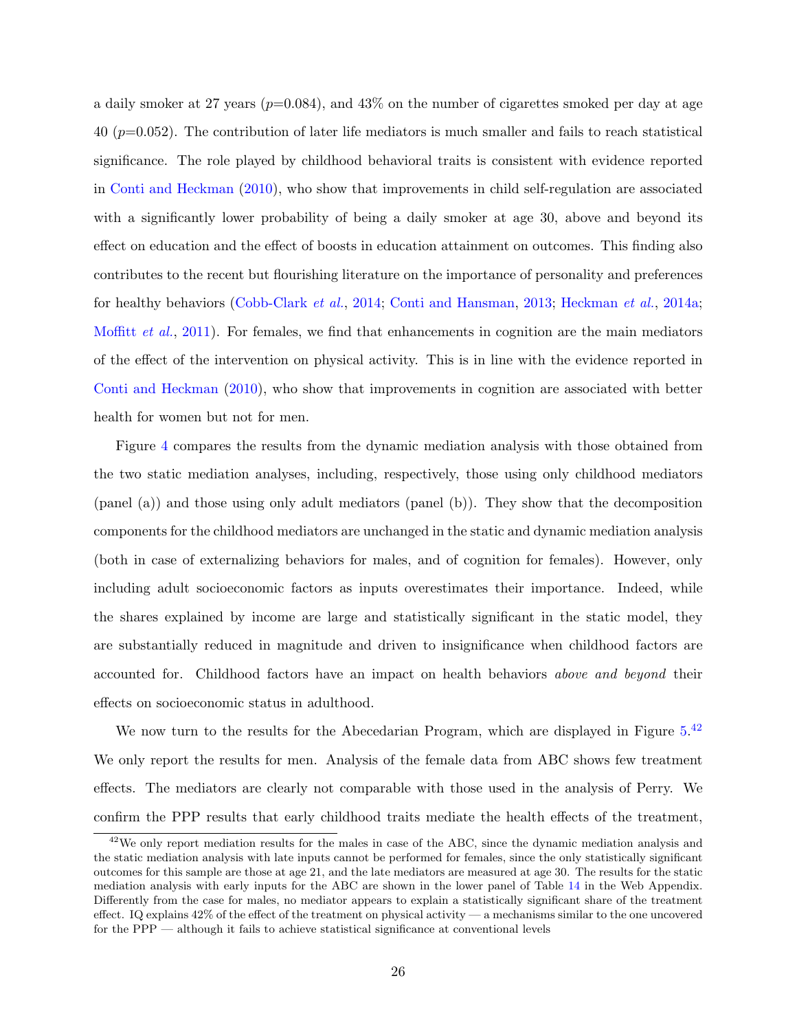a daily smoker at 27 years ($p$=0.084), and 43% on the number of cigarettes smoked per day at age 40 ($p$=0.052). The contribution of later life mediators is much smaller and fails to reach statistical significance. The role played by childhood behavioral traits is consistent with evidence reported in Conti and Heckman (2010), who show that improvements in child self-regulation are associated with a significantly lower probability of being a daily smoker at age 30, above and beyond its effect on education and the effect of boosts in education attainment on outcomes. This finding also contributes to the recent but flourishing literature on the importance of personality and preferences for healthy behaviors (Cobb-Clark *et al.*, 2014; Conti and Hansman, 2013; Heckman *et al.*, 2014a; Moffitt *et al.*, 2011). For females, we find that enhancements in cognition are the main mediators of the effect of the intervention on physical activity. This is in line with the evidence reported in Conti and Heckman (2010), who show that improvements in cognition are associated with better health for women but not for men.

Figure 4 compares the results from the dynamic mediation analysis with those obtained from the two static mediation analyses, including, respectively, those using only childhood mediators (panel (a)) and those using only adult mediators (panel (b)). They show that the decomposition components for the childhood mediators are unchanged in the static and dynamic mediation analysis (both in case of externalizing behaviors for males, and of cognition for females). However, only including adult socioeconomic factors as inputs overestimates their importance. Indeed, while the shares explained by income are large and statistically significant in the static model, they are substantially reduced in magnitude and driven to insignificance when childhood factors are accounted for. Childhood factors have an impact on health behaviors *above and beyond* their effects on socioeconomic status in adulthood.

We now turn to the results for the Abecedarian Program, which are displayed in Figure 5.[42] We only report the results for men. Analysis of the female data from ABC shows few treatment effects. The mediators are clearly not comparable with those used in the analysis of Perry. We confirm the PPP results that early childhood traits mediate the health effects of the treatment,

[42] We only report mediation results for the males in case of the ABC, since the dynamic mediation analysis and the static mediation analysis with late inputs cannot be performed for females, since the only statistically significant outcomes for this sample are those at age 21, and the late mediators are measured at age 30. The results for the static mediation analysis with early inputs for the ABC are shown in the lower panel of Table 14 in the Web Appendix. Differently from the case for males, no mediator appears to explain a statistically significant share of the treatment effect. IQ explains 42% of the effect of the treatment on physical activity — a mechanisms similar to the one uncovered for the PPP — although it fails to achieve statistical significance at conventional levels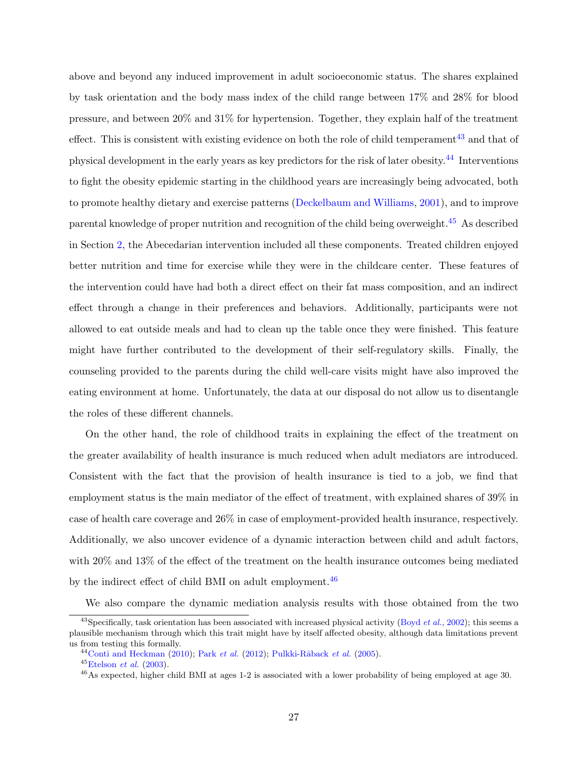above and beyond any induced improvement in adult socioeconomic status. The shares explained by task orientation and the body mass index of the child range between 17% and 28% for blood pressure, and between 20% and 31% for hypertension. Together, they explain half of the treatment effect. This is consistent with existing evidence on both the role of child temperament[43] and that of physical development in the early years as key predictors for the risk of later obesity.[44] Interventions to fight the obesity epidemic starting in the childhood years are increasingly being advocated, both to promote healthy dietary and exercise patterns (Deckelbaum and Williams, 2001), and to improve parental knowledge of proper nutrition and recognition of the child being overweight.[45] As described in Section 2, the Abecedarian intervention included all these components. Treated children enjoyed better nutrition and time for exercise while they were in the childcare center. These features of the intervention could have had both a direct effect on their fat mass composition, and an indirect effect through a change in their preferences and behaviors. Additionally, participants were not allowed to eat outside meals and had to clean up the table once they were finished. This feature might have further contributed to the development of their self-regulatory skills. Finally, the counseling provided to the parents during the child well-care visits might have also improved the eating environment at home. Unfortunately, the data at our disposal do not allow us to disentangle the roles of these different channels.

On the other hand, the role of childhood traits in explaining the effect of the treatment on the greater availability of health insurance is much reduced when adult mediators are introduced. Consistent with the fact that the provision of health insurance is tied to a job, we find that employment status is the main mediator of the effect of treatment, with explained shares of 39% in case of health care coverage and 26% in case of employment-provided health insurance, respectively. Additionally, we also uncover evidence of a dynamic interaction between child and adult factors, with 20% and 13% of the effect of the treatment on the health insurance outcomes being mediated by the indirect effect of child BMI on adult employment.[46]

We also compare the dynamic mediation analysis results with those obtained from the two

[43] Specifically, task orientation has been associated with increased physical activity (Boyd *et al.*, 2002); this seems a plausible mechanism through which this trait might have by itself affected obesity, although data limitations prevent us from testing this formally.

[44] Conti and Heckman (2010); Park *et al.* (2012); Pulkki-Råback *et al.* (2005).

[45] Etelson *et al.* (2003).

[46] As expected, higher child BMI at ages 1-2 is associated with a lower probability of being employed at age 30.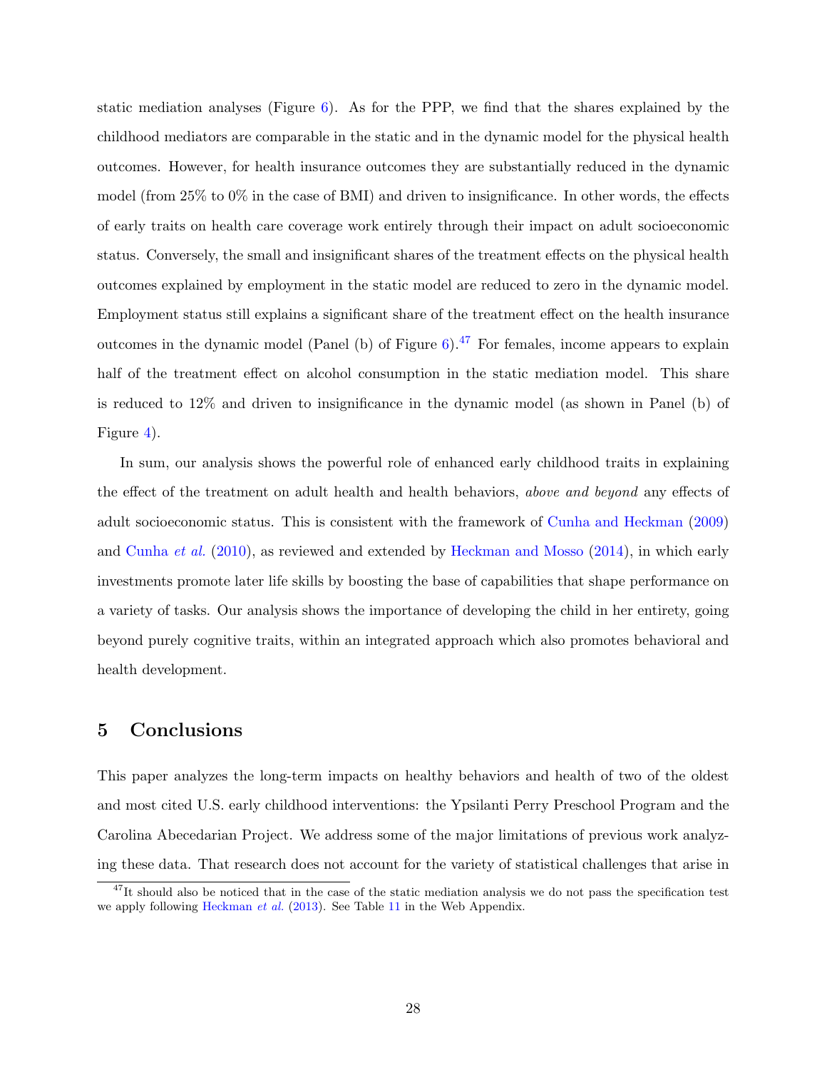static mediation analyses (Figure 6). As for the PPP, we find that the shares explained by the childhood mediators are comparable in the static and in the dynamic model for the physical health outcomes. However, for health insurance outcomes they are substantially reduced in the dynamic model (from 25% to 0% in the case of BMI) and driven to insignificance. In other words, the effects of early traits on health care coverage work entirely through their impact on adult socioeconomic status. Conversely, the small and insignificant shares of the treatment effects on the physical health outcomes explained by employment in the static model are reduced to zero in the dynamic model. Employment status still explains a significant share of the treatment effect on the health insurance outcomes in the dynamic model (Panel (b) of Figure 6).[47] For females, income appears to explain half of the treatment effect on alcohol consumption in the static mediation model. This share is reduced to 12% and driven to insignificance in the dynamic model (as shown in Panel (b) of Figure 4).

In sum, our analysis shows the powerful role of enhanced early childhood traits in explaining the effect of the treatment on adult health and health behaviors, *above and beyond* any effects of adult socioeconomic status. This is consistent with the framework of Cunha and Heckman (2009) and Cunha *et al.* (2010), as reviewed and extended by Heckman and Mosso (2014), in which early investments promote later life skills by boosting the base of capabilities that shape performance on a variety of tasks. Our analysis shows the importance of developing the child in her entirety, going beyond purely cognitive traits, within an integrated approach which also promotes behavioral and health development.

## 5 Conclusions

This paper analyzes the long-term impacts on healthy behaviors and health of two of the oldest and most cited U.S. early childhood interventions: the Ypsilanti Perry Preschool Program and the Carolina Abecedarian Project. We address some of the major limitations of previous work analyzing these data. That research does not account for the variety of statistical challenges that arise in

[47] It should also be noticed that in the case of the static mediation analysis we do not pass the specification test we apply following Heckman *et al.* (2013). See Table 11 in the Web Appendix.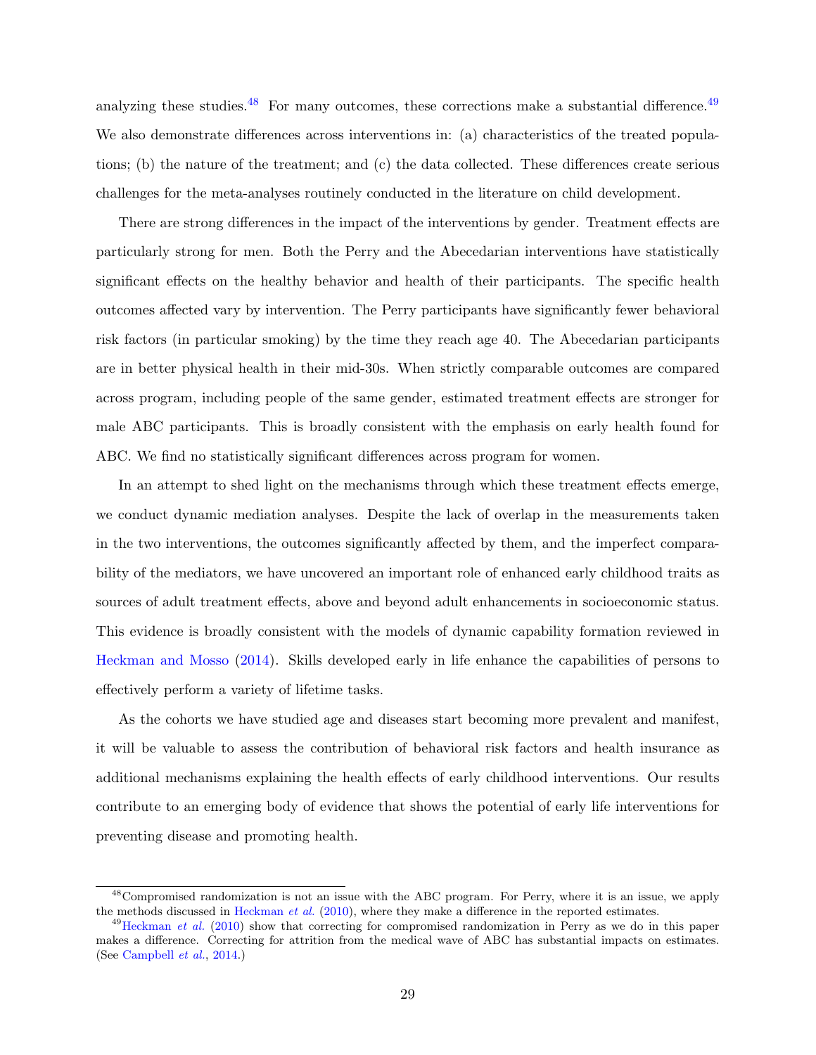analyzing these studies.[48] For many outcomes, these corrections make a substantial difference.[49] We also demonstrate differences across interventions in: (a) characteristics of the treated populations; (b) the nature of the treatment; and (c) the data collected. These differences create serious challenges for the meta-analyses routinely conducted in the literature on child development.

There are strong differences in the impact of the interventions by gender. Treatment effects are particularly strong for men. Both the Perry and the Abecedarian interventions have statistically significant effects on the healthy behavior and health of their participants. The specific health outcomes affected vary by intervention. The Perry participants have significantly fewer behavioral risk factors (in particular smoking) by the time they reach age 40. The Abecedarian participants are in better physical health in their mid-30s. When strictly comparable outcomes are compared across program, including people of the same gender, estimated treatment effects are stronger for male ABC participants. This is broadly consistent with the emphasis on early health found for ABC. We find no statistically significant differences across program for women.

In an attempt to shed light on the mechanisms through which these treatment effects emerge, we conduct dynamic mediation analyses. Despite the lack of overlap in the measurements taken in the two interventions, the outcomes significantly affected by them, and the imperfect comparability of the mediators, we have uncovered an important role of enhanced early childhood traits as sources of adult treatment effects, above and beyond adult enhancements in socioeconomic status. This evidence is broadly consistent with the models of dynamic capability formation reviewed in Heckman and Mosso (2014). Skills developed early in life enhance the capabilities of persons to effectively perform a variety of lifetime tasks.

As the cohorts we have studied age and diseases start becoming more prevalent and manifest, it will be valuable to assess the contribution of behavioral risk factors and health insurance as additional mechanisms explaining the health effects of early childhood interventions. Our results contribute to an emerging body of evidence that shows the potential of early life interventions for preventing disease and promoting health.

---

[48] Compromised randomization is not an issue with the ABC program. For Perry, where it is an issue, we apply the methods discussed in Heckman *et al.* (2010), where they make a difference in the reported estimates.

[49] Heckman *et al.* (2010) show that correcting for compromised randomization in Perry as we do in this paper makes a difference. Correcting for attrition from the medical wave of ABC has substantial impacts on estimates. (See Campbell *et al.*, 2014.)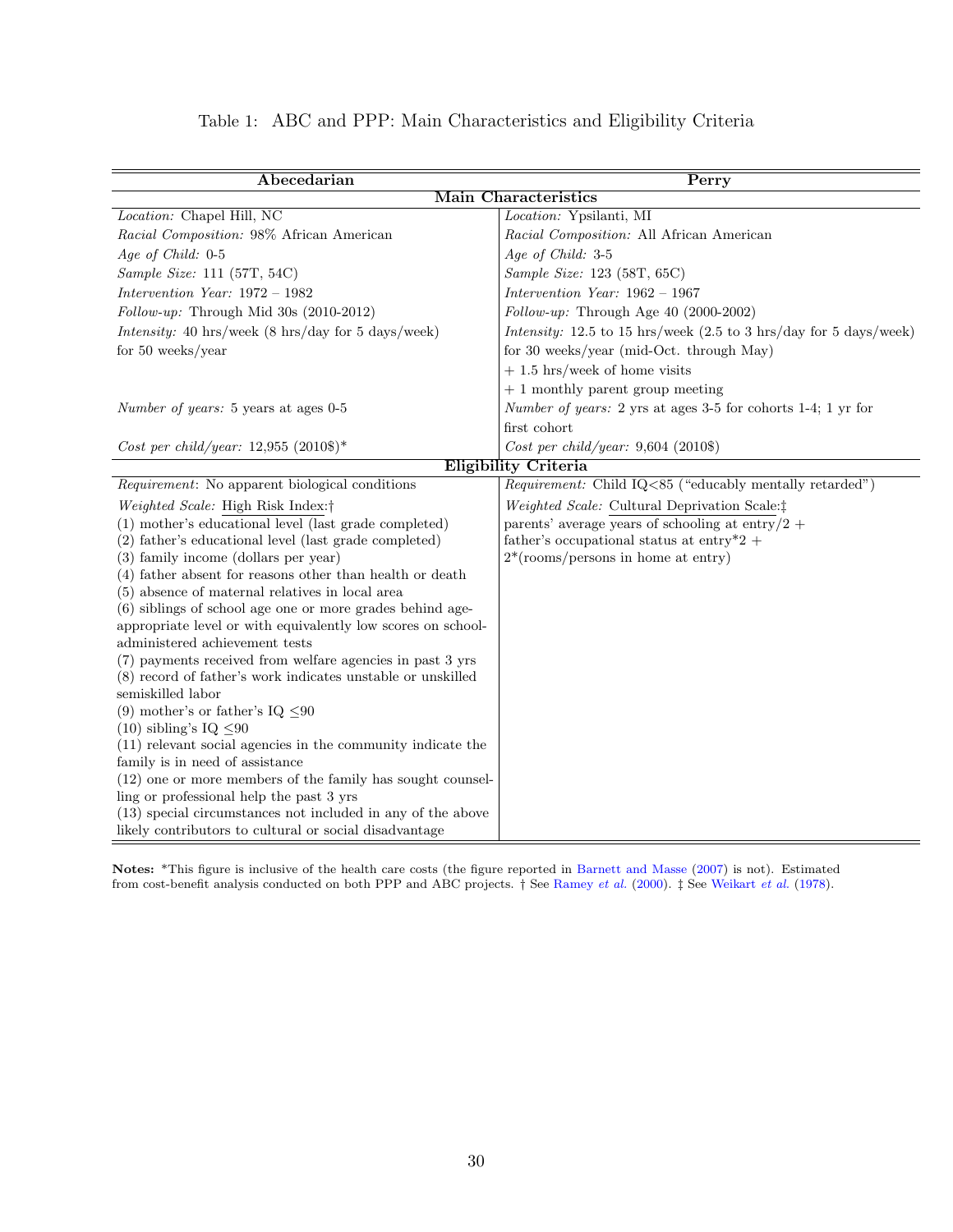Table 1: ABC and PPP: Main Characteristics and Eligibility Criteria

| Abecedarian | Perry |
|---|---|
| **Main Characteristics** | |
| *Location:* Chapel Hill, NC | *Location:* Ypsilanti, MI |
| *Racial Composition:* 98% African American | *Racial Composition:* All African American |
| *Age of Child:* 0-5 | *Age of Child:* 3-5 |
| *Sample Size:* 111 (57T, 54C) | *Sample Size:* 123 (58T, 65C) |
| *Intervention Year:* 1972 – 1982 | *Intervention Year:* 1962 – 1967 |
| *Follow-up:* Through Mid 30s (2010-2012) | *Follow-up:* Through Age 40 (2000-2002) |
| *Intensity:* 40 hrs/week (8 hrs/day for 5 days/week) for 50 weeks/year | *Intensity:* 12.5 to 15 hrs/week (2.5 to 3 hrs/day for 5 days/week) for 30 weeks/year (mid-Oct. through May) + 1.5 hrs/week of home visits + 1 monthly parent group meeting |
| *Number of years:* 5 years at ages 0-5 | *Number of years:* 2 yrs at ages 3-5 for cohorts 1-4; 1 yr for first cohort |
| *Cost per child/year:* 12,955 (2010$)* | *Cost per child/year:* 9,604 (2010$) |
| **Eligibility Criteria** | |
| *Requirement*: No apparent biological conditions | *Requirement:* Child IQ<85 ("educably mentally retarded") |
| *Weighted Scale:* High Risk Index:† (1) mother's educational level (last grade completed) (2) father's educational level (last grade completed) (3) family income (dollars per year) (4) father absent for reasons other than health or death (5) absence of maternal relatives in local area (6) siblings of school age one or more grades behind age-appropriate level or with equivalently low scores on school-administered achievement tests (7) payments received from welfare agencies in past 3 yrs (8) record of father's work indicates unstable or unskilled semiskilled labor (9) mother's or father's IQ ≤90 (10) sibling's IQ ≤90 (11) relevant social agencies in the community indicate the family is in need of assistance (12) one or more members of the family has sought counselling or professional help the past 3 yrs (13) special circumstances not included in any of the above likely contributors to cultural or social disadvantage | *Weighted Scale:* Cultural Deprivation Scale:‡ parents' average years of schooling at entry/2 + father's occupational status at entry*2 + 2*(rooms/persons in home at entry) |

**Notes:** *This figure is inclusive of the health care costs (the figure reported in Barnett and Masse (2007) is not). Estimated from cost-benefit analysis conducted on both PPP and ABC projects. † See Ramey *et al.* (2000). ‡ See Weikart *et al.* (1978).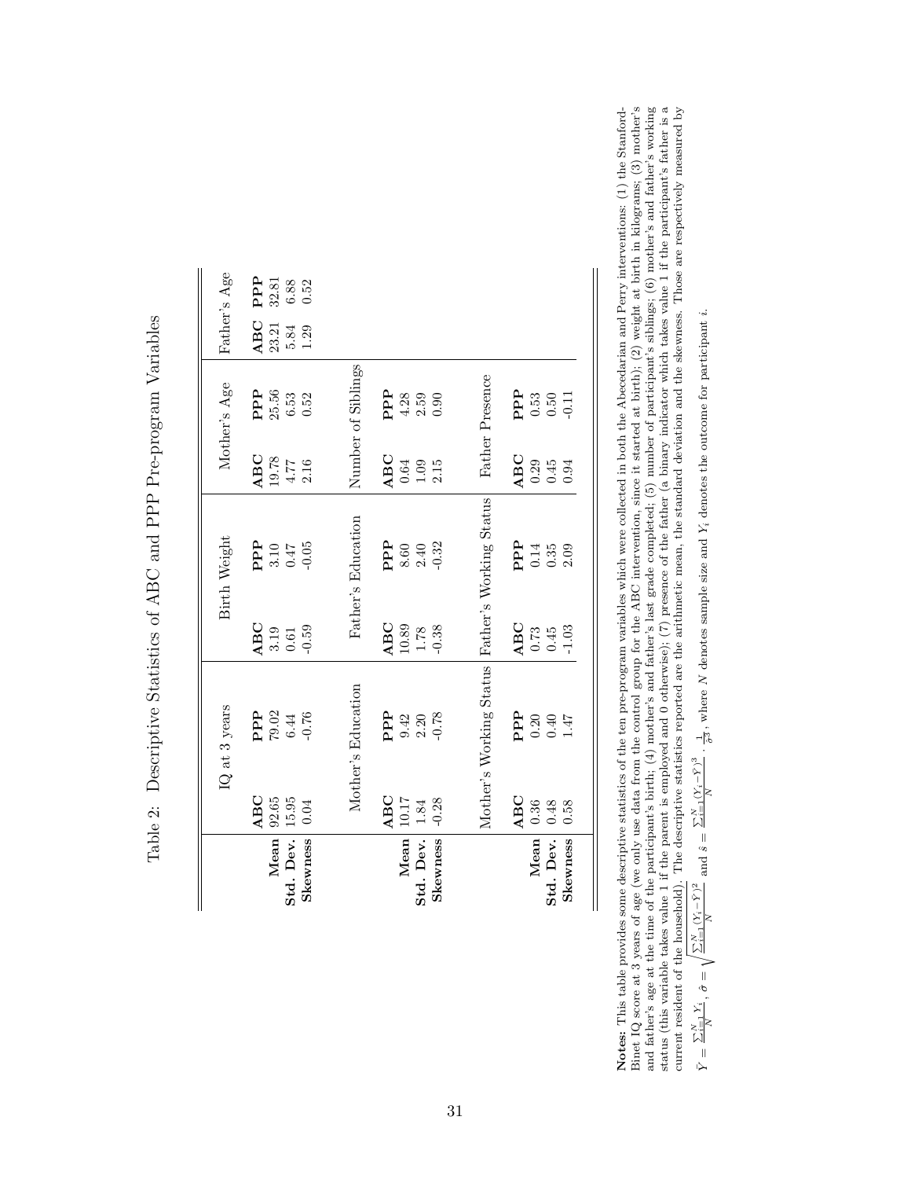Table 2: Descriptive Statistics of ABC and PPP Pre-program Variables

| | IQ at 3 years | | Birth Weight | | Mother's Age | | Father's Age | |
|---|---|---|---|---|---|---|---|---|
| | **ABC** | **PPP** | **ABC** | **PPP** | **ABC** | **PPP** | **ABC** | **PPP** |
| **Mean** | 92.65 | 79.02 | 3.19 | 3.10 | 19.78 | 25.56 | 23.21 | 32.81 |
| **Std. Dev.** | 15.95 | 6.44 | 0.61 | 0.47 | 4.77 | 6.53 | 5.84 | 6.88 |
| **Skewness** | 0.04 | -0.76 | -0.59 | -0.05 | 2.16 | 0.52 | 1.29 | 0.52 |
| | Mother's Education | | Father's Education | | Number of Siblings | | | |
| | **ABC** | **PPP** | **ABC** | **PPP** | **ABC** | **PPP** | | |
| **Mean** | 10.17 | 9.42 | 10.89 | 8.60 | 0.64 | 4.28 | | |
| **Std. Dev.** | 1.84 | 2.20 | 1.78 | 2.40 | 1.09 | 2.59 | | |
| **Skewness** | -0.28 | -0.78 | -0.38 | -0.32 | 2.15 | 0.90 | | |
| | Mother's Working Status | | Father's Working Status | | Father Presence | | | |
| | **ABC** | **PPP** | **ABC** | **PPP** | **ABC** | **PPP** | | |
| **Mean** | 0.36 | 0.20 | 0.73 | 0.14 | 0.29 | 0.53 | | |
| **Std. Dev.** | 0.48 | 0.40 | 0.45 | 0.35 | 0.45 | 0.50 | | |
| **Skewness** | 0.58 | 1.47 | -1.03 | 2.09 | 0.94 | -0.11 | | |

**Notes:** This table provides some descriptive statistics of the ten pre-program variables which were collected in both the Abecedarian and Perry interventions: (1) the Stanford-Binet IQ score at 3 years of age (we only use data from the control group for the ABC intervention, since it started at birth); (2) weight at birth in kilograms; (3) mother's and father's age at the time of the participant's birth; (4) mother's and father's last grade completed; (5) number of participant's siblings; (6) mother's and father's working status (this variable takes value 1 if the parent is employed and 0 otherwise); (7) presence of the father (a binary indicator which takes value 1 if the participant's father is a current resident of the household). The descriptive statistics reported are the arithmetic mean, the standard deviation and the skewness. Those are respectively measured by $\bar{Y} = \frac{\sum_{i=1}^{N} Y_i}{N}$, $\hat{\sigma} = \sqrt{\frac{\sum_{i=1}^{N} (Y_i - \bar{Y})^2}{N}}$ and $\hat{s} = \frac{\sum_{i=1}^{N} (Y_i - \bar{Y})^3}{N} \cdot \frac{1}{\hat{\sigma}^3}$, where $N$ denotes sample size and $Y_i$ denotes the outcome for participant $i$.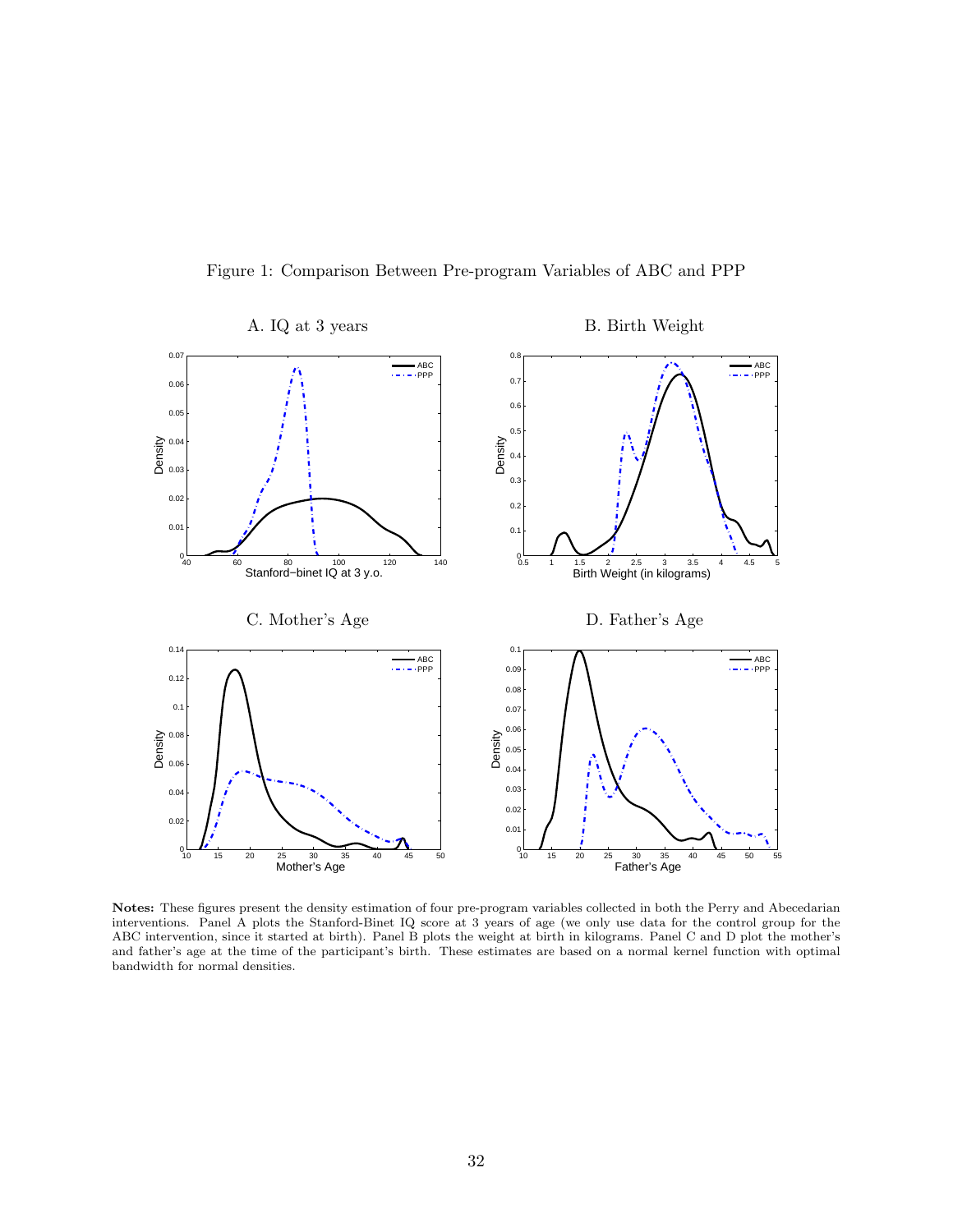Figure 1: Comparison Between Pre-program Variables of ABC and PPP

A. IQ at 3 years

B. Birth Weight

C. Mother's Age

D. Father's Age

**Notes:** These figures present the density estimation of four pre-program variables collected in both the Perry and Abecedarian interventions. Panel A plots the Stanford-Binet IQ score at 3 years of age (we only use data for the control group for the ABC intervention, since it started at birth). Panel B plots the weight at birth in kilograms. Panel C and D plot the mother's and father's age at the time of the participant's birth. These estimates are based on a normal kernel function with optimal bandwidth for normal densities.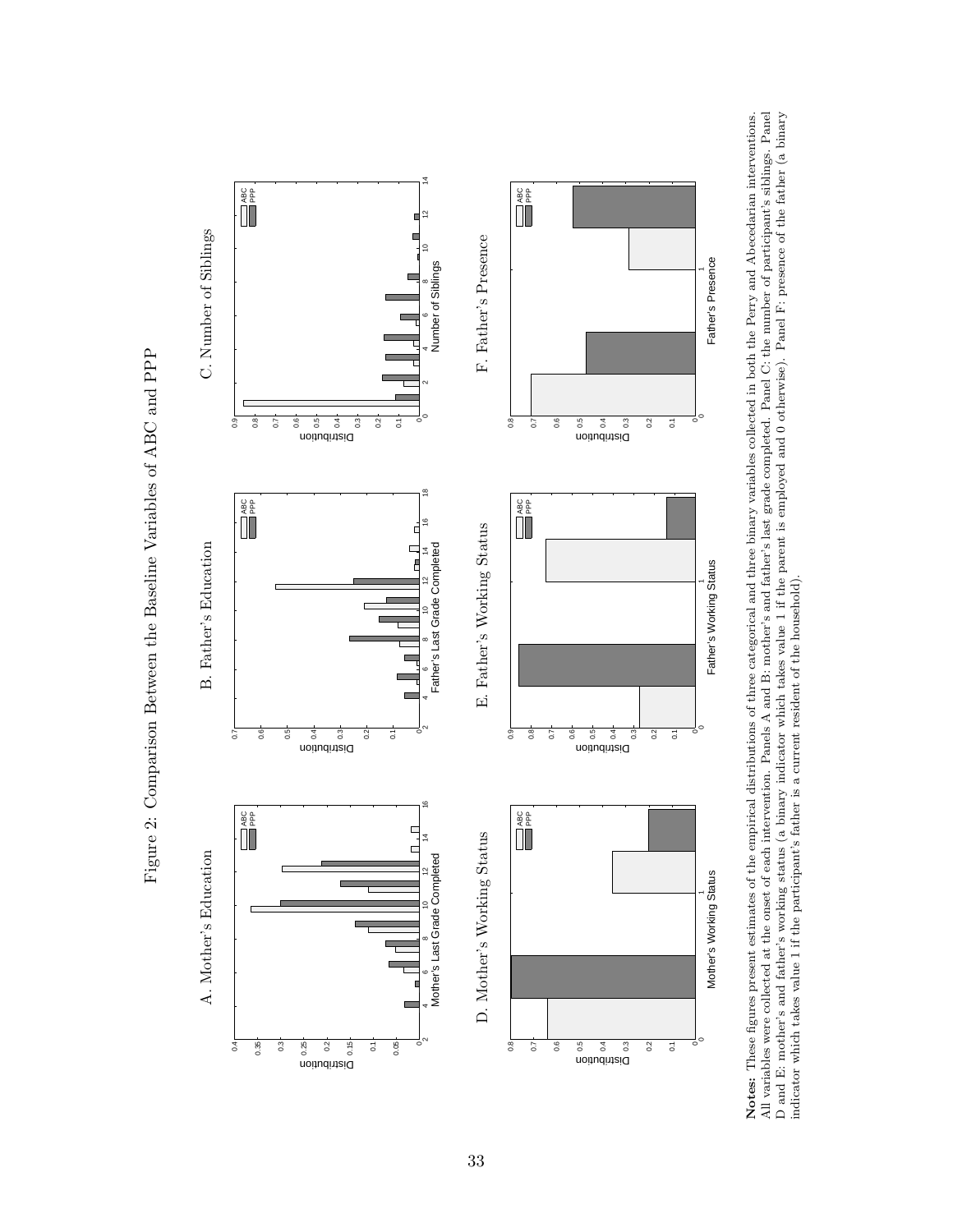Figure 2: Comparison Between the Baseline Variables of ABC and PPP

A. Mother's Education

B. Father's Education

C. Number of Siblings

D. Mother's Working Status

E. Father's Working Status

F. Father's Presence

**Notes:** These figures present estimates of the empirical distributions of three categorical and three binary variables collected in both the Perry and Abecedarian interventions. All variables were collected at the onset of each intervention. Panels A and B: mother's and father's last grade completed. Panel C: the number of participant's siblings. Panel D and E: mother's and father's working status (a binary indicator which takes value 1 if the parent is employed and 0 otherwise). Panel F: presence of the father (a binary indicator which takes value 1 if the participant's father is a current resident of the household).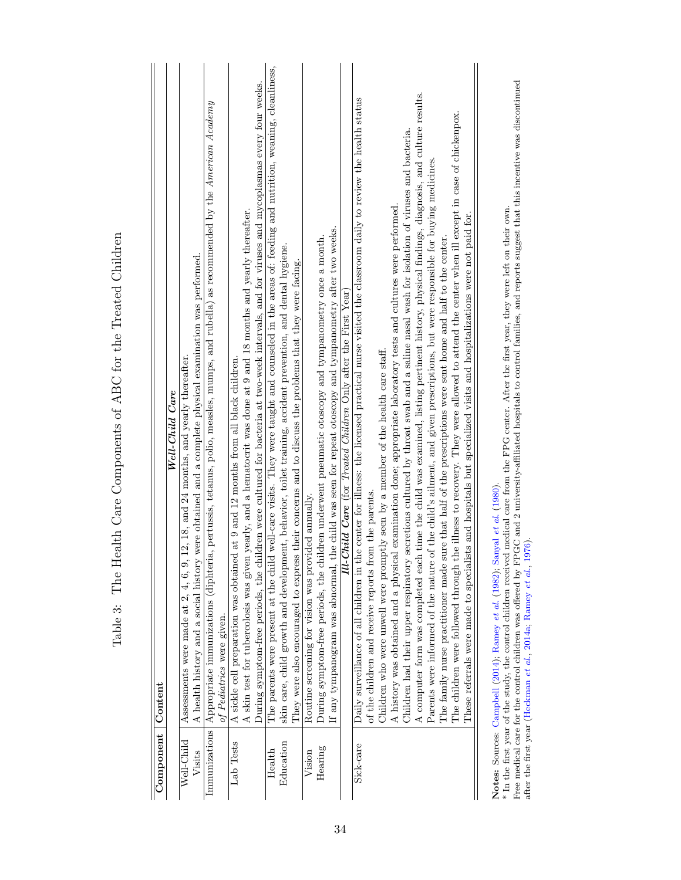Table 3: The Health Care Components of ABC for the Treated Children

| Component | Content |
|---|---|
| | ***Well-Child Care*** |
| Well-Child Visits | Assessments were made at 2, 4, 6, 9, 12, 18, and 24 months, and yearly thereafter. A health history and a social history were obtained and a complete physical examination was performed. |
| Immunizations | Appropriate immunizations (diphteria, pertussis, tetanus, polio, measles, mumps, and rubella) as recommended by the *American Academy of Pediatrics* were given. |
| Lab Tests | A sickle cell preparation was obtained at 9 and 12 months from all black children. A skin test for tuberculosis was given yearly, and a hematocrit was done at 9 and 18 months and yearly thereafter. During symptom-free periods, the children were cultured for bacteria at two-week intervals, and for viruses and mycoplasmas every four weeks. |
| Health Education | The parents were present at the child well-care visits. They were taught and counseled in the areas of: feeding and nutrition, weaning, cleanliness, skin care, child growth and development, behavior, toilet training, accident prevention, and dental hygiene. They were also encouraged to express their concerns and to discuss the problems that they were facing. |
| Vision | Routine screening for vision was provided annually. |
| Hearing | During symptom-free periods, the children underwent pneumatic otoscopy and tympanometry once a month. If any tympanogram was abnormal, the child was seen for repeat otoscopy and tympanometry after two weeks. |
| | ***Ill-Child Care*** (for *Treated Children* Only after the First Year) |
| Sick-care | Daily surveillance of all children in the center for illness: the licensed practical nurse visited the classroom daily to review the health status of the children and receive reports from the parents. Children who were unwell were promptly seen by a member of the health care staff. A history was obtained and a physical examination done; appropriate laboratory tests and cultures were performed. Children had their upper respiratory secretions cultured by throat swab and a saline nasal wash for isolation of viruses and bacteria. A computer form was completed each time the child was examined, listing pertinent history, physical findings, diagnosis, and culture results. Parents were informed of the nature of the child's ailment, and given prescriptions, but were responsible for buying medicines. The family nurse practitioner made sure that half of the prescriptions were sent home and half to the center. The children were followed through the illness to recovery. They were allowed to attend the center when ill except in case of chickenpox. These referrals were made to specialists and hospitals but specialized visits and hospitalizations were not paid for. |

**Notes:** Sources: Campbell (2014); Ramey *et al.* (1982); Sanyal *et al.* (1980).
* In the first year of the study, the control children received medical care from the FPG center. After the first year, they were left on their own.
Free medical care for the control children was offered by FPGC and 2 university-affiliated hospitals to control families, and reports suggest that this incentive was discontinued after the first year (Heckman *et al.*, 2014a; Ramey *et al.*, 1976).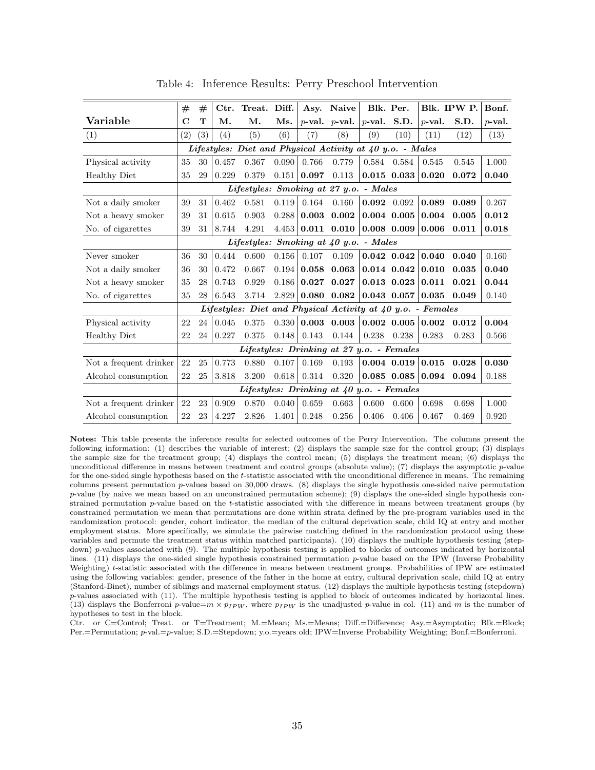Table 4: Inference Results: Perry Preschool Intervention

| Variable | # C | # T | Ctr. M. | Treat. M. | Diff. Ms. | Asy. $p$-val. | Naive $p$-val. | Blk. Per. $p$-val. | Blk. Per. S.D. | Blk. IPW P. $p$-val. | Blk. IPW P. S.D. | Bonf. $p$-val. |
|---|---|---|---|---|---|---|---|---|---|---|---|---|
| (1) | (2) | (3) | (4) | (5) | (6) | (7) | (8) | (9) | (10) | (11) | (12) | (13) |
| | | | | | ***Lifestyles: Diet and Physical Activity at 40 y.o. - Males*** | | | | | | | |
| Physical activity | 35 | 30 | 0.457 | 0.367 | 0.090 | 0.766 | 0.779 | 0.584 | 0.584 | 0.545 | 0.545 | 1.000 |
| Healthy Diet | 35 | 29 | 0.229 | 0.379 | 0.151 | **0.097** | 0.113 | **0.015** | **0.033** | **0.020** | **0.072** | **0.040** |
| | | | | | ***Lifestyles: Smoking at 27 y.o. - Males*** | | | | | | | |
| Not a daily smoker | 39 | 31 | 0.462 | 0.581 | 0.119 | 0.164 | 0.160 | **0.092** | 0.092 | **0.089** | **0.089** | 0.267 |
| Not a heavy smoker | 39 | 31 | 0.615 | 0.903 | 0.288 | **0.003** | **0.002** | **0.004** | **0.005** | **0.004** | **0.005** | **0.012** |
| No. of cigarettes | 39 | 31 | 8.744 | 4.291 | 4.453 | **0.011** | **0.010** | **0.008** | **0.009** | **0.006** | **0.011** | **0.018** |
| | | | | | ***Lifestyles: Smoking at 40 y.o. - Males*** | | | | | | | |
| Never smoker | 36 | 30 | 0.444 | 0.600 | 0.156 | 0.107 | 0.109 | **0.042** | **0.042** | **0.040** | **0.040** | 0.160 |
| Not a daily smoker | 36 | 30 | 0.472 | 0.667 | 0.194 | **0.058** | **0.063** | **0.014** | **0.042** | **0.010** | **0.035** | **0.040** |
| Not a heavy smoker | 35 | 28 | 0.743 | 0.929 | 0.186 | **0.027** | **0.027** | **0.013** | **0.023** | **0.011** | **0.021** | **0.044** |
| No. of cigarettes | 35 | 28 | 6.543 | 3.714 | 2.829 | **0.080** | **0.082** | **0.043** | **0.057** | **0.035** | **0.049** | 0.140 |
| | | | | | ***Lifestyles: Diet and Physical Activity at 40 y.o. - Females*** | | | | | | | |
| Physical activity | 22 | 24 | 0.045 | 0.375 | 0.330 | **0.003** | **0.003** | **0.002** | **0.005** | **0.002** | **0.012** | **0.004** |
| Healthy Diet | 22 | 24 | 0.227 | 0.375 | 0.148 | 0.143 | 0.144 | 0.238 | 0.238 | 0.283 | 0.283 | 0.566 |
| | | | | | ***Lifestyles: Drinking at 27 y.o. - Females*** | | | | | | | |
| Not a frequent drinker | 22 | 25 | 0.773 | 0.880 | 0.107 | 0.169 | 0.193 | **0.004** | **0.019** | **0.015** | **0.028** | **0.030** |
| Alcohol consumption | 22 | 25 | 3.818 | 3.200 | 0.618 | 0.314 | 0.320 | **0.085** | **0.085** | **0.094** | **0.094** | 0.188 |
| | | | | | ***Lifestyles: Drinking at 40 y.o. - Females*** | | | | | | | |
| Not a frequent drinker | 22 | 23 | 0.909 | 0.870 | 0.040 | 0.659 | 0.663 | 0.600 | 0.600 | 0.698 | 0.698 | 1.000 |
| Alcohol consumption | 22 | 23 | 4.227 | 2.826 | 1.401 | 0.248 | 0.256 | 0.406 | 0.406 | 0.467 | 0.469 | 0.920 |

**Notes:** This table presents the inference results for selected outcomes of the Perry Intervention. The columns present the following information: (1) describes the variable of interest; (2) displays the sample size for the control group; (3) displays the sample size for the treatment group; (4) displays the control mean; (5) displays the treatment mean; (6) displays the unconditional difference in means between treatment and control groups (absolute value); (7) displays the asymptotic $p$-value for the one-sided single hypothesis based on the $t$-statistic associated with the unconditional difference in means. The remaining columns present permutation $p$-values based on 30,000 draws. (8) displays the single hypothesis one-sided naive permutation $p$-value (by naive we mean based on an unconstrained permutation scheme); (9) displays the one-sided single hypothesis constrained permutation $p$-value based on the $t$-statistic associated with the difference in means between treatment groups (by constrained permutation we mean that permutations are done within strata defined by the pre-program variables used in the randomization protocol: gender, cohort indicator, the median of the cultural deprivation scale, child IQ at entry and mother employment status. More specifically, we simulate the pairwise matching defined in the randomization protocol using these variables and permute the treatment status within matched participants). (10) displays the multiple hypothesis testing (stepdown) $p$-values associated with (9). The multiple hypothesis testing is applied to blocks of outcomes indicated by horizontal lines. (11) displays the one-sided single hypothesis constrained permutation $p$-value based on the IPW (Inverse Probability Weighting) $t$-statistic associated with the difference in means between treatment groups. Probabilities of IPW are estimated using the following variables: gender, presence of the father in the home at entry, cultural deprivation scale, child IQ at entry (Stanford-Binet), number of siblings and maternal employment status. (12) displays the multiple hypothesis testing (stepdown) $p$-values associated with (11). The multiple hypothesis testing is applied to block of outcomes indicated by horizontal lines. (13) displays the Bonferroni $p$-value$=m \times p_{IPW}$, where $p_{IPW}$ is the unadjusted $p$-value in col. (11) and $m$ is the number of hypotheses to test in the block.

Ctr. or C=Control; Treat. or T=Treatment; M.=Mean; Ms.=Means; Diff.=Difference; Asy.=Asymptotic; Blk.=Block; Per.=Permutation; $p$-val.=$p$-value; S.D.=Stepdown; y.o.=years old; IPW=Inverse Probability Weighting; Bonf.=Bonferroni.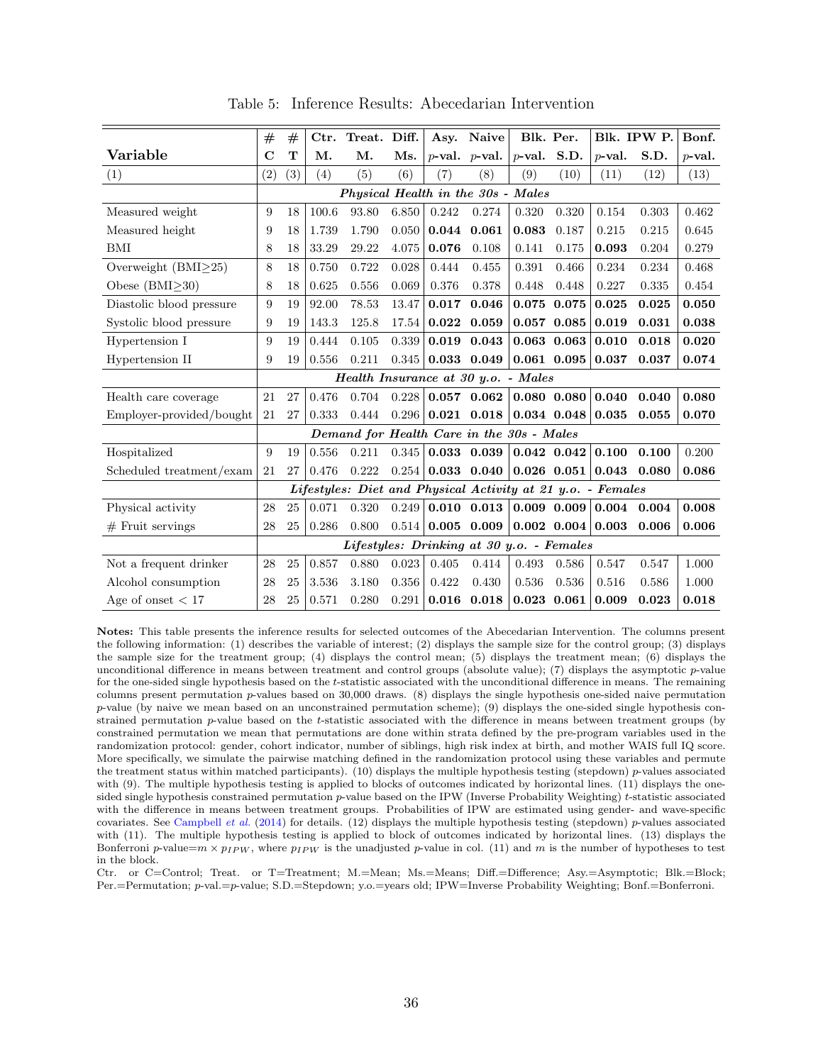Table 5: Inference Results: Abecedarian Intervention

| Variable | # C | # T | Ctr. M. | Treat. M. | Diff. Ms. | Asy. $p$-val. | Naive $p$-val. | Blk. Per. $p$-val. | Blk. Per. S.D. | Blk. IPW P. $p$-val. | Blk. IPW P. S.D. | Bonf. $p$-val. |
|---|---|---|---|---|---|---|---|---|---|---|---|---|
| (1) | (2) | (3) | (4) | (5) | (6) | (7) | (8) | (9) | (10) | (11) | (12) | (13) |
| | *Physical Health in the 30s - Males* | | | | | | | | | | | |
| Measured weight | 9 | 18 | 100.6 | 93.80 | 6.850 | 0.242 | 0.274 | 0.320 | 0.320 | 0.154 | 0.303 | 0.462 |
| Measured height | 9 | 18 | 1.739 | 1.790 | 0.050 | **0.044** | **0.061** | **0.083** | 0.187 | 0.215 | 0.215 | 0.645 |
| BMI | 8 | 18 | 33.29 | 29.22 | 4.075 | **0.076** | 0.108 | 0.141 | 0.175 | **0.093** | 0.204 | 0.279 |
| Overweight (BMI≥25) | 8 | 18 | 0.750 | 0.722 | 0.028 | 0.444 | 0.455 | 0.391 | 0.466 | 0.234 | 0.234 | 0.468 |
| Obese (BMI≥30) | 8 | 18 | 0.625 | 0.556 | 0.069 | 0.376 | 0.378 | 0.448 | 0.448 | 0.227 | 0.335 | 0.454 |
| Diastolic blood pressure | 9 | 19 | 92.00 | 78.53 | 13.47 | **0.017** | **0.046** | **0.075** | **0.075** | **0.025** | **0.025** | **0.050** |
| Systolic blood pressure | 9 | 19 | 143.3 | 125.8 | 17.54 | **0.022** | **0.059** | **0.057** | **0.085** | **0.019** | **0.031** | **0.038** |
| Hypertension I | 9 | 19 | 0.444 | 0.105 | 0.339 | **0.019** | **0.043** | **0.063** | **0.063** | **0.010** | **0.018** | **0.020** |
| Hypertension II | 9 | 19 | 0.556 | 0.211 | 0.345 | **0.033** | **0.049** | **0.061** | **0.095** | **0.037** | **0.037** | **0.074** |
| | *Health Insurance at 30 y.o. - Males* | | | | | | | | | | | |
| Health care coverage | 21 | 27 | 0.476 | 0.704 | 0.228 | **0.057** | **0.062** | **0.080** | **0.080** | **0.040** | **0.040** | **0.080** |
| Employer-provided/bought | 21 | 27 | 0.333 | 0.444 | 0.296 | **0.021** | **0.018** | **0.034** | **0.048** | **0.035** | **0.055** | **0.070** |
| | *Demand for Health Care in the 30s - Males* | | | | | | | | | | | |
| Hospitalized | 9 | 19 | 0.556 | 0.211 | 0.345 | **0.033** | **0.039** | **0.042** | **0.042** | **0.100** | **0.100** | 0.200 |
| Scheduled treatment/exam | 21 | 27 | 0.476 | 0.222 | 0.254 | **0.033** | **0.040** | **0.026** | **0.051** | **0.043** | **0.080** | **0.086** |
| | *Lifestyles: Diet and Physical Activity at 21 y.o. - Females* | | | | | | | | | | | |
| Physical activity | 28 | 25 | 0.071 | 0.320 | 0.249 | **0.010** | **0.013** | **0.009** | **0.009** | **0.004** | **0.004** | **0.008** |
| # Fruit servings | 28 | 25 | 0.286 | 0.800 | 0.514 | **0.005** | **0.009** | **0.002** | **0.004** | **0.003** | **0.006** | **0.006** |
| | *Lifestyles: Drinking at 30 y.o. - Females* | | | | | | | | | | | |
| Not a frequent drinker | 28 | 25 | 0.857 | 0.880 | 0.023 | 0.405 | 0.414 | 0.493 | 0.586 | 0.547 | 0.547 | 1.000 |
| Alcohol consumption | 28 | 25 | 3.536 | 3.180 | 0.356 | 0.422 | 0.430 | 0.536 | 0.536 | 0.516 | 0.586 | 1.000 |
| Age of onset < 17 | 28 | 25 | 0.571 | 0.280 | 0.291 | **0.016** | **0.018** | **0.023** | **0.061** | **0.009** | **0.023** | **0.018** |

**Notes:** This table presents the inference results for selected outcomes of the Abecedarian Intervention. The columns present the following information: (1) describes the variable of interest; (2) displays the sample size for the control group; (3) displays the sample size for the treatment group; (4) displays the control mean; (5) displays the treatment mean; (6) displays the unconditional difference in means between treatment and control groups (absolute value); (7) displays the asymptotic $p$-value for the one-sided single hypothesis based on the $t$-statistic associated with the unconditional difference in means. The remaining columns present permutation $p$-values based on 30,000 draws. (8) displays the single hypothesis one-sided naive permutation $p$-value (by naive we mean based on an unconstrained permutation scheme); (9) displays the one-sided single hypothesis constrained permutation $p$-value based on the $t$-statistic associated with the difference in means between treatment groups (by constrained permutation we mean that permutations are done within strata defined by the pre-program variables used in the randomization protocol: gender, cohort indicator, number of siblings, high risk index at birth, and mother WAIS full IQ score. More specifically, we simulate the pairwise matching defined in the randomization protocol using these variables and permute the treatment status within matched participants). (10) displays the multiple hypothesis testing (stepdown) $p$-values associated with (9). The multiple hypothesis testing is applied to blocks of outcomes indicated by horizontal lines. (11) displays the one-sided single hypothesis constrained permutation $p$-value based on the IPW (Inverse Probability Weighting) $t$-statistic associated with the difference in means between treatment groups. Probabilities of IPW are estimated using gender- and wave-specific covariates. See Campbell *et al.* (2014) for details. (12) displays the multiple hypothesis testing (stepdown) $p$-values associated with (11). The multiple hypothesis testing is applied to block of outcomes indicated by horizontal lines. (13) displays the Bonferroni $p$-value$=m \times p_{IPW}$, where $p_{IPW}$ is the unadjusted $p$-value in col. (11) and $m$ is the number of hypotheses to test in the block.

Ctr. or C=Control; Treat. or T=Treatment; M.=Mean; Ms.=Means; Diff.=Difference; Asy.=Asymptotic; Blk.=Block; Per.=Permutation; $p$-val.=$p$-value; S.D.=Stepdown; y.o.=years old; IPW=Inverse Probability Weighting; Bonf.=Bonferroni.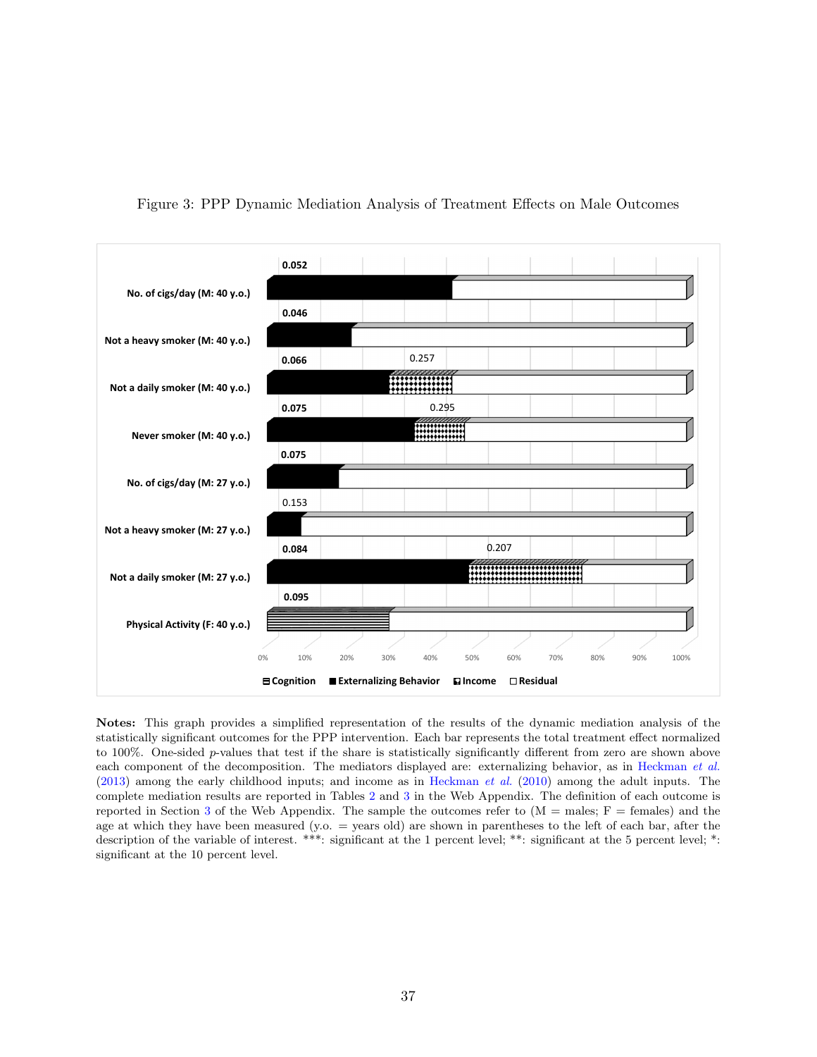Figure 3: PPP Dynamic Mediation Analysis of Treatment Effects on Male Outcomes

| Outcome | p-values shown |
|---|---|
| No. of cigs/day (M: 40 y.o.) | 0.052 |
| Not a heavy smoker (M: 40 y.o.) | 0.046 |
| Not a daily smoker (M: 40 y.o.) | 0.066; 0.257 |
| Never smoker (M: 40 y.o.) | 0.075; 0.295 |
| No. of cigs/day (M: 27 y.o.) | 0.075 |
| Not a heavy smoker (M: 27 y.o.) | 0.153 |
| Not a daily smoker (M: 27 y.o.) | 0.084; 0.207 |
| Physical Activity (F: 40 y.o.) | 0.095 |

Legend: Cognition, Externalizing Behavior, Income, Residual

**Notes:** This graph provides a simplified representation of the results of the dynamic mediation analysis of the statistically significant outcomes for the PPP intervention. Each bar represents the total treatment effect normalized to 100%. One-sided $p$-values that test if the share is statistically significantly different from zero are shown above each component of the decomposition. The mediators displayed are: externalizing behavior, as in Heckman *et al.* (2013) among the early childhood inputs; and income as in Heckman *et al.* (2010) among the adult inputs. The complete mediation results are reported in Tables 2 and 3 in the Web Appendix. The definition of each outcome is reported in Section 3 of the Web Appendix. The sample the outcomes refer to (M = males; F = females) and the age at which they have been measured (y.o. = years old) are shown in parentheses to the left of each bar, after the description of the variable of interest. ***: significant at the 1 percent level; **: significant at the 5 percent level; *: significant at the 10 percent level.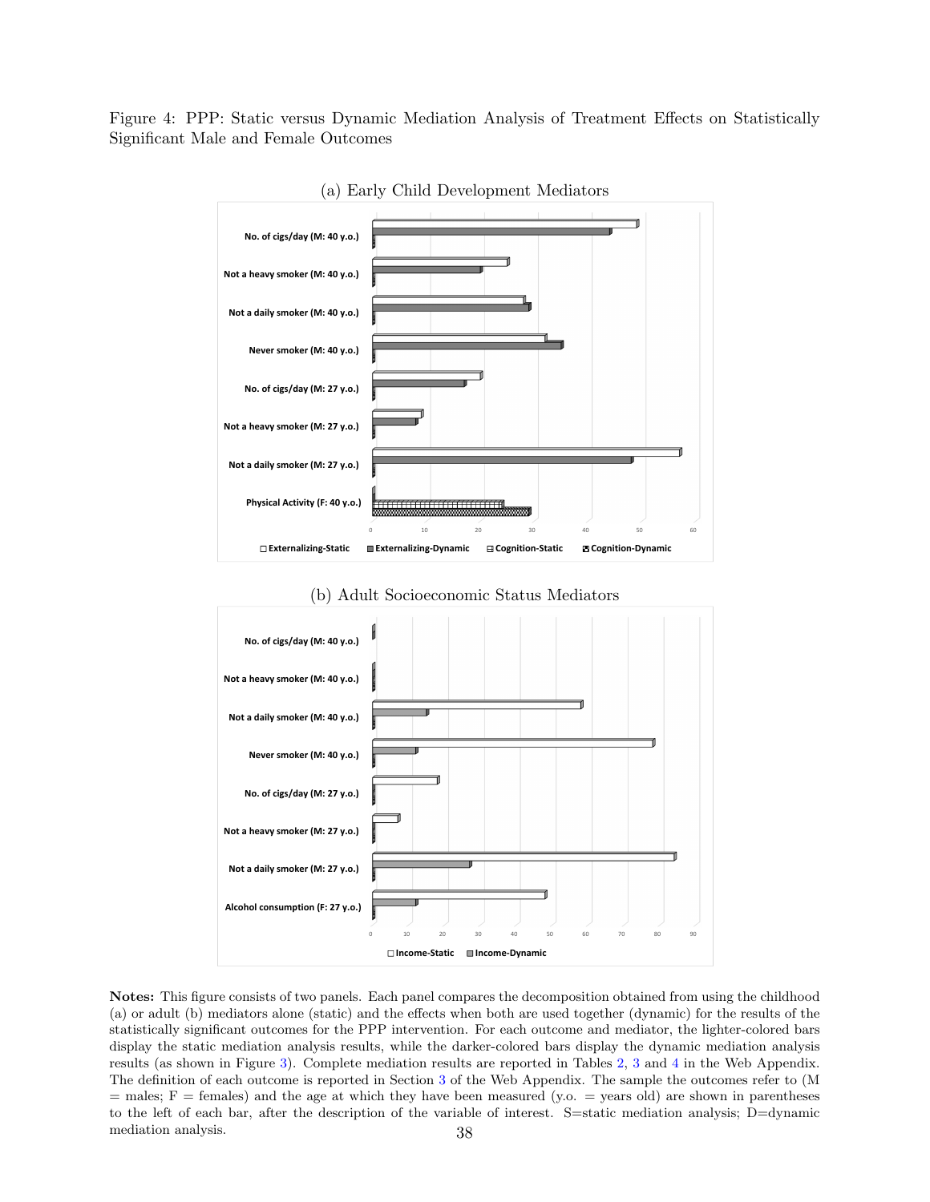Figure 4: PPP: Static versus Dynamic Mediation Analysis of Treatment Effects on Statistically Significant Male and Female Outcomes

(a) Early Child Development Mediators

(b) Adult Socioeconomic Status Mediators

**Notes:** This figure consists of two panels. Each panel compares the decomposition obtained from using the childhood (a) or adult (b) mediators alone (static) and the effects when both are used together (dynamic) for the results of the statistically significant outcomes for the PPP intervention. For each outcome and mediator, the lighter-colored bars display the static mediation analysis results, while the darker-colored bars display the dynamic mediation analysis results (as shown in Figure 3). Complete mediation results are reported in Tables 2, 3 and 4 in the Web Appendix. The definition of each outcome is reported in Section 3 of the Web Appendix. The sample the outcomes refer to (M = males; F = females) and the age at which they have been measured (y.o. = years old) are shown in parentheses to the left of each bar, after the description of the variable of interest. S=static mediation analysis; D=dynamic mediation analysis.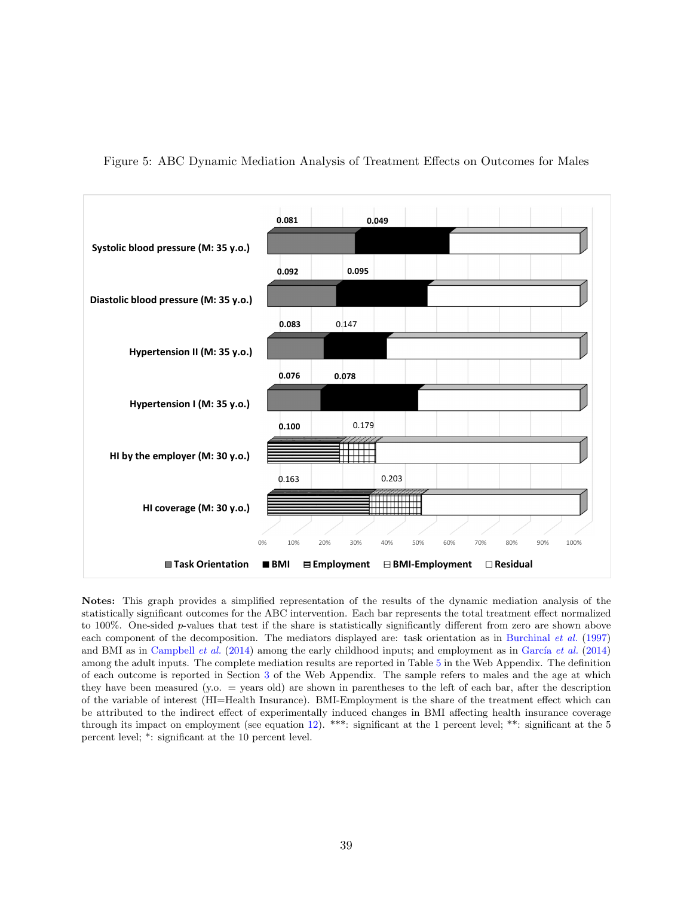Figure 5: ABC Dynamic Mediation Analysis of Treatment Effects on Outcomes for Males

**Notes:** This graph provides a simplified representation of the results of the dynamic mediation analysis of the statistically significant outcomes for the ABC intervention. Each bar represents the total treatment effect normalized to 100%. One-sided $p$-values that test if the share is statistically significantly different from zero are shown above each component of the decomposition. The mediators displayed are: task orientation as in Burchinal *et al.* (1997) and BMI as in Campbell *et al.* (2014) among the early childhood inputs; and employment as in García *et al.* (2014) among the adult inputs. The complete mediation results are reported in Table 5 in the Web Appendix. The definition of each outcome is reported in Section 3 of the Web Appendix. The sample refers to males and the age at which they have been measured (y.o. = years old) are shown in parentheses to the left of each bar, after the description of the variable of interest (HI=Health Insurance). BMI-Employment is the share of the treatment effect which can be attributed to the indirect effect of experimentally induced changes in BMI affecting health insurance coverage through its impact on employment (see equation 12). ***: significant at the 1 percent level; **: significant at the 5 percent level; *: significant at the 10 percent level.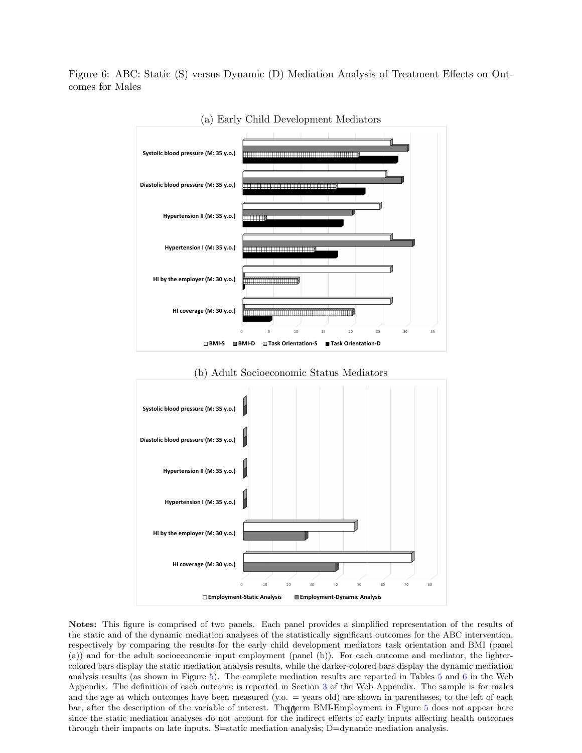Figure 6: ABC: Static (S) versus Dynamic (D) Mediation Analysis of Treatment Effects on Outcomes for Males

(a) Early Child Development Mediators

(b) Adult Socioeconomic Status Mediators

**Notes:** This figure is comprised of two panels. Each panel provides a simplified representation of the results of the static and of the dynamic mediation analyses of the statistically significant outcomes for the ABC intervention, respectively by comparing the results for the early child development mediators task orientation and BMI (panel (a)) and for the adult socioeconomic input employment (panel (b)). For each outcome and mediator, the lighter-colored bars display the static mediation analysis results, while the darker-colored bars display the dynamic mediation analysis results (as shown in Figure 5). The complete mediation results are reported in Tables 5 and 6 in the Web Appendix. The definition of each outcome is reported in Section 3 of the Web Appendix. The sample is for males and the age at which outcomes have been measured (y.o. = years old) are shown in parentheses, to the left of each bar, after the description of the variable of interest. The term BMI-Employment in Figure 5 does not appear here since the static mediation analyses do not account for the indirect effects of early inputs affecting health outcomes through their impacts on late inputs. S=static mediation analysis; D=dynamic mediation analysis.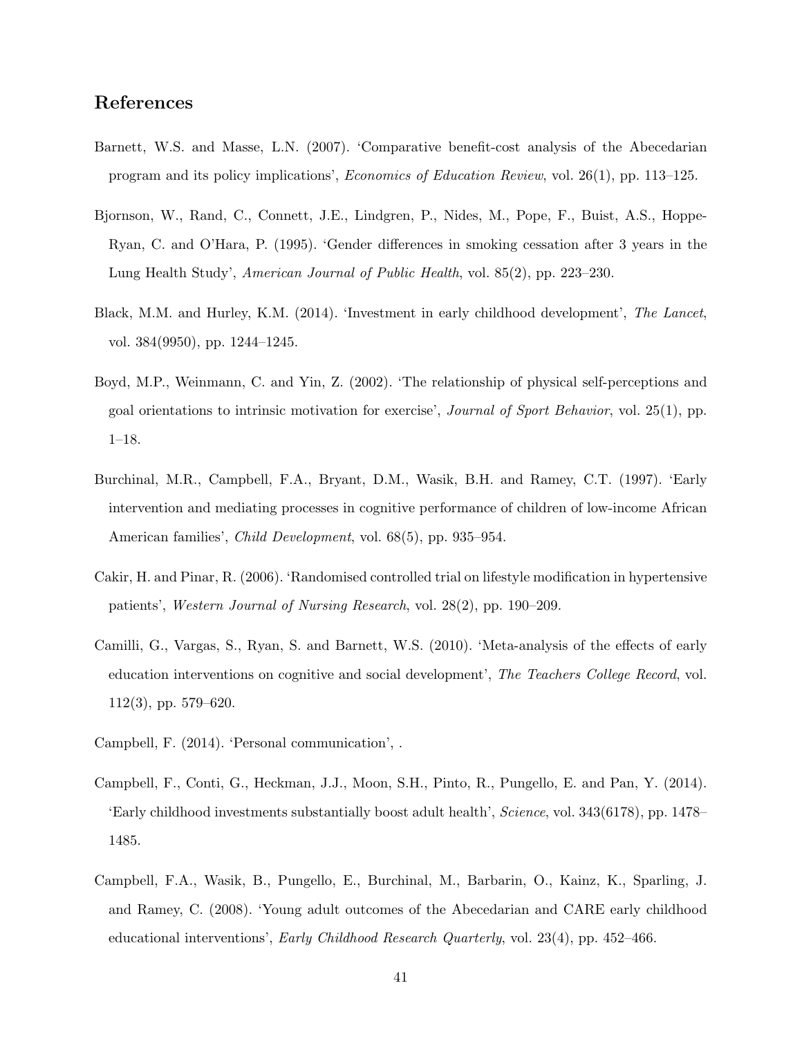## References

Barnett, W.S. and Masse, L.N. (2007). 'Comparative benefit-cost analysis of the Abecedarian program and its policy implications', *Economics of Education Review*, vol. 26(1), pp. 113–125.

Bjornson, W., Rand, C., Connett, J.E., Lindgren, P., Nides, M., Pope, F., Buist, A.S., Hoppe-Ryan, C. and O'Hara, P. (1995). 'Gender differences in smoking cessation after 3 years in the Lung Health Study', *American Journal of Public Health*, vol. 85(2), pp. 223–230.

Black, M.M. and Hurley, K.M. (2014). 'Investment in early childhood development', *The Lancet*, vol. 384(9950), pp. 1244–1245.

Boyd, M.P., Weinmann, C. and Yin, Z. (2002). 'The relationship of physical self-perceptions and goal orientations to intrinsic motivation for exercise', *Journal of Sport Behavior*, vol. 25(1), pp. 1–18.

Burchinal, M.R., Campbell, F.A., Bryant, D.M., Wasik, B.H. and Ramey, C.T. (1997). 'Early intervention and mediating processes in cognitive performance of children of low-income African American families', *Child Development*, vol. 68(5), pp. 935–954.

Cakir, H. and Pinar, R. (2006). 'Randomised controlled trial on lifestyle modification in hypertensive patients', *Western Journal of Nursing Research*, vol. 28(2), pp. 190–209.

Camilli, G., Vargas, S., Ryan, S. and Barnett, W.S. (2010). 'Meta-analysis of the effects of early education interventions on cognitive and social development', *The Teachers College Record*, vol. 112(3), pp. 579–620.

Campbell, F. (2014). 'Personal communication', .

Campbell, F., Conti, G., Heckman, J.J., Moon, S.H., Pinto, R., Pungello, E. and Pan, Y. (2014). 'Early childhood investments substantially boost adult health', *Science*, vol. 343(6178), pp. 1478–1485.

Campbell, F.A., Wasik, B., Pungello, E., Burchinal, M., Barbarin, O., Kainz, K., Sparling, J. and Ramey, C. (2008). 'Young adult outcomes of the Abecedarian and CARE early childhood educational interventions', *Early Childhood Research Quarterly*, vol. 23(4), pp. 452–466.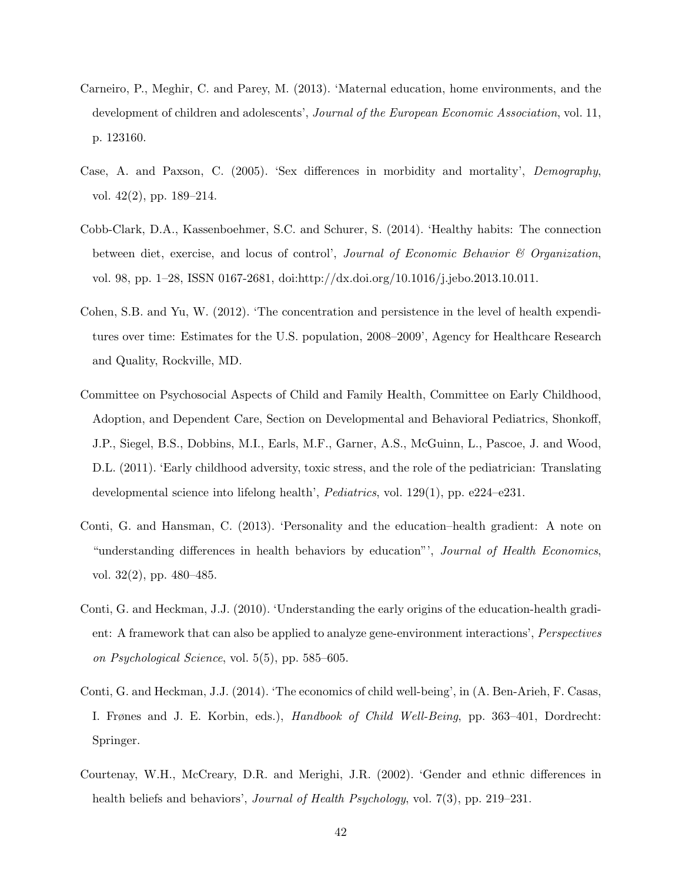Carneiro, P., Meghir, C. and Parey, M. (2013). 'Maternal education, home environments, and the development of children and adolescents', *Journal of the European Economic Association*, vol. 11, p. 123160.

Case, A. and Paxson, C. (2005). 'Sex differences in morbidity and mortality', *Demography*, vol. 42(2), pp. 189–214.

Cobb-Clark, D.A., Kassenboehmer, S.C. and Schurer, S. (2014). 'Healthy habits: The connection between diet, exercise, and locus of control', *Journal of Economic Behavior & Organization*, vol. 98, pp. 1–28, ISSN 0167-2681, doi:http://dx.doi.org/10.1016/j.jebo.2013.10.011.

Cohen, S.B. and Yu, W. (2012). 'The concentration and persistence in the level of health expenditures over time: Estimates for the U.S. population, 2008–2009', Agency for Healthcare Research and Quality, Rockville, MD.

Committee on Psychosocial Aspects of Child and Family Health, Committee on Early Childhood, Adoption, and Dependent Care, Section on Developmental and Behavioral Pediatrics, Shonkoff, J.P., Siegel, B.S., Dobbins, M.I., Earls, M.F., Garner, A.S., McGuinn, L., Pascoe, J. and Wood, D.L. (2011). 'Early childhood adversity, toxic stress, and the role of the pediatrician: Translating developmental science into lifelong health', *Pediatrics*, vol. 129(1), pp. e224–e231.

Conti, G. and Hansman, C. (2013). 'Personality and the education–health gradient: A note on "understanding differences in health behaviors by education"', *Journal of Health Economics*, vol. 32(2), pp. 480–485.

Conti, G. and Heckman, J.J. (2010). 'Understanding the early origins of the education-health gradient: A framework that can also be applied to analyze gene-environment interactions', *Perspectives on Psychological Science*, vol. 5(5), pp. 585–605.

Conti, G. and Heckman, J.J. (2014). 'The economics of child well-being', in (A. Ben-Arieh, F. Casas, I. Frønes and J. E. Korbin, eds.), *Handbook of Child Well-Being*, pp. 363–401, Dordrecht: Springer.

Courtenay, W.H., McCreary, D.R. and Merighi, J.R. (2002). 'Gender and ethnic differences in health beliefs and behaviors', *Journal of Health Psychology*, vol. 7(3), pp. 219–231.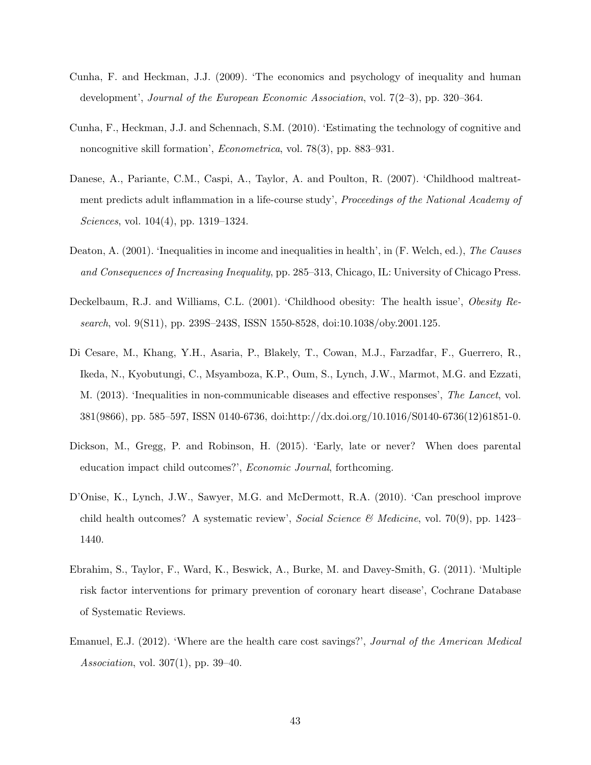Cunha, F. and Heckman, J.J. (2009). 'The economics and psychology of inequality and human development', *Journal of the European Economic Association*, vol. 7(2–3), pp. 320–364.

Cunha, F., Heckman, J.J. and Schennach, S.M. (2010). 'Estimating the technology of cognitive and noncognitive skill formation', *Econometrica*, vol. 78(3), pp. 883–931.

Danese, A., Pariante, C.M., Caspi, A., Taylor, A. and Poulton, R. (2007). 'Childhood maltreatment predicts adult inflammation in a life-course study', *Proceedings of the National Academy of Sciences*, vol. 104(4), pp. 1319–1324.

Deaton, A. (2001). 'Inequalities in income and inequalities in health', in (F. Welch, ed.), *The Causes and Consequences of Increasing Inequality*, pp. 285–313, Chicago, IL: University of Chicago Press.

Deckelbaum, R.J. and Williams, C.L. (2001). 'Childhood obesity: The health issue', *Obesity Research*, vol. 9(S11), pp. 239S–243S, ISSN 1550-8528, doi:10.1038/oby.2001.125.

Di Cesare, M., Khang, Y.H., Asaria, P., Blakely, T., Cowan, M.J., Farzadfar, F., Guerrero, R., Ikeda, N., Kyobutungi, C., Msyamboza, K.P., Oum, S., Lynch, J.W., Marmot, M.G. and Ezzati, M. (2013). 'Inequalities in non-communicable diseases and effective responses', *The Lancet*, vol. 381(9866), pp. 585–597, ISSN 0140-6736, doi:http://dx.doi.org/10.1016/S0140-6736(12)61851-0.

Dickson, M., Gregg, P. and Robinson, H. (2015). 'Early, late or never? When does parental education impact child outcomes?', *Economic Journal*, forthcoming.

D'Onise, K., Lynch, J.W., Sawyer, M.G. and McDermott, R.A. (2010). 'Can preschool improve child health outcomes? A systematic review', *Social Science & Medicine*, vol. 70(9), pp. 1423–1440.

Ebrahim, S., Taylor, F., Ward, K., Beswick, A., Burke, M. and Davey-Smith, G. (2011). 'Multiple risk factor interventions for primary prevention of coronary heart disease', Cochrane Database of Systematic Reviews.

Emanuel, E.J. (2012). 'Where are the health care cost savings?', *Journal of the American Medical Association*, vol. 307(1), pp. 39–40.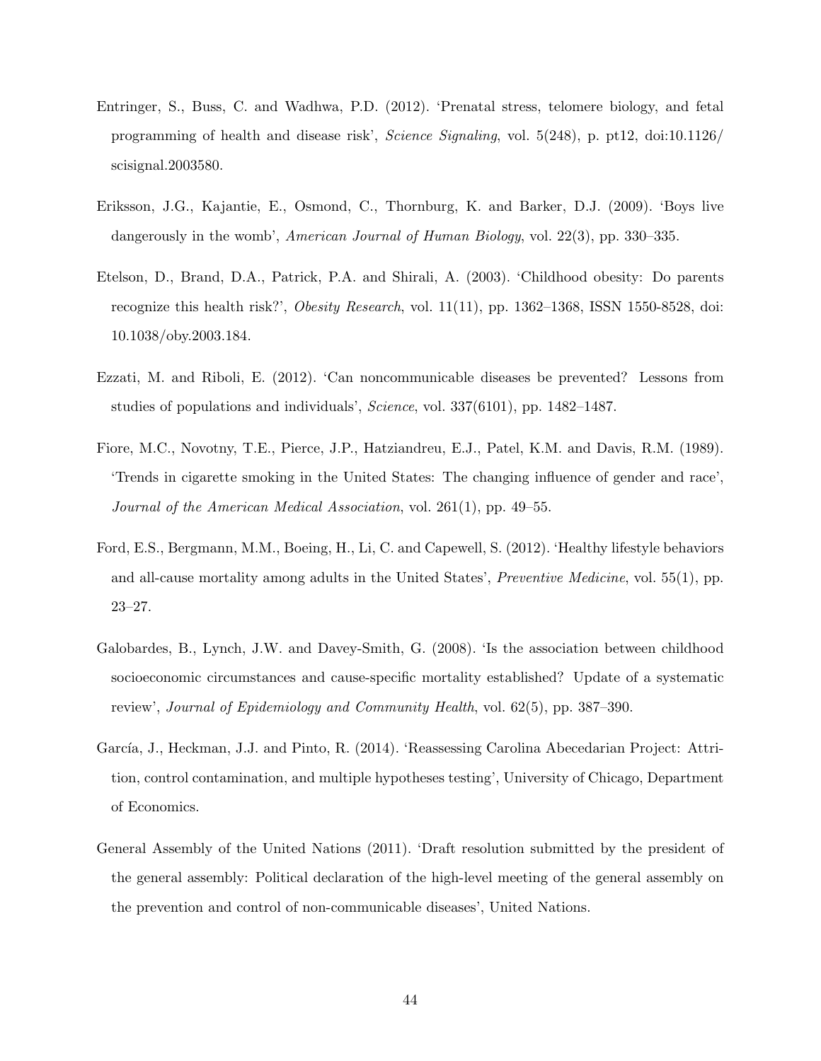Entringer, S., Buss, C. and Wadhwa, P.D. (2012). 'Prenatal stress, telomere biology, and fetal programming of health and disease risk', *Science Signaling*, vol. 5(248), p. pt12, doi:10.1126/scisignal.2003580.

Eriksson, J.G., Kajantie, E., Osmond, C., Thornburg, K. and Barker, D.J. (2009). 'Boys live dangerously in the womb', *American Journal of Human Biology*, vol. 22(3), pp. 330–335.

Etelson, D., Brand, D.A., Patrick, P.A. and Shirali, A. (2003). 'Childhood obesity: Do parents recognize this health risk?', *Obesity Research*, vol. 11(11), pp. 1362–1368, ISSN 1550-8528, doi:10.1038/oby.2003.184.

Ezzati, M. and Riboli, E. (2012). 'Can noncommunicable diseases be prevented? Lessons from studies of populations and individuals', *Science*, vol. 337(6101), pp. 1482–1487.

Fiore, M.C., Novotny, T.E., Pierce, J.P., Hatziandreu, E.J., Patel, K.M. and Davis, R.M. (1989). 'Trends in cigarette smoking in the United States: The changing influence of gender and race', *Journal of the American Medical Association*, vol. 261(1), pp. 49–55.

Ford, E.S., Bergmann, M.M., Boeing, H., Li, C. and Capewell, S. (2012). 'Healthy lifestyle behaviors and all-cause mortality among adults in the United States', *Preventive Medicine*, vol. 55(1), pp. 23–27.

Galobardes, B., Lynch, J.W. and Davey-Smith, G. (2008). 'Is the association between childhood socioeconomic circumstances and cause-specific mortality established? Update of a systematic review', *Journal of Epidemiology and Community Health*, vol. 62(5), pp. 387–390.

García, J., Heckman, J.J. and Pinto, R. (2014). 'Reassessing Carolina Abecedarian Project: Attrition, control contamination, and multiple hypotheses testing', University of Chicago, Department of Economics.

General Assembly of the United Nations (2011). 'Draft resolution submitted by the president of the general assembly: Political declaration of the high-level meeting of the general assembly on the prevention and control of non-communicable diseases', United Nations.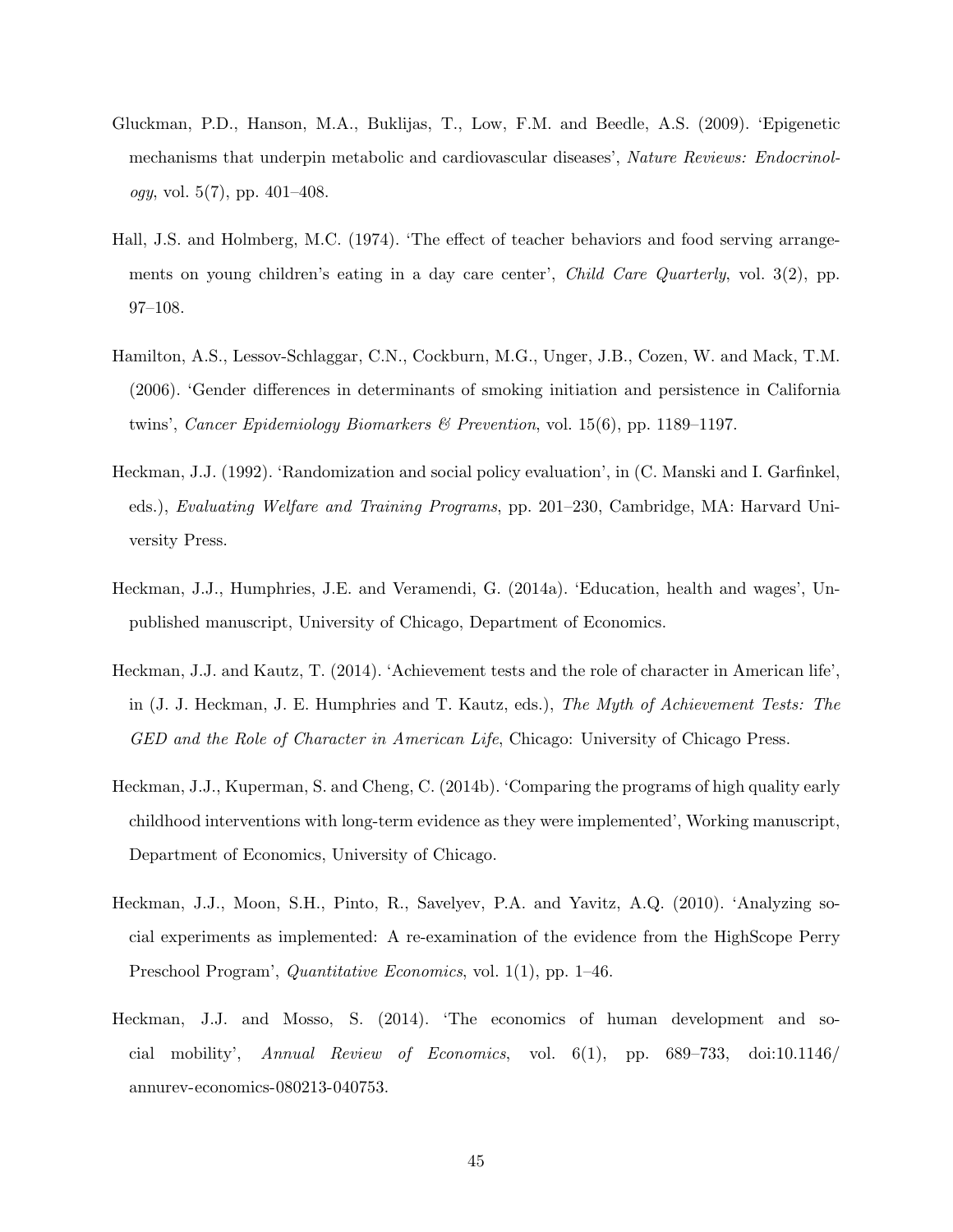Gluckman, P.D., Hanson, M.A., Buklijas, T., Low, F.M. and Beedle, A.S. (2009). 'Epigenetic mechanisms that underpin metabolic and cardiovascular diseases', *Nature Reviews: Endocrinology*, vol. 5(7), pp. 401–408.

Hall, J.S. and Holmberg, M.C. (1974). 'The effect of teacher behaviors and food serving arrangements on young children's eating in a day care center', *Child Care Quarterly*, vol. 3(2), pp. 97–108.

Hamilton, A.S., Lessov-Schlaggar, C.N., Cockburn, M.G., Unger, J.B., Cozen, W. and Mack, T.M. (2006). 'Gender differences in determinants of smoking initiation and persistence in California twins', *Cancer Epidemiology Biomarkers & Prevention*, vol. 15(6), pp. 1189–1197.

Heckman, J.J. (1992). 'Randomization and social policy evaluation', in (C. Manski and I. Garfinkel, eds.), *Evaluating Welfare and Training Programs*, pp. 201–230, Cambridge, MA: Harvard University Press.

Heckman, J.J., Humphries, J.E. and Veramendi, G. (2014a). 'Education, health and wages', Unpublished manuscript, University of Chicago, Department of Economics.

Heckman, J.J. and Kautz, T. (2014). 'Achievement tests and the role of character in American life', in (J. J. Heckman, J. E. Humphries and T. Kautz, eds.), *The Myth of Achievement Tests: The GED and the Role of Character in American Life*, Chicago: University of Chicago Press.

Heckman, J.J., Kuperman, S. and Cheng, C. (2014b). 'Comparing the programs of high quality early childhood interventions with long-term evidence as they were implemented', Working manuscript, Department of Economics, University of Chicago.

Heckman, J.J., Moon, S.H., Pinto, R., Savelyev, P.A. and Yavitz, A.Q. (2010). 'Analyzing social experiments as implemented: A re-examination of the evidence from the HighScope Perry Preschool Program', *Quantitative Economics*, vol. 1(1), pp. 1–46.

Heckman, J.J. and Mosso, S. (2014). 'The economics of human development and social mobility', *Annual Review of Economics*, vol. 6(1), pp. 689–733, doi:10.1146/annurev-economics-080213-040753.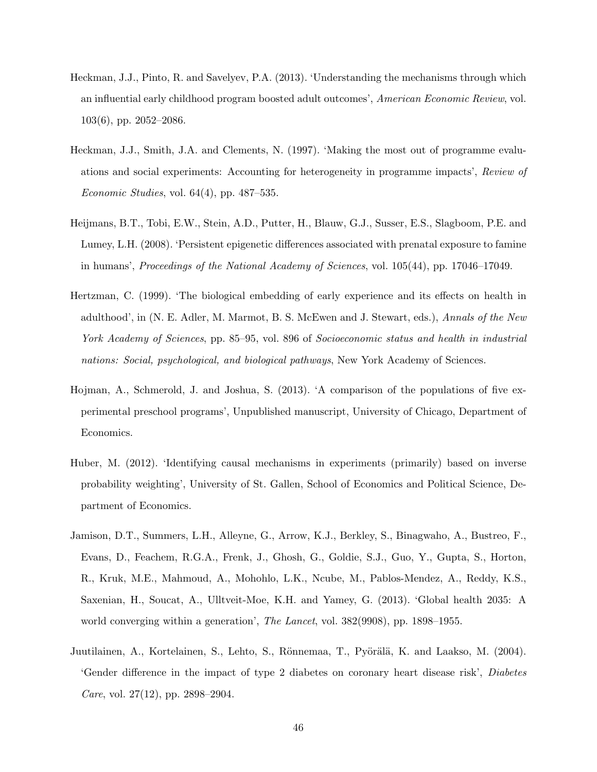Heckman, J.J., Pinto, R. and Savelyev, P.A. (2013). 'Understanding the mechanisms through which an influential early childhood program boosted adult outcomes', *American Economic Review*, vol. 103(6), pp. 2052–2086.

Heckman, J.J., Smith, J.A. and Clements, N. (1997). 'Making the most out of programme evaluations and social experiments: Accounting for heterogeneity in programme impacts', *Review of Economic Studies*, vol. 64(4), pp. 487–535.

Heijmans, B.T., Tobi, E.W., Stein, A.D., Putter, H., Blauw, G.J., Susser, E.S., Slagboom, P.E. and Lumey, L.H. (2008). 'Persistent epigenetic differences associated with prenatal exposure to famine in humans', *Proceedings of the National Academy of Sciences*, vol. 105(44), pp. 17046–17049.

Hertzman, C. (1999). 'The biological embedding of early experience and its effects on health in adulthood', in (N. E. Adler, M. Marmot, B. S. McEwen and J. Stewart, eds.), *Annals of the New York Academy of Sciences*, pp. 85–95, vol. 896 of *Socioeconomic status and health in industrial nations: Social, psychological, and biological pathways*, New York Academy of Sciences.

Hojman, A., Schmerold, J. and Joshua, S. (2013). 'A comparison of the populations of five experimental preschool programs', Unpublished manuscript, University of Chicago, Department of Economics.

Huber, M. (2012). 'Identifying causal mechanisms in experiments (primarily) based on inverse probability weighting', University of St. Gallen, School of Economics and Political Science, Department of Economics.

Jamison, D.T., Summers, L.H., Alleyne, G., Arrow, K.J., Berkley, S., Binagwaho, A., Bustreo, F., Evans, D., Feachem, R.G.A., Frenk, J., Ghosh, G., Goldie, S.J., Guo, Y., Gupta, S., Horton, R., Kruk, M.E., Mahmoud, A., Mohohlo, L.K., Ncube, M., Pablos-Mendez, A., Reddy, K.S., Saxenian, H., Soucat, A., Ulltveit-Moe, K.H. and Yamey, G. (2013). 'Global health 2035: A world converging within a generation', *The Lancet*, vol. 382(9908), pp. 1898–1955.

Juutilainen, A., Kortelainen, S., Lehto, S., Rönnemaa, T., Pyörälä, K. and Laakso, M. (2004). 'Gender difference in the impact of type 2 diabetes on coronary heart disease risk', *Diabetes Care*, vol. 27(12), pp. 2898–2904.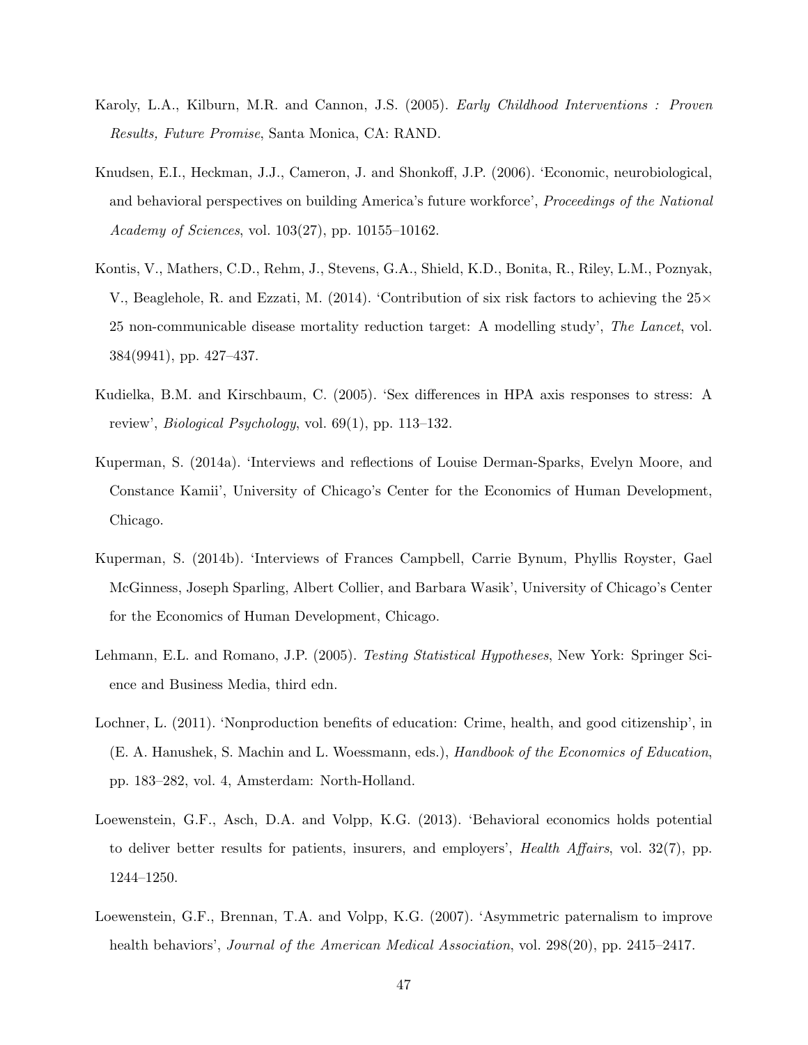Karoly, L.A., Kilburn, M.R. and Cannon, J.S. (2005). *Early Childhood Interventions : Proven Results, Future Promise*, Santa Monica, CA: RAND.

Knudsen, E.I., Heckman, J.J., Cameron, J. and Shonkoff, J.P. (2006). 'Economic, neurobiological, and behavioral perspectives on building America's future workforce', *Proceedings of the National Academy of Sciences*, vol. 103(27), pp. 10155–10162.

Kontis, V., Mathers, C.D., Rehm, J., Stevens, G.A., Shield, K.D., Bonita, R., Riley, L.M., Poznyak, V., Beaglehole, R. and Ezzati, M. (2014). 'Contribution of six risk factors to achieving the 25× 25 non-communicable disease mortality reduction target: A modelling study', *The Lancet*, vol. 384(9941), pp. 427–437.

Kudielka, B.M. and Kirschbaum, C. (2005). 'Sex differences in HPA axis responses to stress: A review', *Biological Psychology*, vol. 69(1), pp. 113–132.

Kuperman, S. (2014a). 'Interviews and reflections of Louise Derman-Sparks, Evelyn Moore, and Constance Kamii', University of Chicago's Center for the Economics of Human Development, Chicago.

Kuperman, S. (2014b). 'Interviews of Frances Campbell, Carrie Bynum, Phyllis Royster, Gael McGinness, Joseph Sparling, Albert Collier, and Barbara Wasik', University of Chicago's Center for the Economics of Human Development, Chicago.

Lehmann, E.L. and Romano, J.P. (2005). *Testing Statistical Hypotheses*, New York: Springer Science and Business Media, third edn.

Lochner, L. (2011). 'Nonproduction benefits of education: Crime, health, and good citizenship', in (E. A. Hanushek, S. Machin and L. Woessmann, eds.), *Handbook of the Economics of Education*, pp. 183–282, vol. 4, Amsterdam: North-Holland.

Loewenstein, G.F., Asch, D.A. and Volpp, K.G. (2013). 'Behavioral economics holds potential to deliver better results for patients, insurers, and employers', *Health Affairs*, vol. 32(7), pp. 1244–1250.

Loewenstein, G.F., Brennan, T.A. and Volpp, K.G. (2007). 'Asymmetric paternalism to improve health behaviors', *Journal of the American Medical Association*, vol. 298(20), pp. 2415–2417.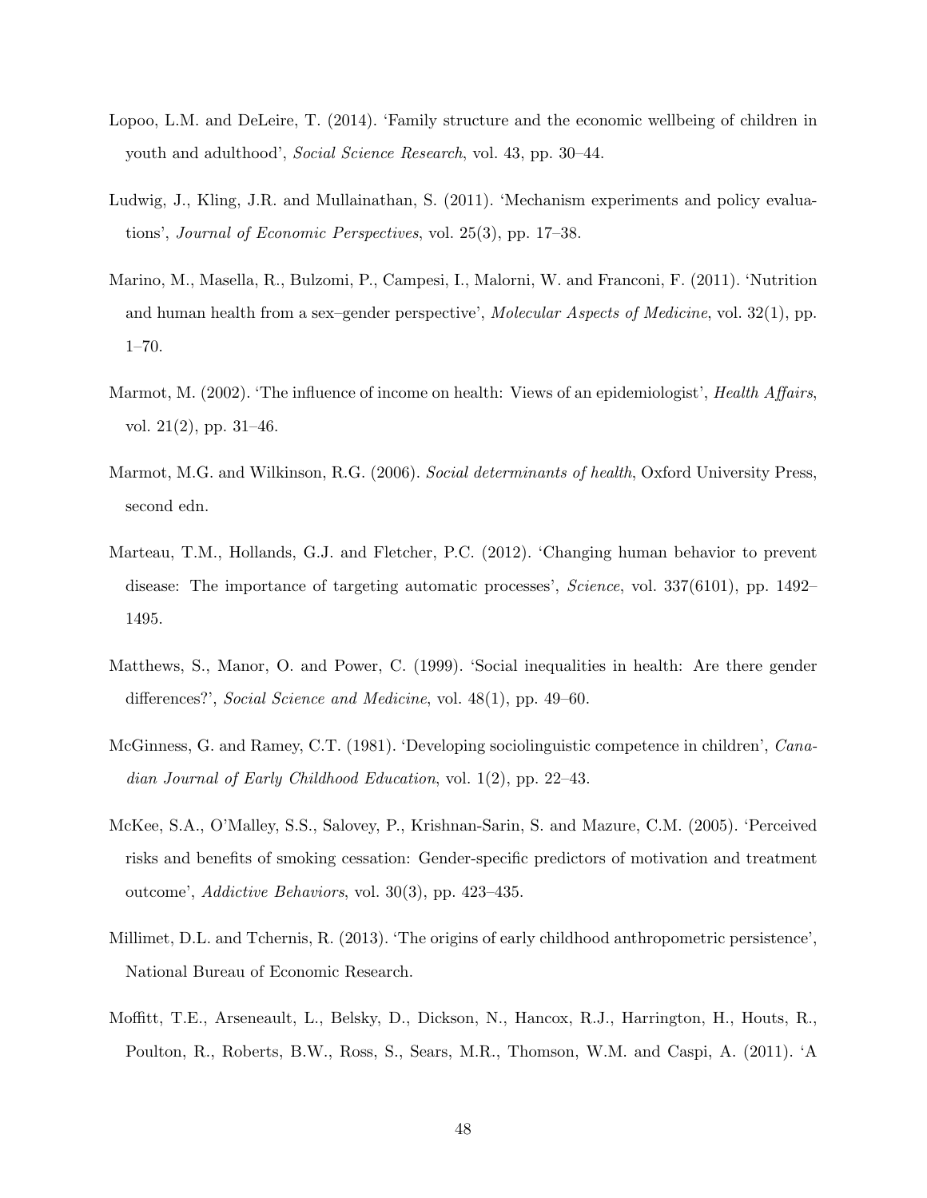Lopoo, L.M. and DeLeire, T. (2014). 'Family structure and the economic wellbeing of children in youth and adulthood', *Social Science Research*, vol. 43, pp. 30–44.

Ludwig, J., Kling, J.R. and Mullainathan, S. (2011). 'Mechanism experiments and policy evaluations', *Journal of Economic Perspectives*, vol. 25(3), pp. 17–38.

Marino, M., Masella, R., Bulzomi, P., Campesi, I., Malorni, W. and Franconi, F. (2011). 'Nutrition and human health from a sex–gender perspective', *Molecular Aspects of Medicine*, vol. 32(1), pp. 1–70.

Marmot, M. (2002). 'The influence of income on health: Views of an epidemiologist', *Health Affairs*, vol. 21(2), pp. 31–46.

Marmot, M.G. and Wilkinson, R.G. (2006). *Social determinants of health*, Oxford University Press, second edn.

Marteau, T.M., Hollands, G.J. and Fletcher, P.C. (2012). 'Changing human behavior to prevent disease: The importance of targeting automatic processes', *Science*, vol. 337(6101), pp. 1492–1495.

Matthews, S., Manor, O. and Power, C. (1999). 'Social inequalities in health: Are there gender differences?', *Social Science and Medicine*, vol. 48(1), pp. 49–60.

McGinness, G. and Ramey, C.T. (1981). 'Developing sociolinguistic competence in children', *Canadian Journal of Early Childhood Education*, vol. 1(2), pp. 22–43.

McKee, S.A., O'Malley, S.S., Salovey, P., Krishnan-Sarin, S. and Mazure, C.M. (2005). 'Perceived risks and benefits of smoking cessation: Gender-specific predictors of motivation and treatment outcome', *Addictive Behaviors*, vol. 30(3), pp. 423–435.

Millimet, D.L. and Tchernis, R. (2013). 'The origins of early childhood anthropometric persistence', National Bureau of Economic Research.

Moffitt, T.E., Arseneault, L., Belsky, D., Dickson, N., Hancox, R.J., Harrington, H., Houts, R., Poulton, R., Roberts, B.W., Ross, S., Sears, M.R., Thomson, W.M. and Caspi, A. (2011). 'A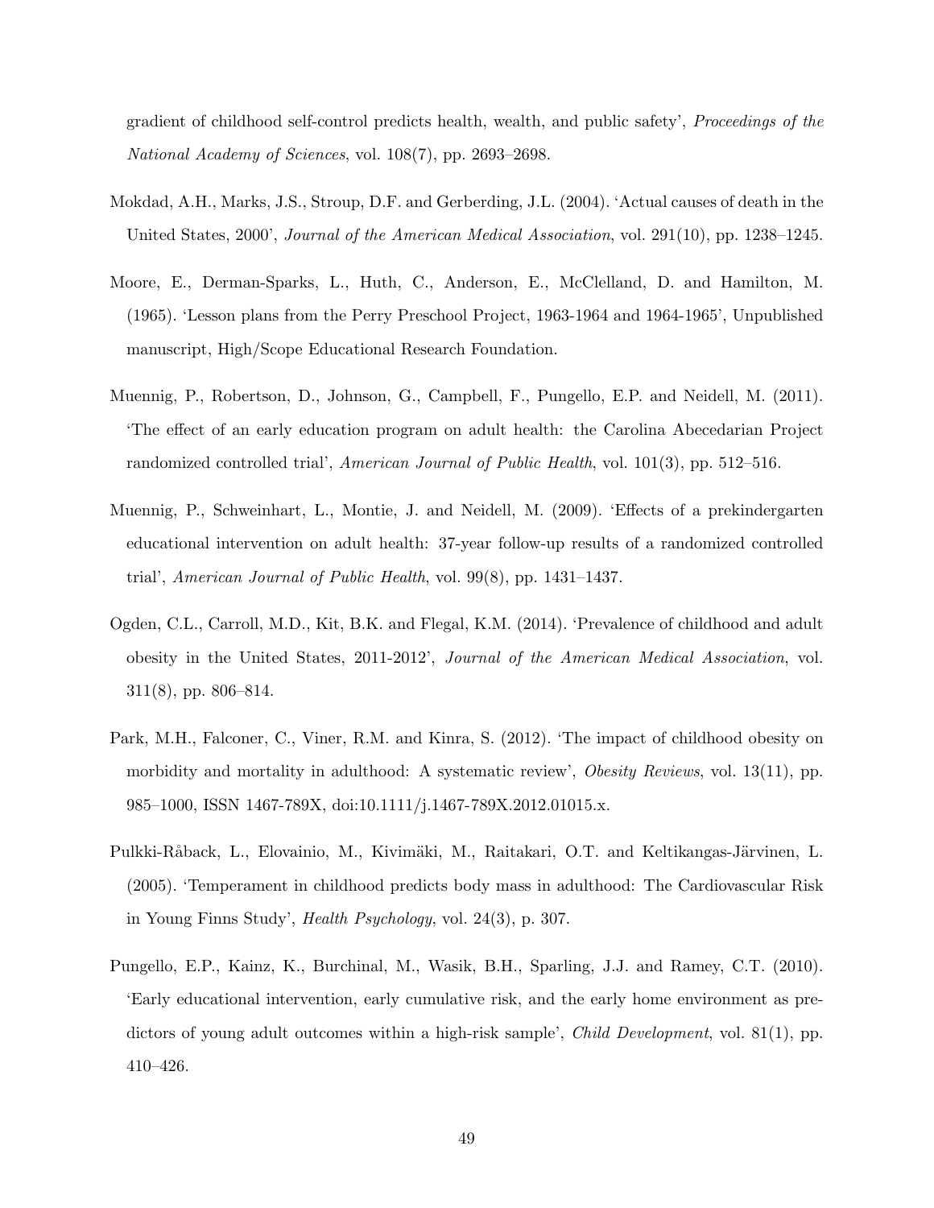gradient of childhood self-control predicts health, wealth, and public safety', *Proceedings of the National Academy of Sciences*, vol. 108(7), pp. 2693–2698.

Mokdad, A.H., Marks, J.S., Stroup, D.F. and Gerberding, J.L. (2004). 'Actual causes of death in the United States, 2000', *Journal of the American Medical Association*, vol. 291(10), pp. 1238–1245.

Moore, E., Derman-Sparks, L., Huth, C., Anderson, E., McClelland, D. and Hamilton, M. (1965). 'Lesson plans from the Perry Preschool Project, 1963-1964 and 1964-1965', Unpublished manuscript, High/Scope Educational Research Foundation.

Muennig, P., Robertson, D., Johnson, G., Campbell, F., Pungello, E.P. and Neidell, M. (2011). 'The effect of an early education program on adult health: the Carolina Abecedarian Project randomized controlled trial', *American Journal of Public Health*, vol. 101(3), pp. 512–516.

Muennig, P., Schweinhart, L., Montie, J. and Neidell, M. (2009). 'Effects of a prekindergarten educational intervention on adult health: 37-year follow-up results of a randomized controlled trial', *American Journal of Public Health*, vol. 99(8), pp. 1431–1437.

Ogden, C.L., Carroll, M.D., Kit, B.K. and Flegal, K.M. (2014). 'Prevalence of childhood and adult obesity in the United States, 2011-2012', *Journal of the American Medical Association*, vol. 311(8), pp. 806–814.

Park, M.H., Falconer, C., Viner, R.M. and Kinra, S. (2012). 'The impact of childhood obesity on morbidity and mortality in adulthood: A systematic review', *Obesity Reviews*, vol. 13(11), pp. 985–1000, ISSN 1467-789X, doi:10.1111/j.1467-789X.2012.01015.x.

Pulkki-Råback, L., Elovainio, M., Kivimäki, M., Raitakari, O.T. and Keltikangas-Järvinen, L. (2005). 'Temperament in childhood predicts body mass in adulthood: The Cardiovascular Risk in Young Finns Study', *Health Psychology*, vol. 24(3), p. 307.

Pungello, E.P., Kainz, K., Burchinal, M., Wasik, B.H., Sparling, J.J. and Ramey, C.T. (2010). 'Early educational intervention, early cumulative risk, and the early home environment as predictors of young adult outcomes within a high-risk sample', *Child Development*, vol. 81(1), pp. 410–426.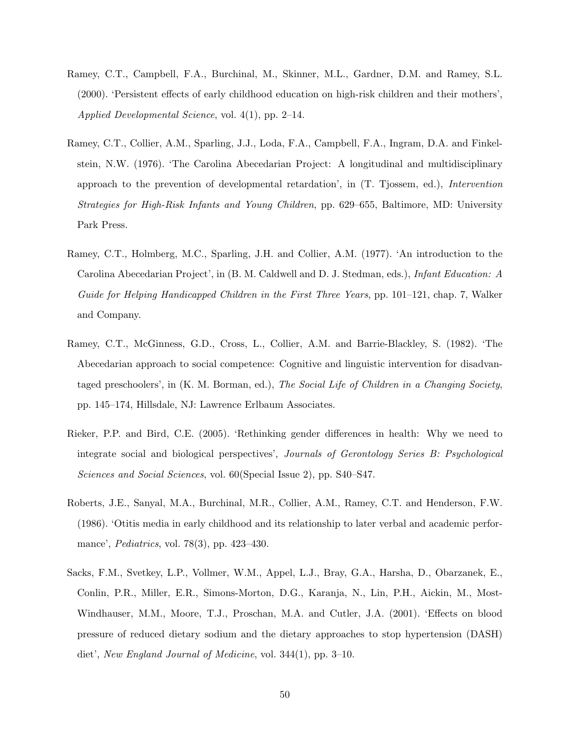Ramey, C.T., Campbell, F.A., Burchinal, M., Skinner, M.L., Gardner, D.M. and Ramey, S.L. (2000). 'Persistent effects of early childhood education on high-risk children and their mothers', *Applied Developmental Science*, vol. 4(1), pp. 2–14.

Ramey, C.T., Collier, A.M., Sparling, J.J., Loda, F.A., Campbell, F.A., Ingram, D.A. and Finkelstein, N.W. (1976). 'The Carolina Abecedarian Project: A longitudinal and multidisciplinary approach to the prevention of developmental retardation', in (T. Tjossem, ed.), *Intervention Strategies for High-Risk Infants and Young Children*, pp. 629–655, Baltimore, MD: University Park Press.

Ramey, C.T., Holmberg, M.C., Sparling, J.H. and Collier, A.M. (1977). 'An introduction to the Carolina Abecedarian Project', in (B. M. Caldwell and D. J. Stedman, eds.), *Infant Education: A Guide for Helping Handicapped Children in the First Three Years*, pp. 101–121, chap. 7, Walker and Company.

Ramey, C.T., McGinness, G.D., Cross, L., Collier, A.M. and Barrie-Blackley, S. (1982). 'The Abecedarian approach to social competence: Cognitive and linguistic intervention for disadvantaged preschoolers', in (K. M. Borman, ed.), *The Social Life of Children in a Changing Society*, pp. 145–174, Hillsdale, NJ: Lawrence Erlbaum Associates.

Rieker, P.P. and Bird, C.E. (2005). 'Rethinking gender differences in health: Why we need to integrate social and biological perspectives', *Journals of Gerontology Series B: Psychological Sciences and Social Sciences*, vol. 60(Special Issue 2), pp. S40–S47.

Roberts, J.E., Sanyal, M.A., Burchinal, M.R., Collier, A.M., Ramey, C.T. and Henderson, F.W. (1986). 'Otitis media in early childhood and its relationship to later verbal and academic performance', *Pediatrics*, vol. 78(3), pp. 423–430.

Sacks, F.M., Svetkey, L.P., Vollmer, W.M., Appel, L.J., Bray, G.A., Harsha, D., Obarzanek, E., Conlin, P.R., Miller, E.R., Simons-Morton, D.G., Karanja, N., Lin, P.H., Aickin, M., Most-Windhauser, M.M., Moore, T.J., Proschan, M.A. and Cutler, J.A. (2001). 'Effects on blood pressure of reduced dietary sodium and the dietary approaches to stop hypertension (DASH) diet', *New England Journal of Medicine*, vol. 344(1), pp. 3–10.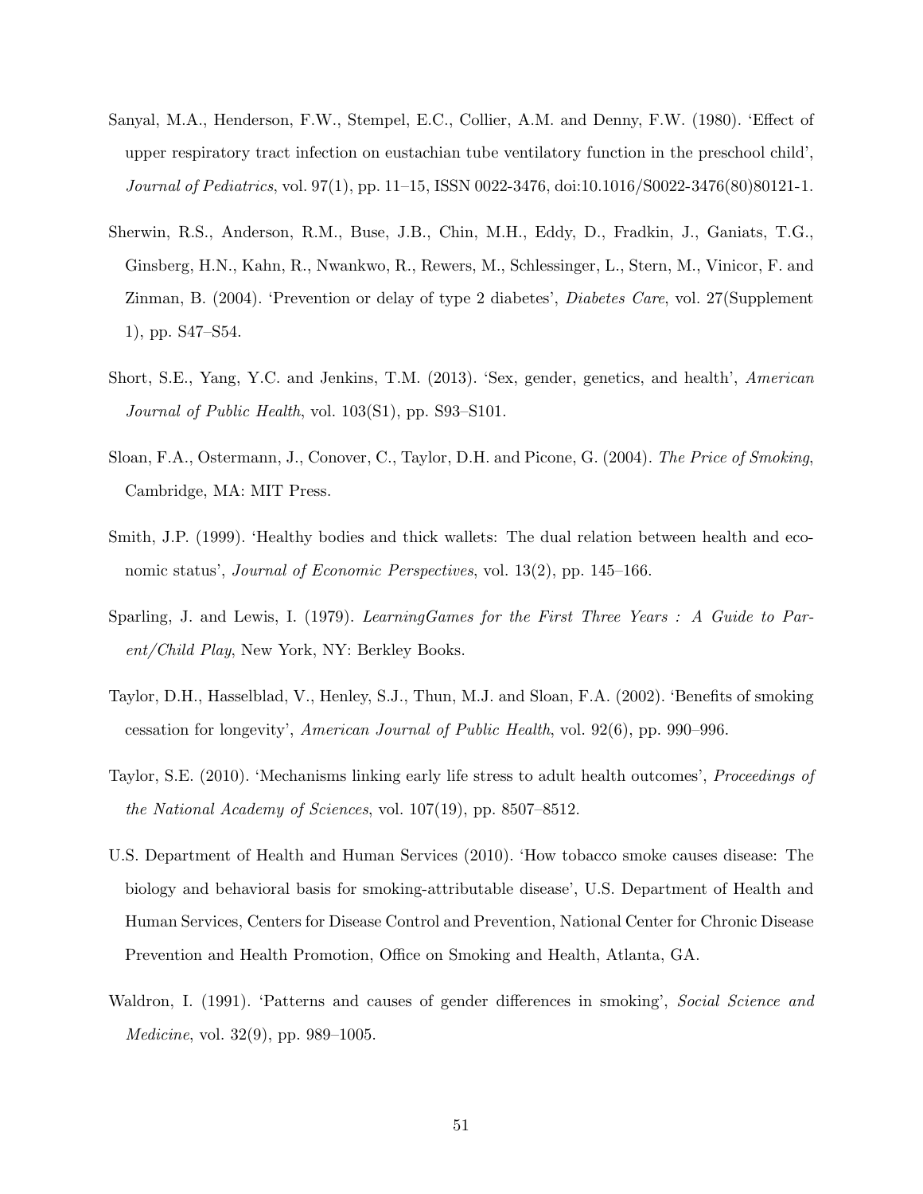Sanyal, M.A., Henderson, F.W., Stempel, E.C., Collier, A.M. and Denny, F.W. (1980). 'Effect of upper respiratory tract infection on eustachian tube ventilatory function in the preschool child', *Journal of Pediatrics*, vol. 97(1), pp. 11–15, ISSN 0022-3476, doi:10.1016/S0022-3476(80)80121-1.

Sherwin, R.S., Anderson, R.M., Buse, J.B., Chin, M.H., Eddy, D., Fradkin, J., Ganiats, T.G., Ginsberg, H.N., Kahn, R., Nwankwo, R., Rewers, M., Schlessinger, L., Stern, M., Vinicor, F. and Zinman, B. (2004). 'Prevention or delay of type 2 diabetes', *Diabetes Care*, vol. 27(Supplement 1), pp. S47–S54.

Short, S.E., Yang, Y.C. and Jenkins, T.M. (2013). 'Sex, gender, genetics, and health', *American Journal of Public Health*, vol. 103(S1), pp. S93–S101.

Sloan, F.A., Ostermann, J., Conover, C., Taylor, D.H. and Picone, G. (2004). *The Price of Smoking*, Cambridge, MA: MIT Press.

Smith, J.P. (1999). 'Healthy bodies and thick wallets: The dual relation between health and economic status', *Journal of Economic Perspectives*, vol. 13(2), pp. 145–166.

Sparling, J. and Lewis, I. (1979). *LearningGames for the First Three Years : A Guide to Parent/Child Play*, New York, NY: Berkley Books.

Taylor, D.H., Hasselblad, V., Henley, S.J., Thun, M.J. and Sloan, F.A. (2002). 'Benefits of smoking cessation for longevity', *American Journal of Public Health*, vol. 92(6), pp. 990–996.

Taylor, S.E. (2010). 'Mechanisms linking early life stress to adult health outcomes', *Proceedings of the National Academy of Sciences*, vol. 107(19), pp. 8507–8512.

U.S. Department of Health and Human Services (2010). 'How tobacco smoke causes disease: The biology and behavioral basis for smoking-attributable disease', U.S. Department of Health and Human Services, Centers for Disease Control and Prevention, National Center for Chronic Disease Prevention and Health Promotion, Office on Smoking and Health, Atlanta, GA.

Waldron, I. (1991). 'Patterns and causes of gender differences in smoking', *Social Science and Medicine*, vol. 32(9), pp. 989–1005.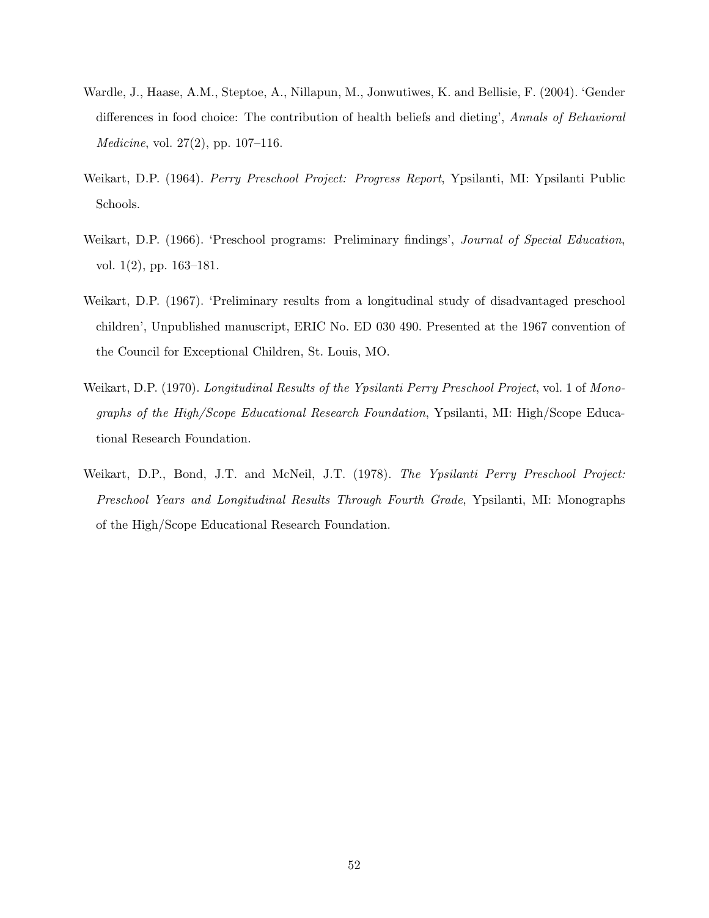Wardle, J., Haase, A.M., Steptoe, A., Nillapun, M., Jonwutiwes, K. and Bellisie, F. (2004). 'Gender differences in food choice: The contribution of health beliefs and dieting', *Annals of Behavioral Medicine*, vol. 27(2), pp. 107–116.

Weikart, D.P. (1964). *Perry Preschool Project: Progress Report*, Ypsilanti, MI: Ypsilanti Public Schools.

Weikart, D.P. (1966). 'Preschool programs: Preliminary findings', *Journal of Special Education*, vol. 1(2), pp. 163–181.

Weikart, D.P. (1967). 'Preliminary results from a longitudinal study of disadvantaged preschool children', Unpublished manuscript, ERIC No. ED 030 490. Presented at the 1967 convention of the Council for Exceptional Children, St. Louis, MO.

Weikart, D.P. (1970). *Longitudinal Results of the Ypsilanti Perry Preschool Project*, vol. 1 of *Monographs of the High/Scope Educational Research Foundation*, Ypsilanti, MI: High/Scope Educational Research Foundation.

Weikart, D.P., Bond, J.T. and McNeil, J.T. (1978). *The Ypsilanti Perry Preschool Project: Preschool Years and Longitudinal Results Through Fourth Grade*, Ypsilanti, MI: Monographs of the High/Scope Educational Research Foundation.